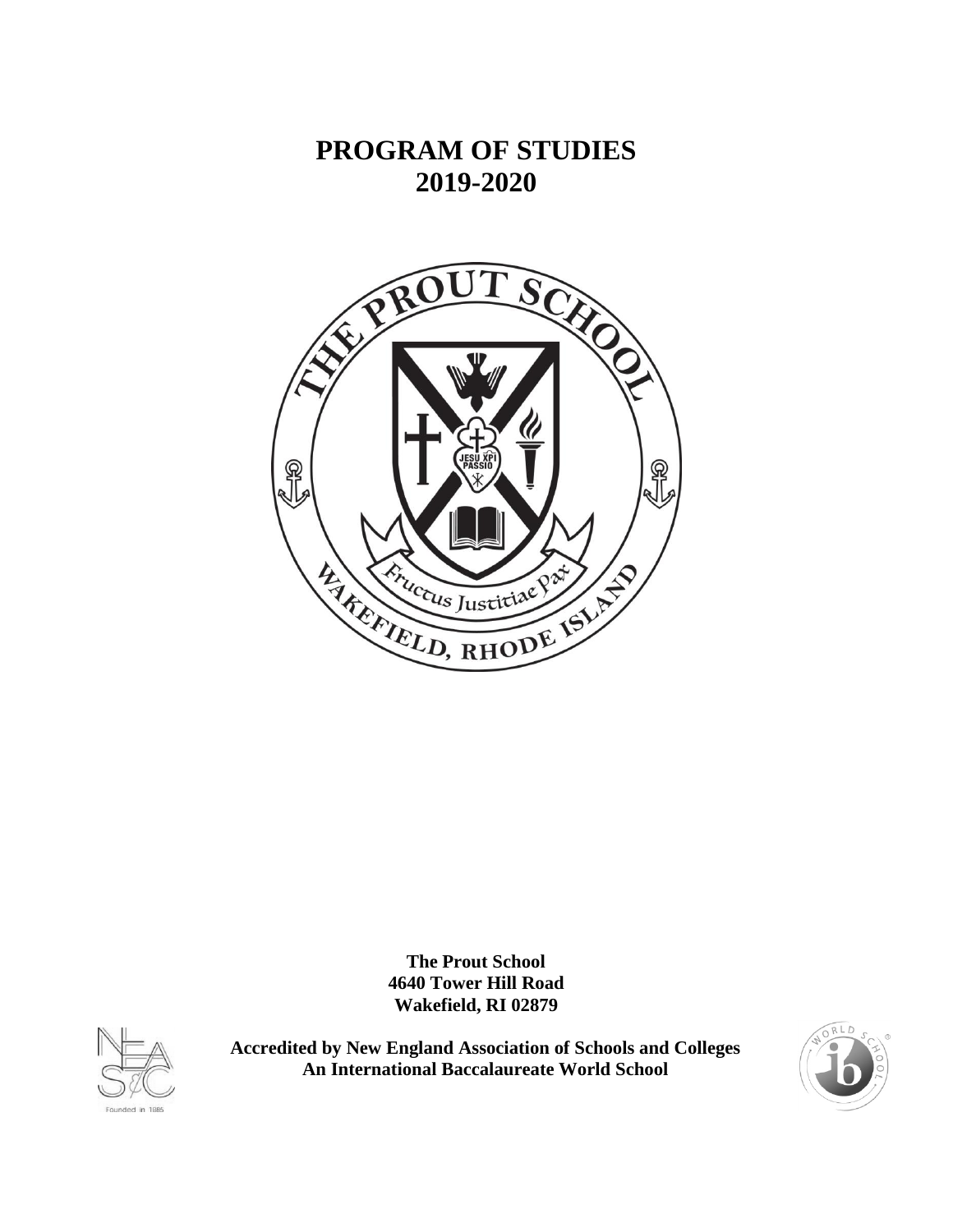# PROGRAM OF STUDIES
# 2019-2020

**The Prout School**
**4640 Tower Hill Road**
**Wakefield, RI 02879**

**Accredited by New England Association of Schools and Colleges**
**An International Baccalaureate World School**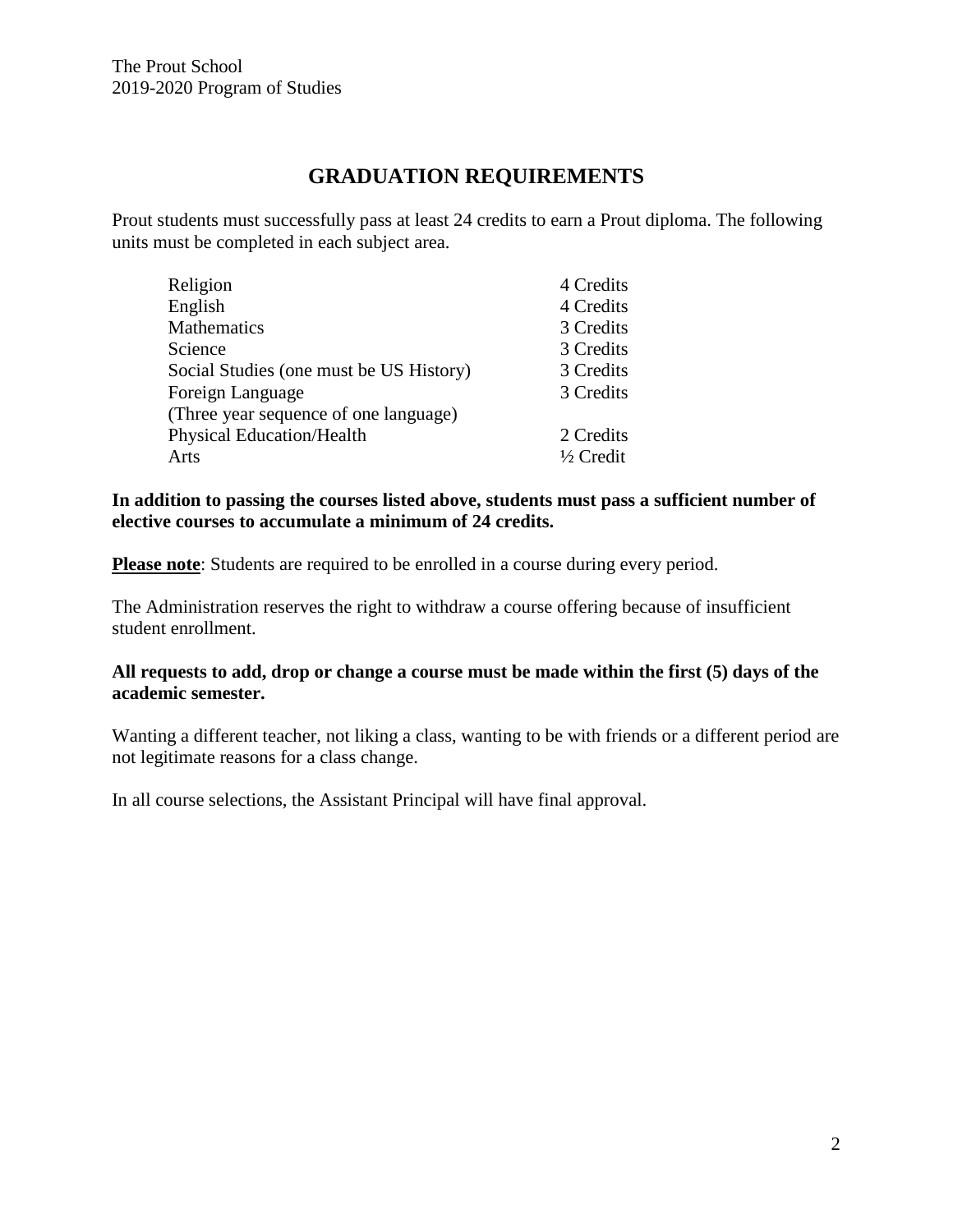# GRADUATION REQUIREMENTS

Prout students must successfully pass at least 24 credits to earn a Prout diploma. The following units must be completed in each subject area.

| Subject | Credits |
|---|---|
| Religion | 4 Credits |
| English | 4 Credits |
| Mathematics | 3 Credits |
| Science | 3 Credits |
| Social Studies (one must be US History) | 3 Credits |
| Foreign Language (Three year sequence of one language) | 3 Credits |
| Physical Education/Health | 2 Credits |
| Arts | ½ Credit |

**In addition to passing the courses listed above, students must pass a sufficient number of elective courses to accumulate a minimum of 24 credits.**

**<u>Please note</u>**: Students are required to be enrolled in a course during every period.

The Administration reserves the right to withdraw a course offering because of insufficient student enrollment.

**All requests to add, drop or change a course must be made within the first (5) days of the academic semester.**

Wanting a different teacher, not liking a class, wanting to be with friends or a different period are not legitimate reasons for a class change.

In all course selections, the Assistant Principal will have final approval.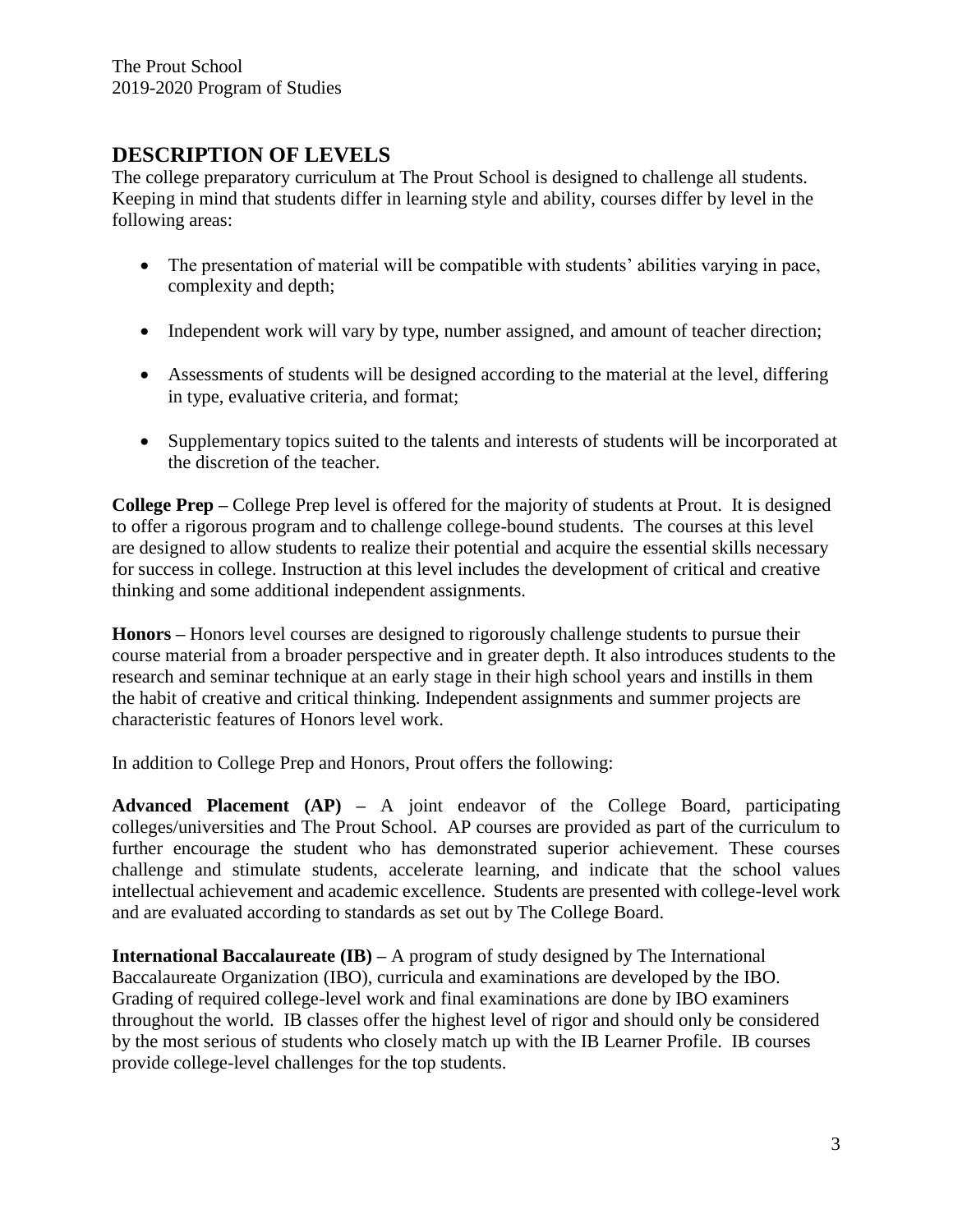## DESCRIPTION OF LEVELS

The college preparatory curriculum at The Prout School is designed to challenge all students. Keeping in mind that students differ in learning style and ability, courses differ by level in the following areas:

- The presentation of material will be compatible with students' abilities varying in pace, complexity and depth;
- Independent work will vary by type, number assigned, and amount of teacher direction;
- Assessments of students will be designed according to the material at the level, differing in type, evaluative criteria, and format;
- Supplementary topics suited to the talents and interests of students will be incorporated at the discretion of the teacher.

**College Prep –** College Prep level is offered for the majority of students at Prout. It is designed to offer a rigorous program and to challenge college-bound students. The courses at this level are designed to allow students to realize their potential and acquire the essential skills necessary for success in college. Instruction at this level includes the development of critical and creative thinking and some additional independent assignments.

**Honors –** Honors level courses are designed to rigorously challenge students to pursue their course material from a broader perspective and in greater depth. It also introduces students to the research and seminar technique at an early stage in their high school years and instills in them the habit of creative and critical thinking. Independent assignments and summer projects are characteristic features of Honors level work.

In addition to College Prep and Honors, Prout offers the following:

**Advanced Placement (AP) –** A joint endeavor of the College Board, participating colleges/universities and The Prout School. AP courses are provided as part of the curriculum to further encourage the student who has demonstrated superior achievement. These courses challenge and stimulate students, accelerate learning, and indicate that the school values intellectual achievement and academic excellence. Students are presented with college-level work and are evaluated according to standards as set out by The College Board.

**International Baccalaureate (IB) –** A program of study designed by The International Baccalaureate Organization (IBO), curricula and examinations are developed by the IBO. Grading of required college-level work and final examinations are done by IBO examiners throughout the world. IB classes offer the highest level of rigor and should only be considered by the most serious of students who closely match up with the IB Learner Profile. IB courses provide college-level challenges for the top students.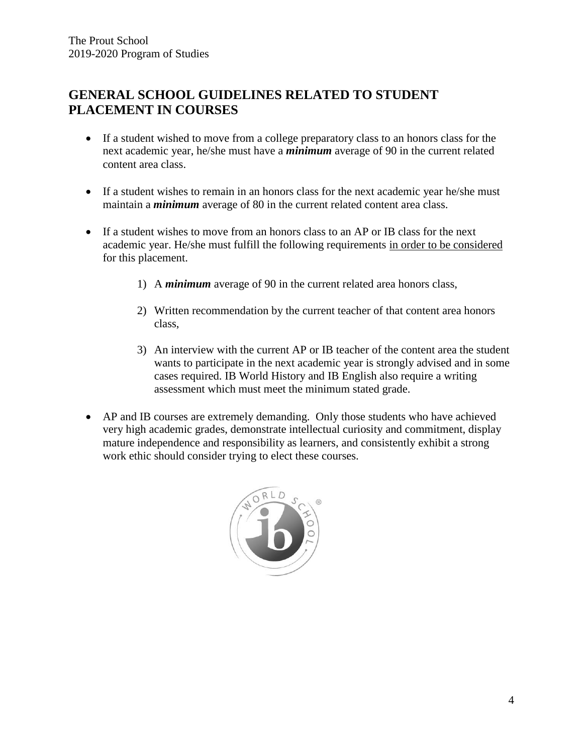## GENERAL SCHOOL GUIDELINES RELATED TO STUDENT PLACEMENT IN COURSES

- If a student wished to move from a college preparatory class to an honors class for the next academic year, he/she must have a ***minimum*** average of 90 in the current related content area class.

- If a student wishes to remain in an honors class for the next academic year he/she must maintain a ***minimum*** average of 80 in the current related content area class.

- If a student wishes to move from an honors class to an AP or IB class for the next academic year. He/she must fulfill the following requirements <u>in order to be considered</u> for this placement.

    1) A ***minimum*** average of 90 in the current related area honors class,

    2) Written recommendation by the current teacher of that content area honors class,

    3) An interview with the current AP or IB teacher of the content area the student wants to participate in the next academic year is strongly advised and in some cases required. IB World History and IB English also require a writing assessment which must meet the minimum stated grade.

- AP and IB courses are extremely demanding. Only those students who have achieved very high academic grades, demonstrate intellectual curiosity and commitment, display mature independence and responsibility as learners, and consistently exhibit a strong work ethic should consider trying to elect these courses.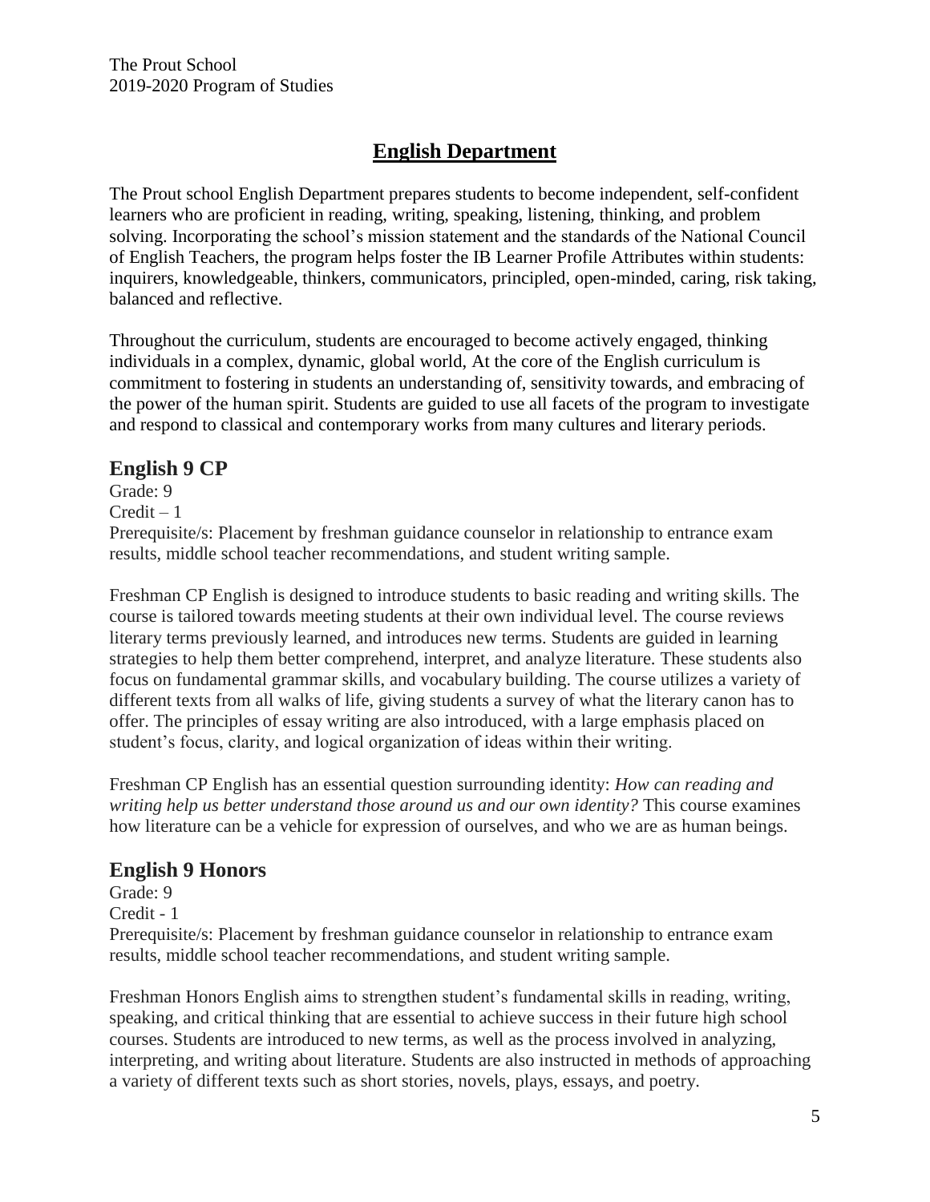## English Department

The Prout school English Department prepares students to become independent, self-confident learners who are proficient in reading, writing, speaking, listening, thinking, and problem solving. Incorporating the school's mission statement and the standards of the National Council of English Teachers, the program helps foster the IB Learner Profile Attributes within students: inquirers, knowledgeable, thinkers, communicators, principled, open-minded, caring, risk taking, balanced and reflective.

Throughout the curriculum, students are encouraged to become actively engaged, thinking individuals in a complex, dynamic, global world, At the core of the English curriculum is commitment to fostering in students an understanding of, sensitivity towards, and embracing of the power of the human spirit. Students are guided to use all facets of the program to investigate and respond to classical and contemporary works from many cultures and literary periods.

### English 9 CP

Grade: 9
Credit – 1
Prerequisite/s: Placement by freshman guidance counselor in relationship to entrance exam results, middle school teacher recommendations, and student writing sample.

Freshman CP English is designed to introduce students to basic reading and writing skills. The course is tailored towards meeting students at their own individual level. The course reviews literary terms previously learned, and introduces new terms. Students are guided in learning strategies to help them better comprehend, interpret, and analyze literature. These students also focus on fundamental grammar skills, and vocabulary building. The course utilizes a variety of different texts from all walks of life, giving students a survey of what the literary canon has to offer. The principles of essay writing are also introduced, with a large emphasis placed on student's focus, clarity, and logical organization of ideas within their writing.

Freshman CP English has an essential question surrounding identity: *How can reading and writing help us better understand those around us and our own identity?* This course examines how literature can be a vehicle for expression of ourselves, and who we are as human beings.

### English 9 Honors

Grade: 9
Credit - 1
Prerequisite/s: Placement by freshman guidance counselor in relationship to entrance exam results, middle school teacher recommendations, and student writing sample.

Freshman Honors English aims to strengthen student's fundamental skills in reading, writing, speaking, and critical thinking that are essential to achieve success in their future high school courses. Students are introduced to new terms, as well as the process involved in analyzing, interpreting, and writing about literature. Students are also instructed in methods of approaching a variety of different texts such as short stories, novels, plays, essays, and poetry.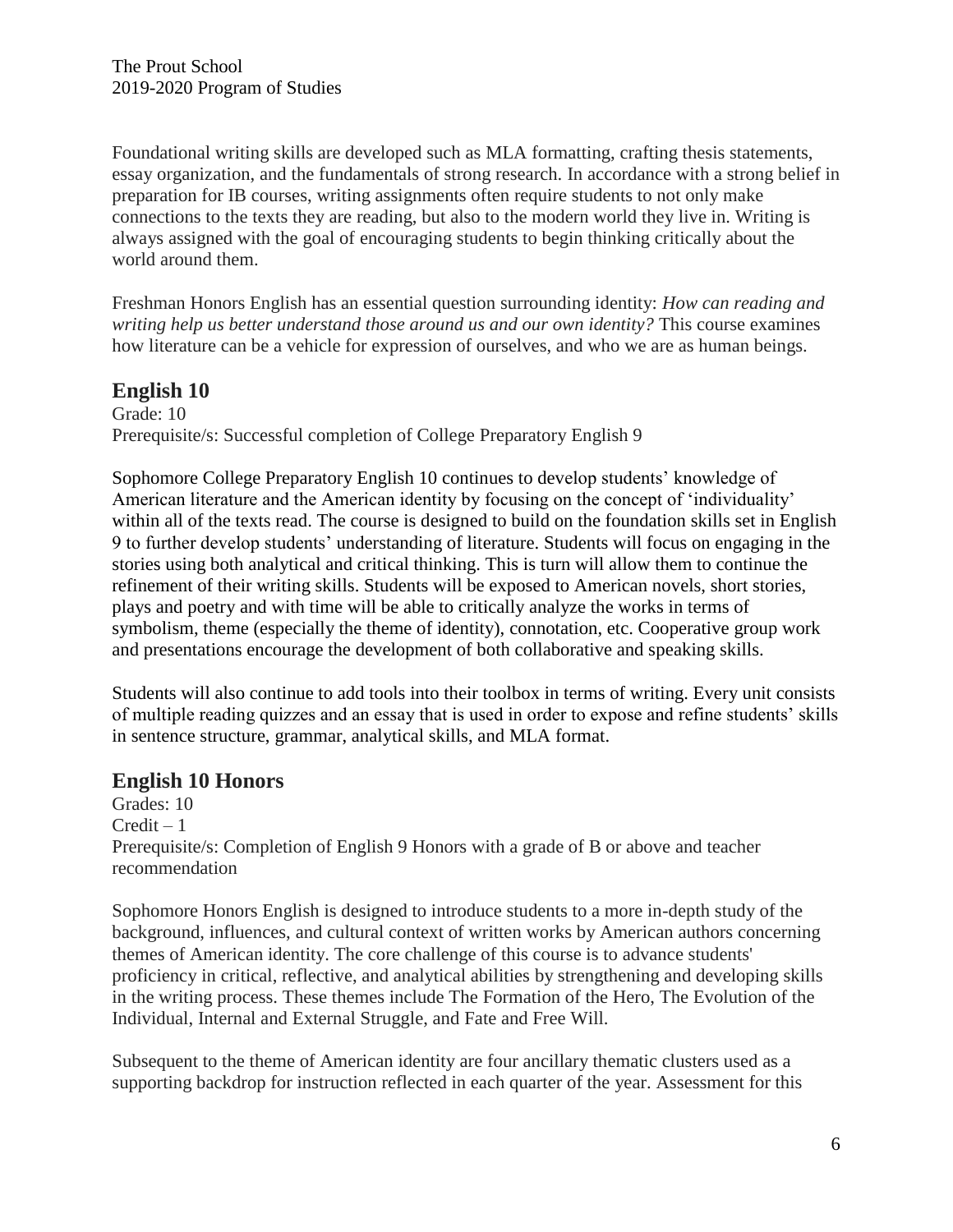Foundational writing skills are developed such as MLA formatting, crafting thesis statements, essay organization, and the fundamentals of strong research. In accordance with a strong belief in preparation for IB courses, writing assignments often require students to not only make connections to the texts they are reading, but also to the modern world they live in. Writing is always assigned with the goal of encouraging students to begin thinking critically about the world around them.

Freshman Honors English has an essential question surrounding identity: *How can reading and writing help us better understand those around us and our own identity?* This course examines how literature can be a vehicle for expression of ourselves, and who we are as human beings.

## English 10

Grade: 10
Prerequisite/s: Successful completion of College Preparatory English 9

Sophomore College Preparatory English 10 continues to develop students' knowledge of American literature and the American identity by focusing on the concept of 'individuality' within all of the texts read. The course is designed to build on the foundation skills set in English 9 to further develop students' understanding of literature. Students will focus on engaging in the stories using both analytical and critical thinking. This is turn will allow them to continue the refinement of their writing skills. Students will be exposed to American novels, short stories, plays and poetry and with time will be able to critically analyze the works in terms of symbolism, theme (especially the theme of identity), connotation, etc. Cooperative group work and presentations encourage the development of both collaborative and speaking skills.

Students will also continue to add tools into their toolbox in terms of writing. Every unit consists of multiple reading quizzes and an essay that is used in order to expose and refine students' skills in sentence structure, grammar, analytical skills, and MLA format.

## English 10 Honors

Grades: 10
Credit – 1
Prerequisite/s: Completion of English 9 Honors with a grade of B or above and teacher recommendation

Sophomore Honors English is designed to introduce students to a more in-depth study of the background, influences, and cultural context of written works by American authors concerning themes of American identity. The core challenge of this course is to advance students' proficiency in critical, reflective, and analytical abilities by strengthening and developing skills in the writing process. These themes include The Formation of the Hero, The Evolution of the Individual, Internal and External Struggle, and Fate and Free Will.

Subsequent to the theme of American identity are four ancillary thematic clusters used as a supporting backdrop for instruction reflected in each quarter of the year. Assessment for this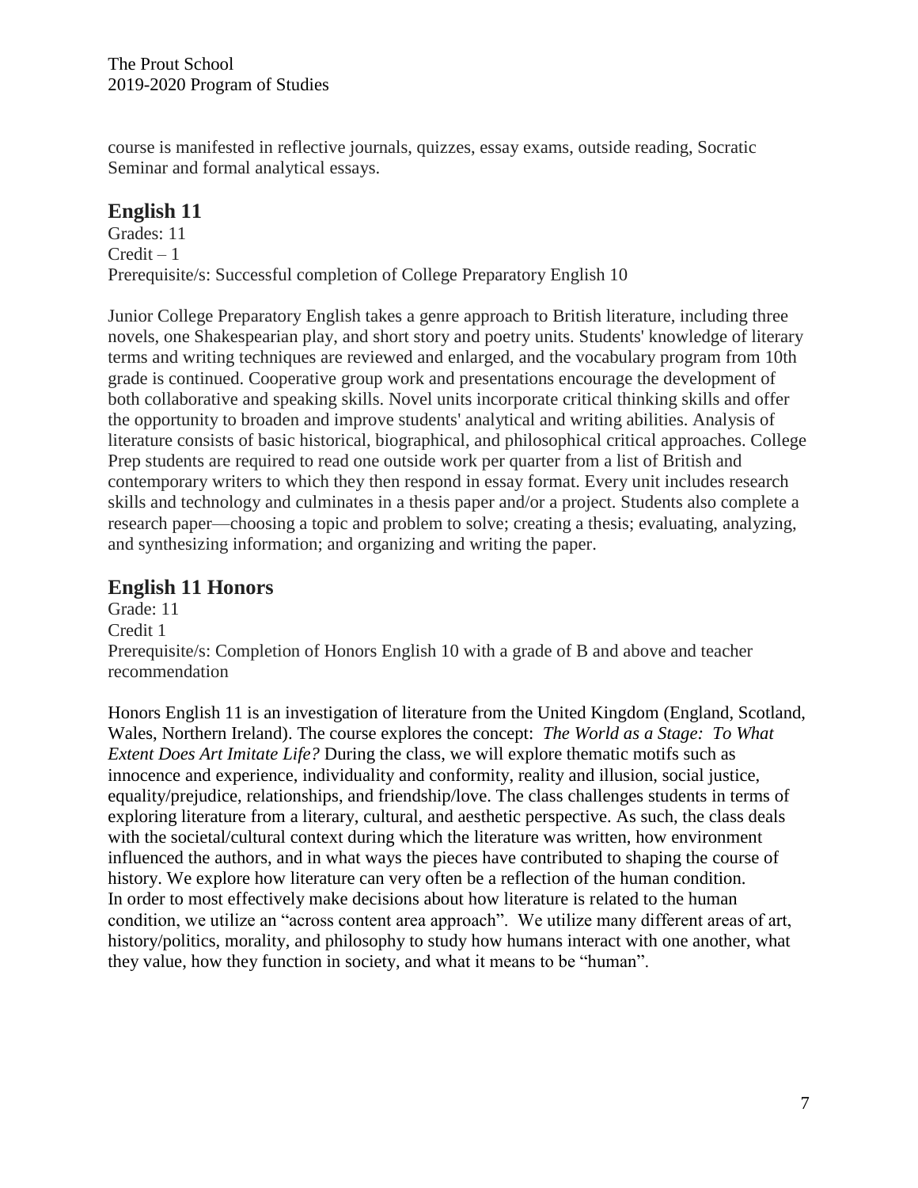course is manifested in reflective journals, quizzes, essay exams, outside reading, Socratic Seminar and formal analytical essays.

## English 11

Grades: 11
Credit – 1
Prerequisite/s: Successful completion of College Preparatory English 10

Junior College Preparatory English takes a genre approach to British literature, including three novels, one Shakespearian play, and short story and poetry units. Students' knowledge of literary terms and writing techniques are reviewed and enlarged, and the vocabulary program from 10th grade is continued. Cooperative group work and presentations encourage the development of both collaborative and speaking skills. Novel units incorporate critical thinking skills and offer the opportunity to broaden and improve students' analytical and writing abilities. Analysis of literature consists of basic historical, biographical, and philosophical critical approaches. College Prep students are required to read one outside work per quarter from a list of British and contemporary writers to which they then respond in essay format. Every unit includes research skills and technology and culminates in a thesis paper and/or a project. Students also complete a research paper—choosing a topic and problem to solve; creating a thesis; evaluating, analyzing, and synthesizing information; and organizing and writing the paper.

## English 11 Honors

Grade: 11
Credit 1
Prerequisite/s: Completion of Honors English 10 with a grade of B and above and teacher recommendation

Honors English 11 is an investigation of literature from the United Kingdom (England, Scotland, Wales, Northern Ireland). The course explores the concept: *The World as a Stage: To What Extent Does Art Imitate Life?* During the class, we will explore thematic motifs such as innocence and experience, individuality and conformity, reality and illusion, social justice, equality/prejudice, relationships, and friendship/love. The class challenges students in terms of exploring literature from a literary, cultural, and aesthetic perspective. As such, the class deals with the societal/cultural context during which the literature was written, how environment influenced the authors, and in what ways the pieces have contributed to shaping the course of history. We explore how literature can very often be a reflection of the human condition.
In order to most effectively make decisions about how literature is related to the human condition, we utilize an "across content area approach". We utilize many different areas of art, history/politics, morality, and philosophy to study how humans interact with one another, what they value, how they function in society, and what it means to be "human".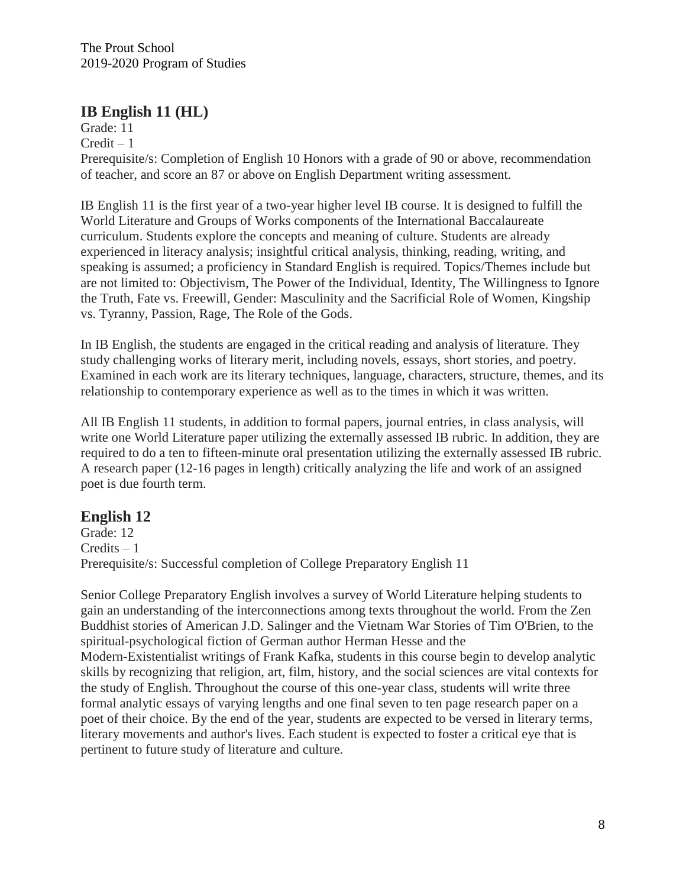## IB English 11 (HL)

Grade: 11
Credit – 1
Prerequisite/s: Completion of English 10 Honors with a grade of 90 or above, recommendation of teacher, and score an 87 or above on English Department writing assessment.

IB English 11 is the first year of a two-year higher level IB course. It is designed to fulfill the World Literature and Groups of Works components of the International Baccalaureate curriculum. Students explore the concepts and meaning of culture. Students are already experienced in literacy analysis; insightful critical analysis, thinking, reading, writing, and speaking is assumed; a proficiency in Standard English is required. Topics/Themes include but are not limited to: Objectivism, The Power of the Individual, Identity, The Willingness to Ignore the Truth, Fate vs. Freewill, Gender: Masculinity and the Sacrificial Role of Women, Kingship vs. Tyranny, Passion, Rage, The Role of the Gods.

In IB English, the students are engaged in the critical reading and analysis of literature. They study challenging works of literary merit, including novels, essays, short stories, and poetry. Examined in each work are its literary techniques, language, characters, structure, themes, and its relationship to contemporary experience as well as to the times in which it was written.

All IB English 11 students, in addition to formal papers, journal entries, in class analysis, will write one World Literature paper utilizing the externally assessed IB rubric. In addition, they are required to do a ten to fifteen-minute oral presentation utilizing the externally assessed IB rubric. A research paper (12-16 pages in length) critically analyzing the life and work of an assigned poet is due fourth term.

## English 12

Grade: 12
Credits – 1
Prerequisite/s: Successful completion of College Preparatory English 11

Senior College Preparatory English involves a survey of World Literature helping students to gain an understanding of the interconnections among texts throughout the world. From the Zen Buddhist stories of American J.D. Salinger and the Vietnam War Stories of Tim O'Brien, to the spiritual-psychological fiction of German author Herman Hesse and the Modern-Existentialist writings of Frank Kafka, students in this course begin to develop analytic skills by recognizing that religion, art, film, history, and the social sciences are vital contexts for the study of English. Throughout the course of this one-year class, students will write three formal analytic essays of varying lengths and one final seven to ten page research paper on a poet of their choice. By the end of the year, students are expected to be versed in literary terms, literary movements and author's lives. Each student is expected to foster a critical eye that is pertinent to future study of literature and culture.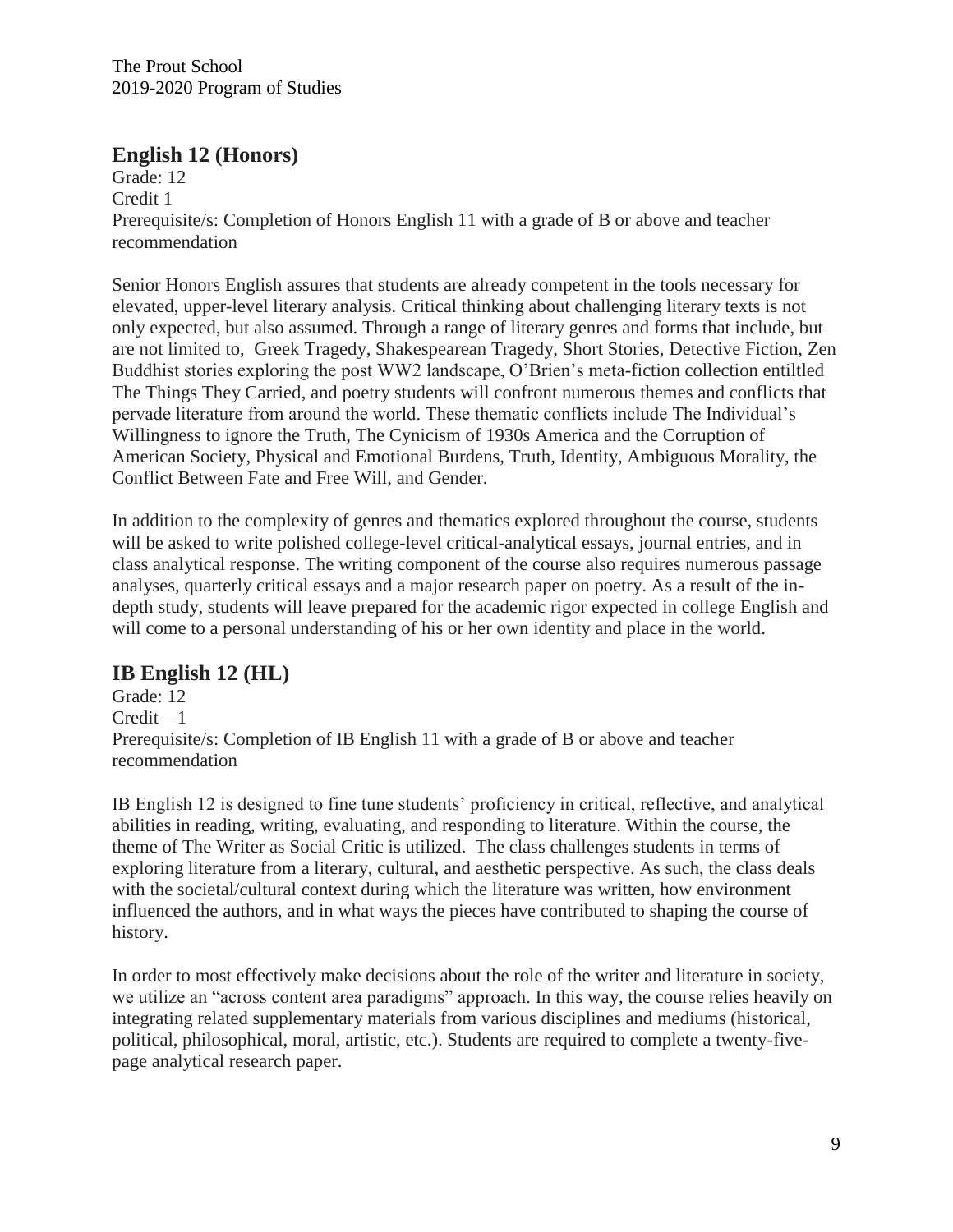## English 12 (Honors)

Grade: 12
Credit 1
Prerequisite/s: Completion of Honors English 11 with a grade of B or above and teacher recommendation

Senior Honors English assures that students are already competent in the tools necessary for elevated, upper-level literary analysis. Critical thinking about challenging literary texts is not only expected, but also assumed. Through a range of literary genres and forms that include, but are not limited to, Greek Tragedy, Shakespearean Tragedy, Short Stories, Detective Fiction, Zen Buddhist stories exploring the post WW2 landscape, O'Brien's meta-fiction collection entiltled The Things They Carried, and poetry students will confront numerous themes and conflicts that pervade literature from around the world. These thematic conflicts include The Individual's Willingness to ignore the Truth, The Cynicism of 1930s America and the Corruption of American Society, Physical and Emotional Burdens, Truth, Identity, Ambiguous Morality, the Conflict Between Fate and Free Will, and Gender.

In addition to the complexity of genres and thematics explored throughout the course, students will be asked to write polished college-level critical-analytical essays, journal entries, and in class analytical response. The writing component of the course also requires numerous passage analyses, quarterly critical essays and a major research paper on poetry. As a result of the in-depth study, students will leave prepared for the academic rigor expected in college English and will come to a personal understanding of his or her own identity and place in the world.

## IB English 12 (HL)

Grade: 12
Credit – 1
Prerequisite/s: Completion of IB English 11 with a grade of B or above and teacher recommendation

IB English 12 is designed to fine tune students' proficiency in critical, reflective, and analytical abilities in reading, writing, evaluating, and responding to literature. Within the course, the theme of The Writer as Social Critic is utilized. The class challenges students in terms of exploring literature from a literary, cultural, and aesthetic perspective. As such, the class deals with the societal/cultural context during which the literature was written, how environment influenced the authors, and in what ways the pieces have contributed to shaping the course of history.

In order to most effectively make decisions about the role of the writer and literature in society, we utilize an "across content area paradigms" approach. In this way, the course relies heavily on integrating related supplementary materials from various disciplines and mediums (historical, political, philosophical, moral, artistic, etc.). Students are required to complete a twenty-five-page analytical research paper.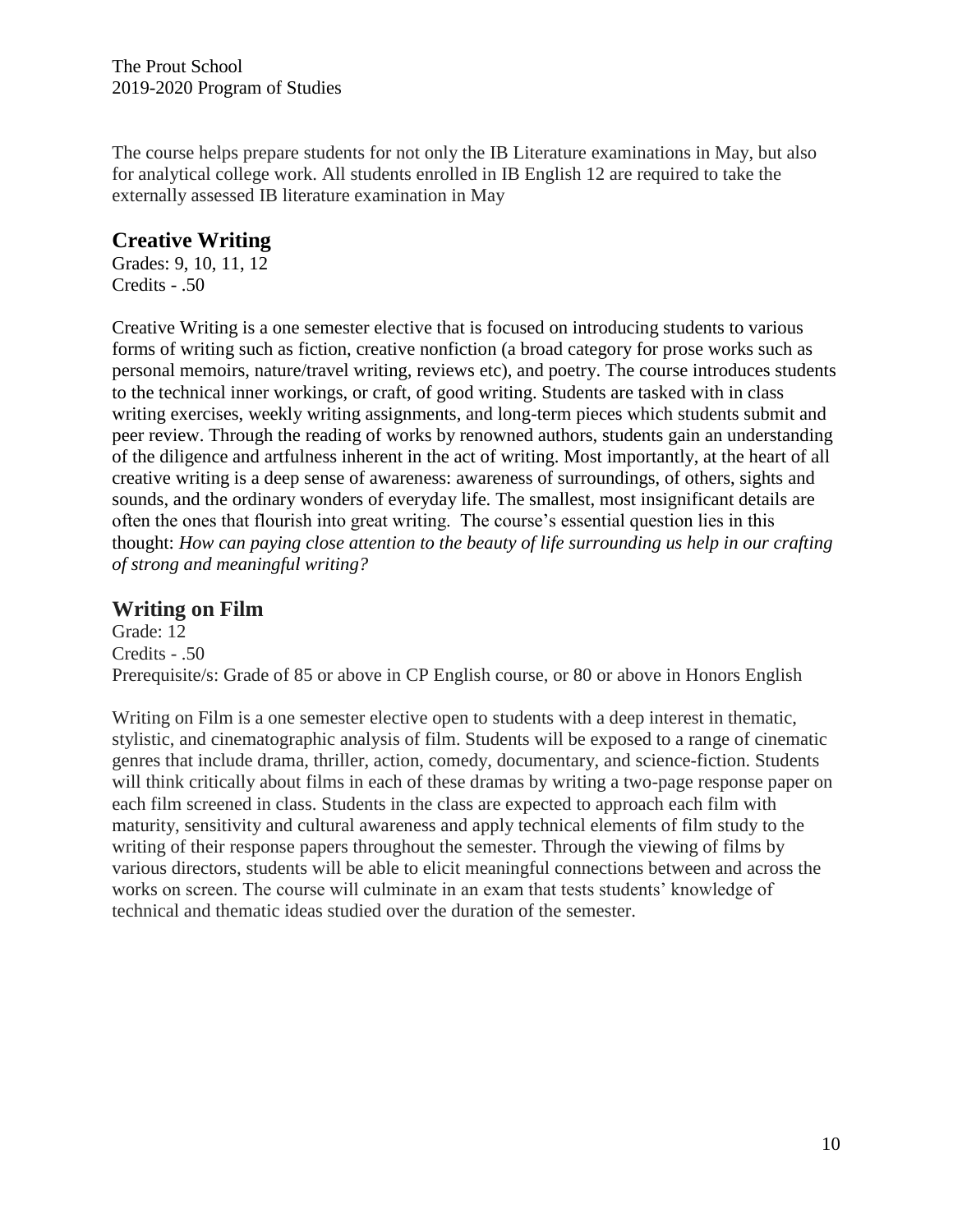The course helps prepare students for not only the IB Literature examinations in May, but also for analytical college work. All students enrolled in IB English 12 are required to take the externally assessed IB literature examination in May

## Creative Writing

Grades: 9, 10, 11, 12
Credits - .50

Creative Writing is a one semester elective that is focused on introducing students to various forms of writing such as fiction, creative nonfiction (a broad category for prose works such as personal memoirs, nature/travel writing, reviews etc), and poetry. The course introduces students to the technical inner workings, or craft, of good writing. Students are tasked with in class writing exercises, weekly writing assignments, and long-term pieces which students submit and peer review. Through the reading of works by renowned authors, students gain an understanding of the diligence and artfulness inherent in the act of writing. Most importantly, at the heart of all creative writing is a deep sense of awareness: awareness of surroundings, of others, sights and sounds, and the ordinary wonders of everyday life. The smallest, most insignificant details are often the ones that flourish into great writing. The course's essential question lies in this thought: *How can paying close attention to the beauty of life surrounding us help in our crafting of strong and meaningful writing?*

## Writing on Film

Grade: 12
Credits - .50
Prerequisite/s: Grade of 85 or above in CP English course, or 80 or above in Honors English

Writing on Film is a one semester elective open to students with a deep interest in thematic, stylistic, and cinematographic analysis of film. Students will be exposed to a range of cinematic genres that include drama, thriller, action, comedy, documentary, and science-fiction. Students will think critically about films in each of these dramas by writing a two-page response paper on each film screened in class. Students in the class are expected to approach each film with maturity, sensitivity and cultural awareness and apply technical elements of film study to the writing of their response papers throughout the semester. Through the viewing of films by various directors, students will be able to elicit meaningful connections between and across the works on screen. The course will culminate in an exam that tests students' knowledge of technical and thematic ideas studied over the duration of the semester.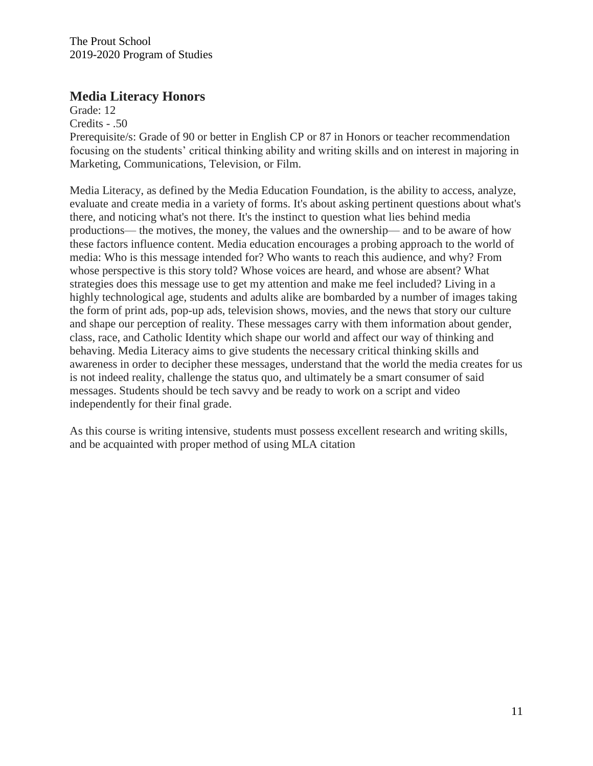## Media Literacy Honors

Grade: 12
Credits - .50
Prerequisite/s: Grade of 90 or better in English CP or 87 in Honors or teacher recommendation focusing on the students' critical thinking ability and writing skills and on interest in majoring in Marketing, Communications, Television, or Film.

Media Literacy, as defined by the Media Education Foundation, is the ability to access, analyze, evaluate and create media in a variety of forms. It's about asking pertinent questions about what's there, and noticing what's not there. It's the instinct to question what lies behind media productions— the motives, the money, the values and the ownership— and to be aware of how these factors influence content. Media education encourages a probing approach to the world of media: Who is this message intended for? Who wants to reach this audience, and why? From whose perspective is this story told? Whose voices are heard, and whose are absent? What strategies does this message use to get my attention and make me feel included? Living in a highly technological age, students and adults alike are bombarded by a number of images taking the form of print ads, pop-up ads, television shows, movies, and the news that story our culture and shape our perception of reality. These messages carry with them information about gender, class, race, and Catholic Identity which shape our world and affect our way of thinking and behaving. Media Literacy aims to give students the necessary critical thinking skills and awareness in order to decipher these messages, understand that the world the media creates for us is not indeed reality, challenge the status quo, and ultimately be a smart consumer of said messages. Students should be tech savvy and be ready to work on a script and video independently for their final grade.

As this course is writing intensive, students must possess excellent research and writing skills, and be acquainted with proper method of using MLA citation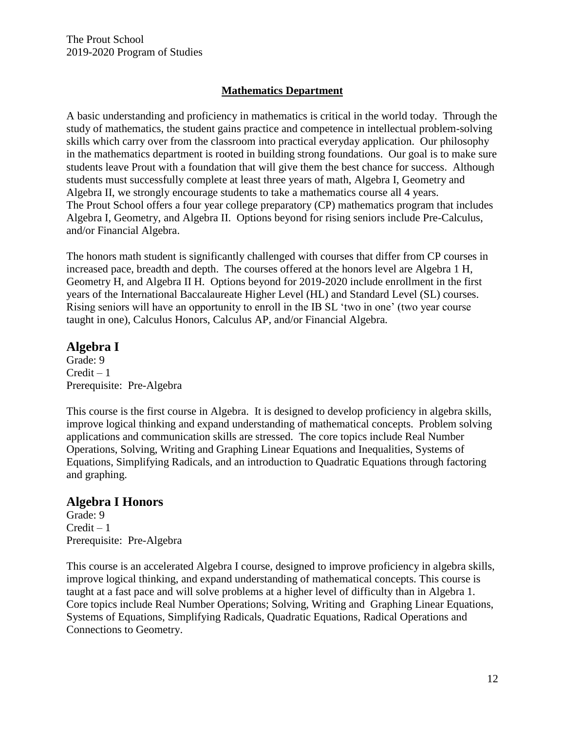## Mathematics Department

A basic understanding and proficiency in mathematics is critical in the world today. Through the study of mathematics, the student gains practice and competence in intellectual problem-solving skills which carry over from the classroom into practical everyday application. Our philosophy in the mathematics department is rooted in building strong foundations. Our goal is to make sure students leave Prout with a foundation that will give them the best chance for success. Although students must successfully complete at least three years of math, Algebra I, Geometry and Algebra II, we strongly encourage students to take a mathematics course all 4 years. The Prout School offers a four year college preparatory (CP) mathematics program that includes Algebra I, Geometry, and Algebra II. Options beyond for rising seniors include Pre-Calculus, and/or Financial Algebra.

The honors math student is significantly challenged with courses that differ from CP courses in increased pace, breadth and depth. The courses offered at the honors level are Algebra 1 H, Geometry H, and Algebra II H. Options beyond for 2019-2020 include enrollment in the first years of the International Baccalaureate Higher Level (HL) and Standard Level (SL) courses. Rising seniors will have an opportunity to enroll in the IB SL 'two in one' (two year course taught in one), Calculus Honors, Calculus AP, and/or Financial Algebra.

### Algebra I

Grade: 9
Credit – 1
Prerequisite: Pre-Algebra

This course is the first course in Algebra. It is designed to develop proficiency in algebra skills, improve logical thinking and expand understanding of mathematical concepts. Problem solving applications and communication skills are stressed. The core topics include Real Number Operations, Solving, Writing and Graphing Linear Equations and Inequalities, Systems of Equations, Simplifying Radicals, and an introduction to Quadratic Equations through factoring and graphing.

### Algebra I Honors

Grade: 9
Credit – 1
Prerequisite: Pre-Algebra

This course is an accelerated Algebra I course, designed to improve proficiency in algebra skills, improve logical thinking, and expand understanding of mathematical concepts. This course is taught at a fast pace and will solve problems at a higher level of difficulty than in Algebra 1. Core topics include Real Number Operations; Solving, Writing and Graphing Linear Equations, Systems of Equations, Simplifying Radicals, Quadratic Equations, Radical Operations and Connections to Geometry.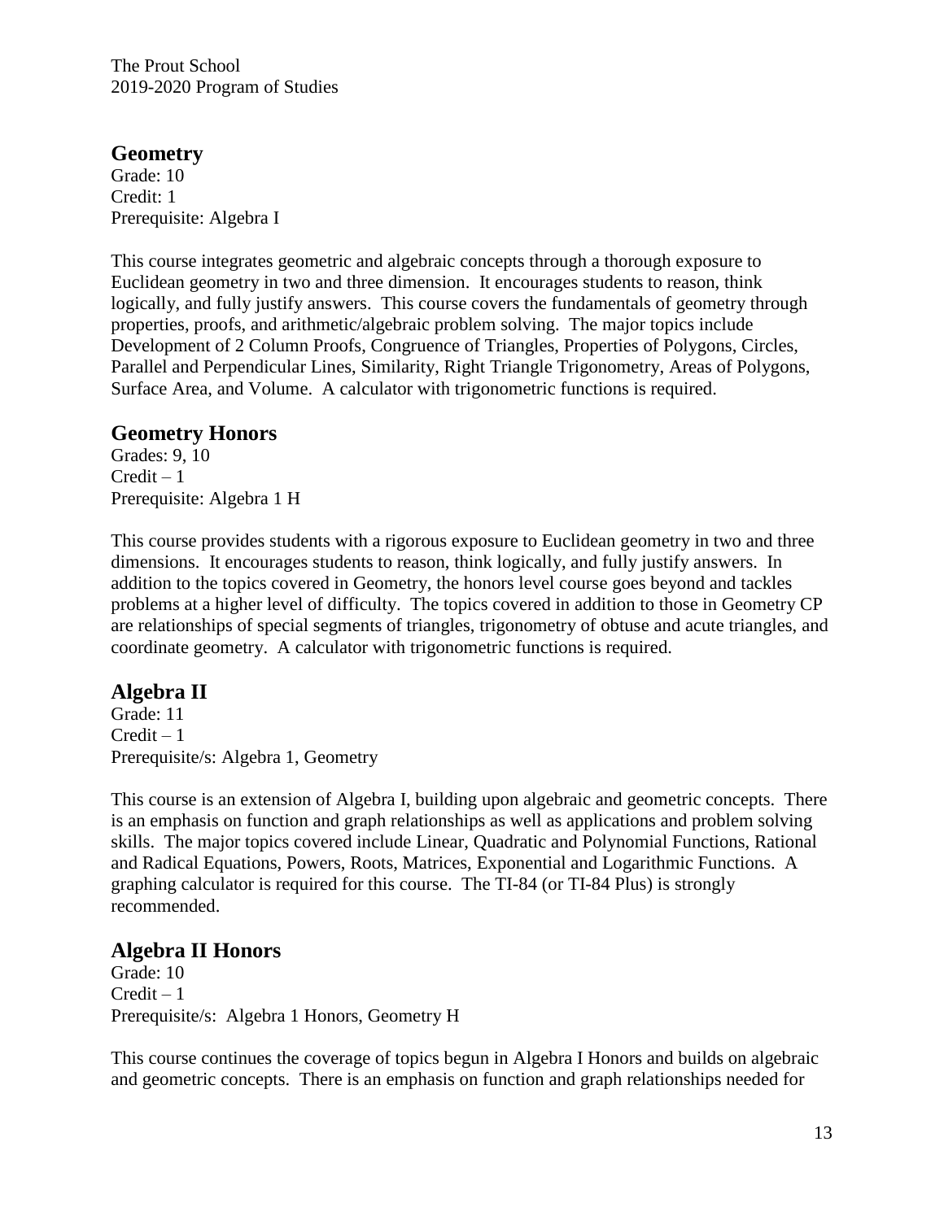## Geometry

Grade: 10
Credit: 1
Prerequisite: Algebra I

This course integrates geometric and algebraic concepts through a thorough exposure to Euclidean geometry in two and three dimension. It encourages students to reason, think logically, and fully justify answers. This course covers the fundamentals of geometry through properties, proofs, and arithmetic/algebraic problem solving. The major topics include Development of 2 Column Proofs, Congruence of Triangles, Properties of Polygons, Circles, Parallel and Perpendicular Lines, Similarity, Right Triangle Trigonometry, Areas of Polygons, Surface Area, and Volume. A calculator with trigonometric functions is required.

## Geometry Honors

Grades: 9, 10
Credit – 1
Prerequisite: Algebra 1 H

This course provides students with a rigorous exposure to Euclidean geometry in two and three dimensions. It encourages students to reason, think logically, and fully justify answers. In addition to the topics covered in Geometry, the honors level course goes beyond and tackles problems at a higher level of difficulty. The topics covered in addition to those in Geometry CP are relationships of special segments of triangles, trigonometry of obtuse and acute triangles, and coordinate geometry. A calculator with trigonometric functions is required.

## Algebra II

Grade: 11
Credit – 1
Prerequisite/s: Algebra 1, Geometry

This course is an extension of Algebra I, building upon algebraic and geometric concepts. There is an emphasis on function and graph relationships as well as applications and problem solving skills. The major topics covered include Linear, Quadratic and Polynomial Functions, Rational and Radical Equations, Powers, Roots, Matrices, Exponential and Logarithmic Functions. A graphing calculator is required for this course. The TI-84 (or TI-84 Plus) is strongly recommended.

## Algebra II Honors

Grade: 10
Credit – 1
Prerequisite/s: Algebra 1 Honors, Geometry H

This course continues the coverage of topics begun in Algebra I Honors and builds on algebraic and geometric concepts. There is an emphasis on function and graph relationships needed for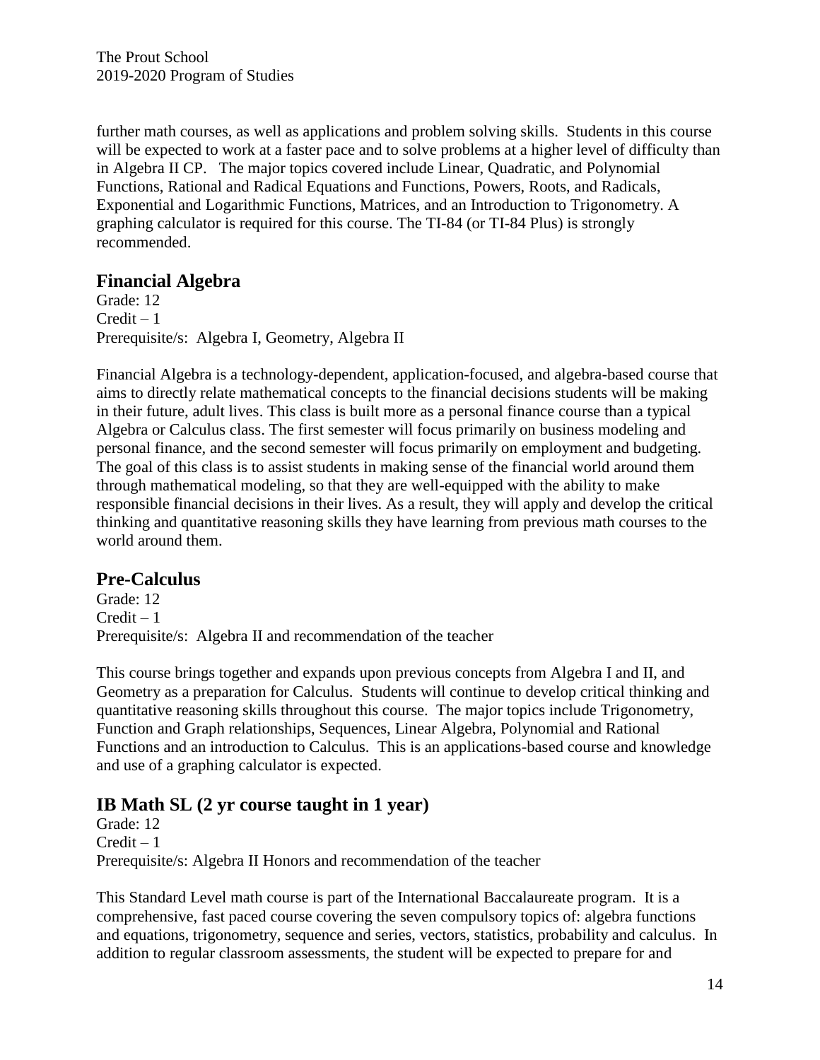further math courses, as well as applications and problem solving skills. Students in this course will be expected to work at a faster pace and to solve problems at a higher level of difficulty than in Algebra II CP. The major topics covered include Linear, Quadratic, and Polynomial Functions, Rational and Radical Equations and Functions, Powers, Roots, and Radicals, Exponential and Logarithmic Functions, Matrices, and an Introduction to Trigonometry. A graphing calculator is required for this course. The TI-84 (or TI-84 Plus) is strongly recommended.

## Financial Algebra

Grade: 12
Credit – 1
Prerequisite/s: Algebra I, Geometry, Algebra II

Financial Algebra is a technology-dependent, application-focused, and algebra-based course that aims to directly relate mathematical concepts to the financial decisions students will be making in their future, adult lives. This class is built more as a personal finance course than a typical Algebra or Calculus class. The first semester will focus primarily on business modeling and personal finance, and the second semester will focus primarily on employment and budgeting. The goal of this class is to assist students in making sense of the financial world around them through mathematical modeling, so that they are well-equipped with the ability to make responsible financial decisions in their lives. As a result, they will apply and develop the critical thinking and quantitative reasoning skills they have learning from previous math courses to the world around them.

## Pre-Calculus

Grade: 12
Credit – 1
Prerequisite/s: Algebra II and recommendation of the teacher

This course brings together and expands upon previous concepts from Algebra I and II, and Geometry as a preparation for Calculus. Students will continue to develop critical thinking and quantitative reasoning skills throughout this course. The major topics include Trigonometry, Function and Graph relationships, Sequences, Linear Algebra, Polynomial and Rational Functions and an introduction to Calculus. This is an applications-based course and knowledge and use of a graphing calculator is expected.

## IB Math SL (2 yr course taught in 1 year)

Grade: 12
Credit – 1
Prerequisite/s: Algebra II Honors and recommendation of the teacher

This Standard Level math course is part of the International Baccalaureate program. It is a comprehensive, fast paced course covering the seven compulsory topics of: algebra functions and equations, trigonometry, sequence and series, vectors, statistics, probability and calculus. In addition to regular classroom assessments, the student will be expected to prepare for and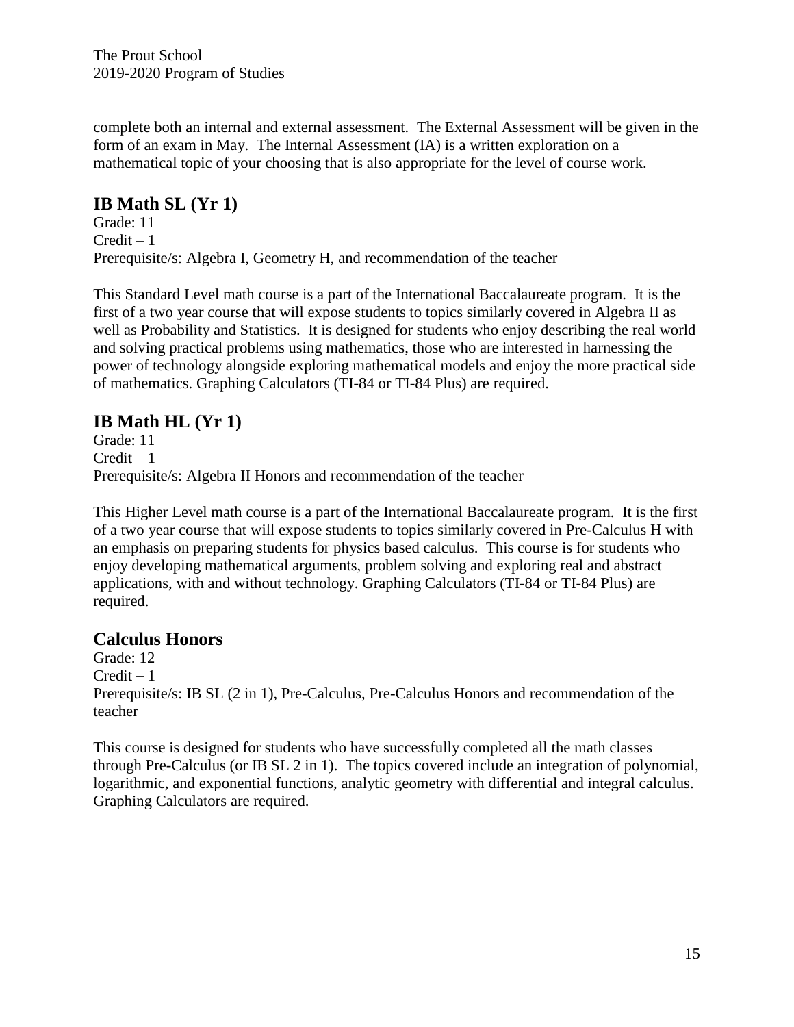complete both an internal and external assessment.  The External Assessment will be given in the form of an exam in May.  The Internal Assessment (IA) is a written exploration on a mathematical topic of your choosing that is also appropriate for the level of course work.

## IB Math SL (Yr 1)

Grade: 11
Credit – 1
Prerequisite/s: Algebra I, Geometry H, and recommendation of the teacher

This Standard Level math course is a part of the International Baccalaureate program.  It is the first of a two year course that will expose students to topics similarly covered in Algebra II as well as Probability and Statistics.  It is designed for students who enjoy describing the real world and solving practical problems using mathematics, those who are interested in harnessing the power of technology alongside exploring mathematical models and enjoy the more practical side of mathematics. Graphing Calculators (TI-84 or TI-84 Plus) are required.

## IB Math HL (Yr 1)

Grade: 11
Credit – 1
Prerequisite/s: Algebra II Honors and recommendation of the teacher

This Higher Level math course is a part of the International Baccalaureate program.  It is the first of a two year course that will expose students to topics similarly covered in Pre-Calculus H with an emphasis on preparing students for physics based calculus.  This course is for students who enjoy developing mathematical arguments, problem solving and exploring real and abstract applications, with and without technology. Graphing Calculators (TI-84 or TI-84 Plus) are required.

## Calculus Honors

Grade: 12
Credit – 1
Prerequisite/s: IB SL (2 in 1), Pre-Calculus, Pre-Calculus Honors and recommendation of the teacher

This course is designed for students who have successfully completed all the math classes through Pre-Calculus (or IB SL 2 in 1).  The topics covered include an integration of polynomial, logarithmic, and exponential functions, analytic geometry with differential and integral calculus. Graphing Calculators are required.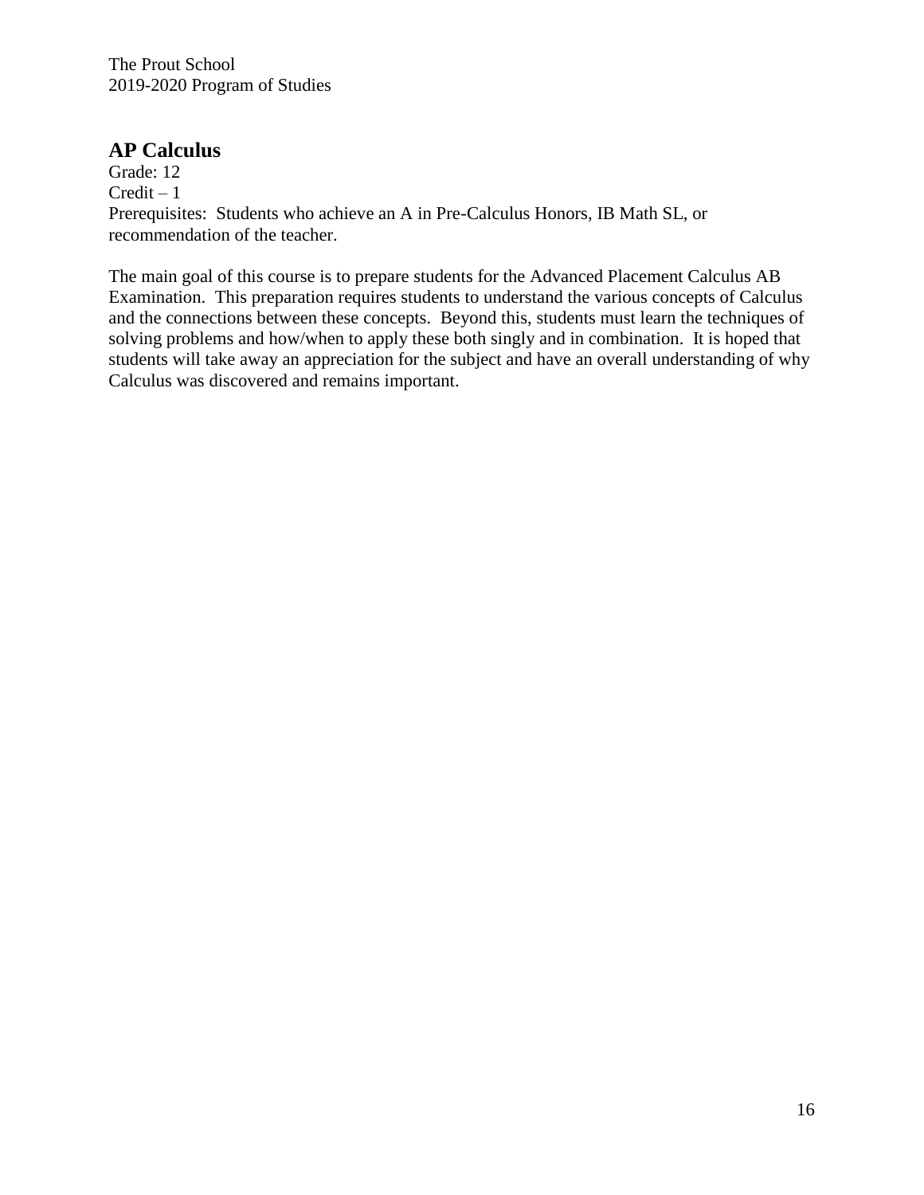## AP Calculus

Grade: 12
Credit – 1
Prerequisites: Students who achieve an A in Pre-Calculus Honors, IB Math SL, or recommendation of the teacher.

The main goal of this course is to prepare students for the Advanced Placement Calculus AB Examination. This preparation requires students to understand the various concepts of Calculus and the connections between these concepts. Beyond this, students must learn the techniques of solving problems and how/when to apply these both singly and in combination. It is hoped that students will take away an appreciation for the subject and have an overall understanding of why Calculus was discovered and remains important.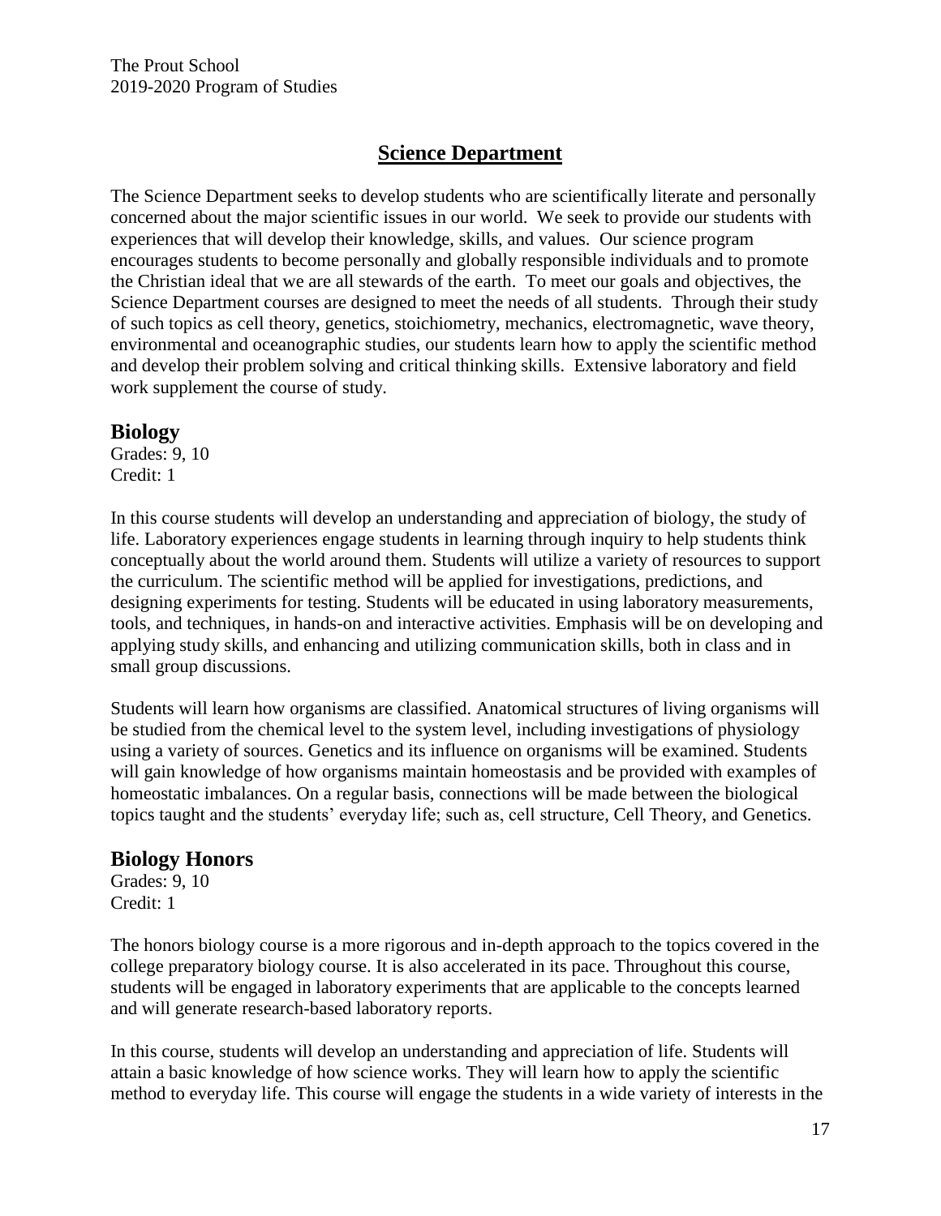## Science Department

The Science Department seeks to develop students who are scientifically literate and personally concerned about the major scientific issues in our world. We seek to provide our students with experiences that will develop their knowledge, skills, and values. Our science program encourages students to become personally and globally responsible individuals and to promote the Christian ideal that we are all stewards of the earth. To meet our goals and objectives, the Science Department courses are designed to meet the needs of all students. Through their study of such topics as cell theory, genetics, stoichiometry, mechanics, electromagnetic, wave theory, environmental and oceanographic studies, our students learn how to apply the scientific method and develop their problem solving and critical thinking skills. Extensive laboratory and field work supplement the course of study.

### Biology

Grades: 9, 10
Credit: 1

In this course students will develop an understanding and appreciation of biology, the study of life. Laboratory experiences engage students in learning through inquiry to help students think conceptually about the world around them. Students will utilize a variety of resources to support the curriculum. The scientific method will be applied for investigations, predictions, and designing experiments for testing. Students will be educated in using laboratory measurements, tools, and techniques, in hands-on and interactive activities. Emphasis will be on developing and applying study skills, and enhancing and utilizing communication skills, both in class and in small group discussions.

Students will learn how organisms are classified. Anatomical structures of living organisms will be studied from the chemical level to the system level, including investigations of physiology using a variety of sources. Genetics and its influence on organisms will be examined. Students will gain knowledge of how organisms maintain homeostasis and be provided with examples of homeostatic imbalances. On a regular basis, connections will be made between the biological topics taught and the students' everyday life; such as, cell structure, Cell Theory, and Genetics.

### Biology Honors

Grades: 9, 10
Credit: 1

The honors biology course is a more rigorous and in-depth approach to the topics covered in the college preparatory biology course. It is also accelerated in its pace. Throughout this course, students will be engaged in laboratory experiments that are applicable to the concepts learned and will generate research-based laboratory reports.

In this course, students will develop an understanding and appreciation of life. Students will attain a basic knowledge of how science works. They will learn how to apply the scientific method to everyday life. This course will engage the students in a wide variety of interests in the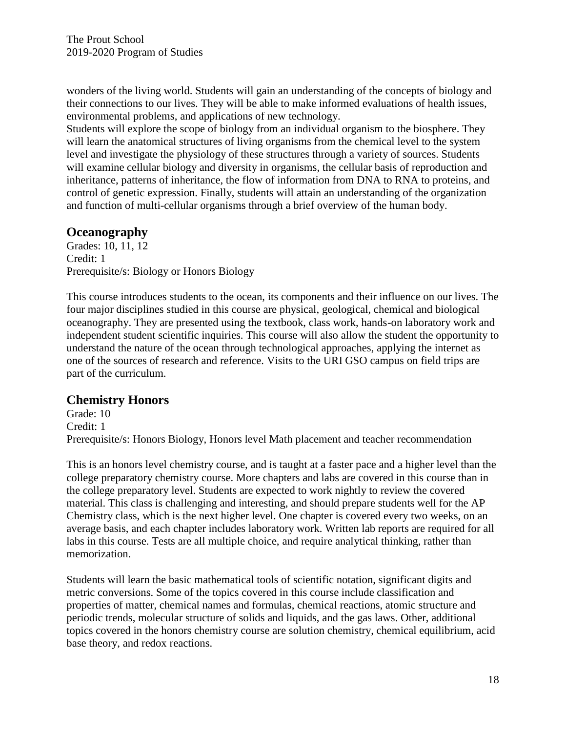wonders of the living world. Students will gain an understanding of the concepts of biology and their connections to our lives. They will be able to make informed evaluations of health issues, environmental problems, and applications of new technology.
Students will explore the scope of biology from an individual organism to the biosphere. They will learn the anatomical structures of living organisms from the chemical level to the system level and investigate the physiology of these structures through a variety of sources. Students will examine cellular biology and diversity in organisms, the cellular basis of reproduction and inheritance, patterns of inheritance, the flow of information from DNA to RNA to proteins, and control of genetic expression. Finally, students will attain an understanding of the organization and function of multi-cellular organisms through a brief overview of the human body.

## Oceanography

Grades: 10, 11, 12
Credit: 1
Prerequisite/s: Biology or Honors Biology

This course introduces students to the ocean, its components and their influence on our lives. The four major disciplines studied in this course are physical, geological, chemical and biological oceanography. They are presented using the textbook, class work, hands-on laboratory work and independent student scientific inquiries. This course will also allow the student the opportunity to understand the nature of the ocean through technological approaches, applying the internet as one of the sources of research and reference. Visits to the URI GSO campus on field trips are part of the curriculum.

## Chemistry Honors

Grade: 10
Credit: 1
Prerequisite/s: Honors Biology, Honors level Math placement and teacher recommendation

This is an honors level chemistry course, and is taught at a faster pace and a higher level than the college preparatory chemistry course. More chapters and labs are covered in this course than in the college preparatory level. Students are expected to work nightly to review the covered material. This class is challenging and interesting, and should prepare students well for the AP Chemistry class, which is the next higher level. One chapter is covered every two weeks, on an average basis, and each chapter includes laboratory work. Written lab reports are required for all labs in this course. Tests are all multiple choice, and require analytical thinking, rather than memorization.

Students will learn the basic mathematical tools of scientific notation, significant digits and metric conversions. Some of the topics covered in this course include classification and properties of matter, chemical names and formulas, chemical reactions, atomic structure and periodic trends, molecular structure of solids and liquids, and the gas laws. Other, additional topics covered in the honors chemistry course are solution chemistry, chemical equilibrium, acid base theory, and redox reactions.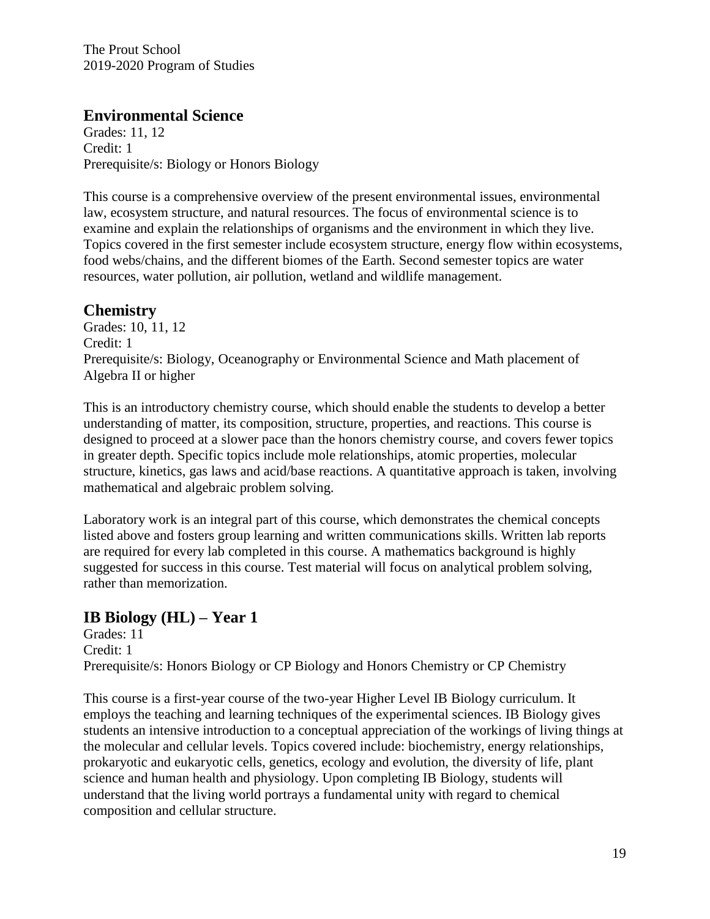## Environmental Science

Grades: 11, 12
Credit: 1
Prerequisite/s: Biology or Honors Biology

This course is a comprehensive overview of the present environmental issues, environmental law, ecosystem structure, and natural resources. The focus of environmental science is to examine and explain the relationships of organisms and the environment in which they live. Topics covered in the first semester include ecosystem structure, energy flow within ecosystems, food webs/chains, and the different biomes of the Earth. Second semester topics are water resources, water pollution, air pollution, wetland and wildlife management.

## Chemistry

Grades: 10, 11, 12
Credit: 1
Prerequisite/s: Biology, Oceanography or Environmental Science and Math placement of Algebra II or higher

This is an introductory chemistry course, which should enable the students to develop a better understanding of matter, its composition, structure, properties, and reactions. This course is designed to proceed at a slower pace than the honors chemistry course, and covers fewer topics in greater depth. Specific topics include mole relationships, atomic properties, molecular structure, kinetics, gas laws and acid/base reactions. A quantitative approach is taken, involving mathematical and algebraic problem solving.

Laboratory work is an integral part of this course, which demonstrates the chemical concepts listed above and fosters group learning and written communications skills. Written lab reports are required for every lab completed in this course. A mathematics background is highly suggested for success in this course. Test material will focus on analytical problem solving, rather than memorization.

## IB Biology (HL) – Year 1

Grades: 11
Credit: 1
Prerequisite/s: Honors Biology or CP Biology and Honors Chemistry or CP Chemistry

This course is a first-year course of the two-year Higher Level IB Biology curriculum. It employs the teaching and learning techniques of the experimental sciences. IB Biology gives students an intensive introduction to a conceptual appreciation of the workings of living things at the molecular and cellular levels. Topics covered include: biochemistry, energy relationships, prokaryotic and eukaryotic cells, genetics, ecology and evolution, the diversity of life, plant science and human health and physiology. Upon completing IB Biology, students will understand that the living world portrays a fundamental unity with regard to chemical composition and cellular structure.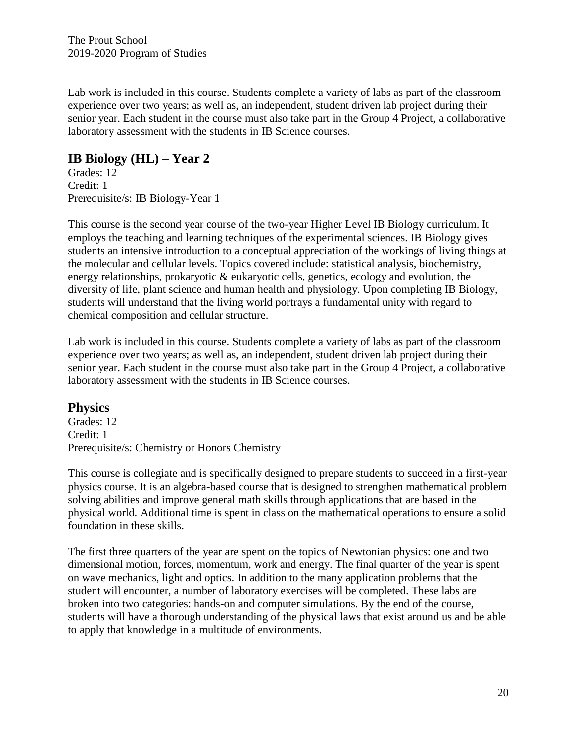Lab work is included in this course. Students complete a variety of labs as part of the classroom experience over two years; as well as, an independent, student driven lab project during their senior year. Each student in the course must also take part in the Group 4 Project, a collaborative laboratory assessment with the students in IB Science courses.

## IB Biology (HL) – Year 2

Grades: 12
Credit: 1
Prerequisite/s: IB Biology-Year 1

This course is the second year course of the two-year Higher Level IB Biology curriculum. It employs the teaching and learning techniques of the experimental sciences. IB Biology gives students an intensive introduction to a conceptual appreciation of the workings of living things at the molecular and cellular levels. Topics covered include: statistical analysis, biochemistry, energy relationships, prokaryotic & eukaryotic cells, genetics, ecology and evolution, the diversity of life, plant science and human health and physiology. Upon completing IB Biology, students will understand that the living world portrays a fundamental unity with regard to chemical composition and cellular structure.

Lab work is included in this course. Students complete a variety of labs as part of the classroom experience over two years; as well as, an independent, student driven lab project during their senior year. Each student in the course must also take part in the Group 4 Project, a collaborative laboratory assessment with the students in IB Science courses.

## Physics

Grades: 12
Credit: 1
Prerequisite/s: Chemistry or Honors Chemistry

This course is collegiate and is specifically designed to prepare students to succeed in a first-year physics course. It is an algebra-based course that is designed to strengthen mathematical problem solving abilities and improve general math skills through applications that are based in the physical world. Additional time is spent in class on the mathematical operations to ensure a solid foundation in these skills.

The first three quarters of the year are spent on the topics of Newtonian physics: one and two dimensional motion, forces, momentum, work and energy. The final quarter of the year is spent on wave mechanics, light and optics. In addition to the many application problems that the student will encounter, a number of laboratory exercises will be completed. These labs are broken into two categories: hands-on and computer simulations. By the end of the course, students will have a thorough understanding of the physical laws that exist around us and be able to apply that knowledge in a multitude of environments.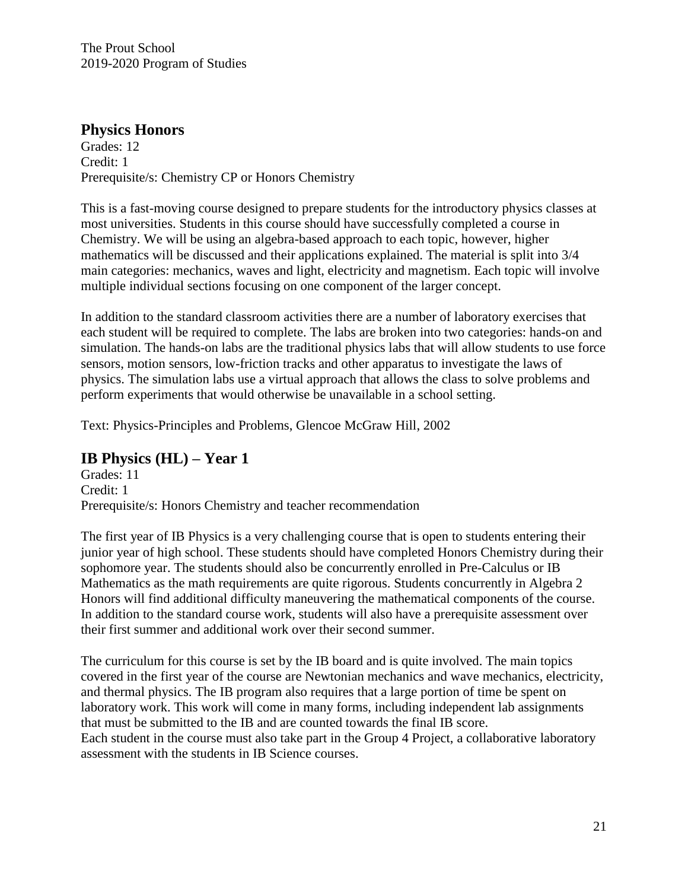## Physics Honors

Grades: 12
Credit: 1
Prerequisite/s: Chemistry CP or Honors Chemistry

This is a fast-moving course designed to prepare students for the introductory physics classes at most universities. Students in this course should have successfully completed a course in Chemistry. We will be using an algebra-based approach to each topic, however, higher mathematics will be discussed and their applications explained. The material is split into 3/4 main categories: mechanics, waves and light, electricity and magnetism. Each topic will involve multiple individual sections focusing on one component of the larger concept.

In addition to the standard classroom activities there are a number of laboratory exercises that each student will be required to complete. The labs are broken into two categories: hands-on and simulation. The hands-on labs are the traditional physics labs that will allow students to use force sensors, motion sensors, low-friction tracks and other apparatus to investigate the laws of physics. The simulation labs use a virtual approach that allows the class to solve problems and perform experiments that would otherwise be unavailable in a school setting.

Text: Physics-Principles and Problems, Glencoe McGraw Hill, 2002

## IB Physics (HL) – Year 1

Grades: 11
Credit: 1
Prerequisite/s: Honors Chemistry and teacher recommendation

The first year of IB Physics is a very challenging course that is open to students entering their junior year of high school. These students should have completed Honors Chemistry during their sophomore year. The students should also be concurrently enrolled in Pre-Calculus or IB Mathematics as the math requirements are quite rigorous. Students concurrently in Algebra 2 Honors will find additional difficulty maneuvering the mathematical components of the course. In addition to the standard course work, students will also have a prerequisite assessment over their first summer and additional work over their second summer.

The curriculum for this course is set by the IB board and is quite involved. The main topics covered in the first year of the course are Newtonian mechanics and wave mechanics, electricity, and thermal physics. The IB program also requires that a large portion of time be spent on laboratory work. This work will come in many forms, including independent lab assignments that must be submitted to the IB and are counted towards the final IB score.
Each student in the course must also take part in the Group 4 Project, a collaborative laboratory assessment with the students in IB Science courses.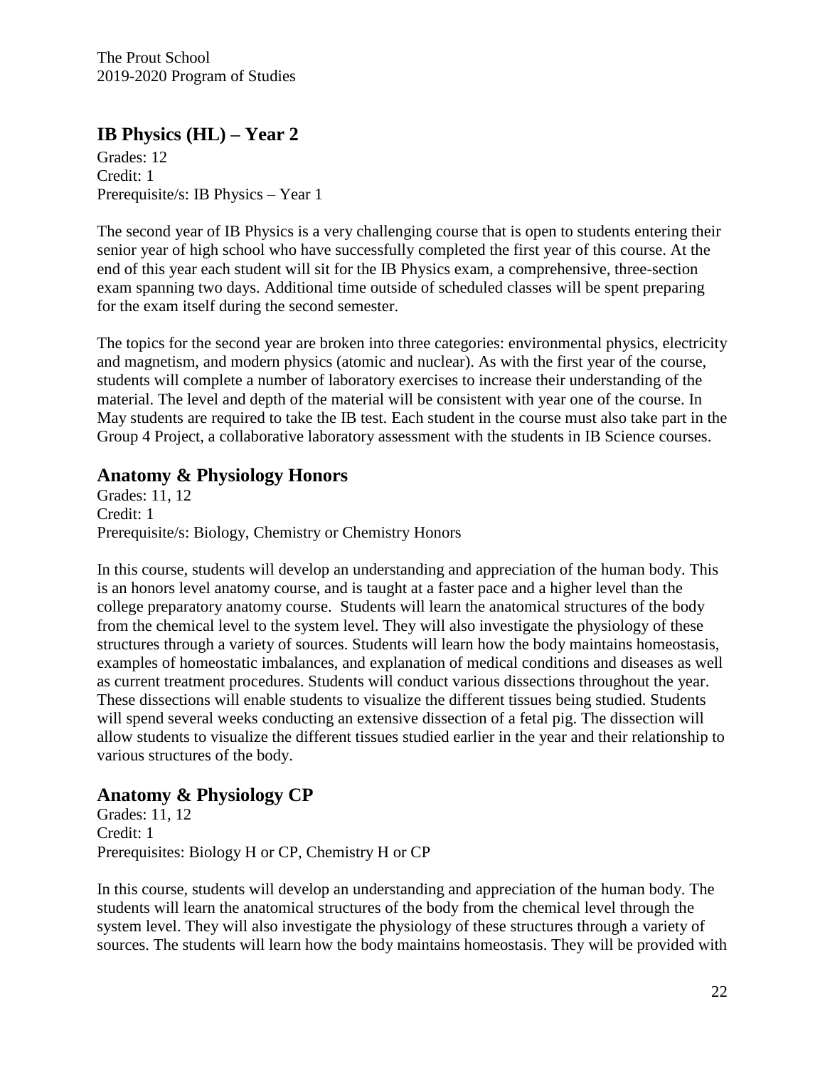## IB Physics (HL) – Year 2

Grades: 12
Credit: 1
Prerequisite/s: IB Physics – Year 1

The second year of IB Physics is a very challenging course that is open to students entering their senior year of high school who have successfully completed the first year of this course. At the end of this year each student will sit for the IB Physics exam, a comprehensive, three-section exam spanning two days. Additional time outside of scheduled classes will be spent preparing for the exam itself during the second semester.

The topics for the second year are broken into three categories: environmental physics, electricity and magnetism, and modern physics (atomic and nuclear). As with the first year of the course, students will complete a number of laboratory exercises to increase their understanding of the material. The level and depth of the material will be consistent with year one of the course. In May students are required to take the IB test. Each student in the course must also take part in the Group 4 Project, a collaborative laboratory assessment with the students in IB Science courses.

## Anatomy & Physiology Honors

Grades: 11, 12
Credit: 1
Prerequisite/s: Biology, Chemistry or Chemistry Honors

In this course, students will develop an understanding and appreciation of the human body. This is an honors level anatomy course, and is taught at a faster pace and a higher level than the college preparatory anatomy course. Students will learn the anatomical structures of the body from the chemical level to the system level. They will also investigate the physiology of these structures through a variety of sources. Students will learn how the body maintains homeostasis, examples of homeostatic imbalances, and explanation of medical conditions and diseases as well as current treatment procedures. Students will conduct various dissections throughout the year. These dissections will enable students to visualize the different tissues being studied. Students will spend several weeks conducting an extensive dissection of a fetal pig. The dissection will allow students to visualize the different tissues studied earlier in the year and their relationship to various structures of the body.

## Anatomy & Physiology CP

Grades: 11, 12
Credit: 1
Prerequisites: Biology H or CP, Chemistry H or CP

In this course, students will develop an understanding and appreciation of the human body. The students will learn the anatomical structures of the body from the chemical level through the system level. They will also investigate the physiology of these structures through a variety of sources. The students will learn how the body maintains homeostasis. They will be provided with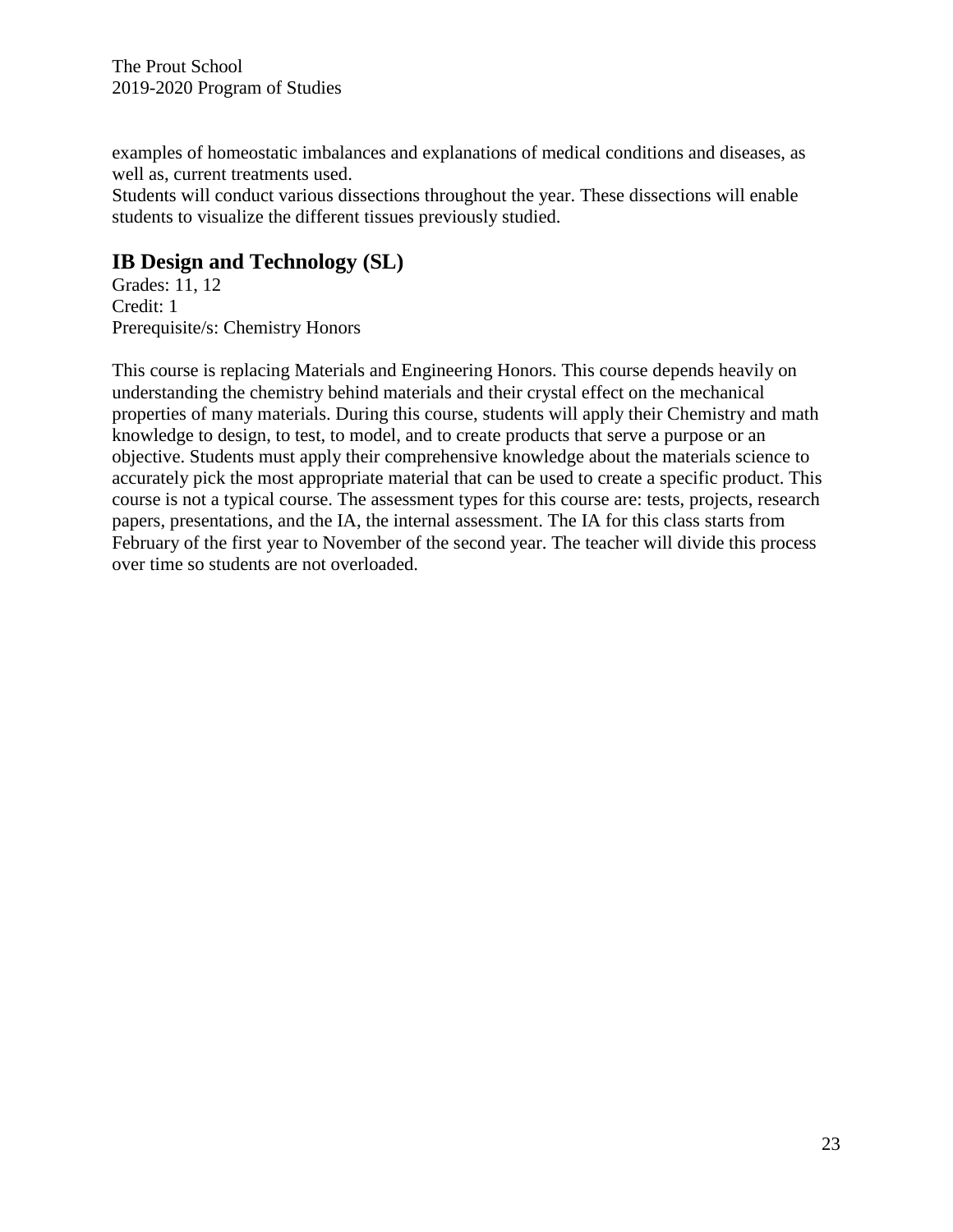examples of homeostatic imbalances and explanations of medical conditions and diseases, as well as, current treatments used.
Students will conduct various dissections throughout the year. These dissections will enable students to visualize the different tissues previously studied.

## IB Design and Technology (SL)

Grades: 11, 12
Credit: 1
Prerequisite/s: Chemistry Honors

This course is replacing Materials and Engineering Honors. This course depends heavily on understanding the chemistry behind materials and their crystal effect on the mechanical properties of many materials. During this course, students will apply their Chemistry and math knowledge to design, to test, to model, and to create products that serve a purpose or an objective. Students must apply their comprehensive knowledge about the materials science to accurately pick the most appropriate material that can be used to create a specific product. This course is not a typical course. The assessment types for this course are: tests, projects, research papers, presentations, and the IA, the internal assessment. The IA for this class starts from February of the first year to November of the second year. The teacher will divide this process over time so students are not overloaded.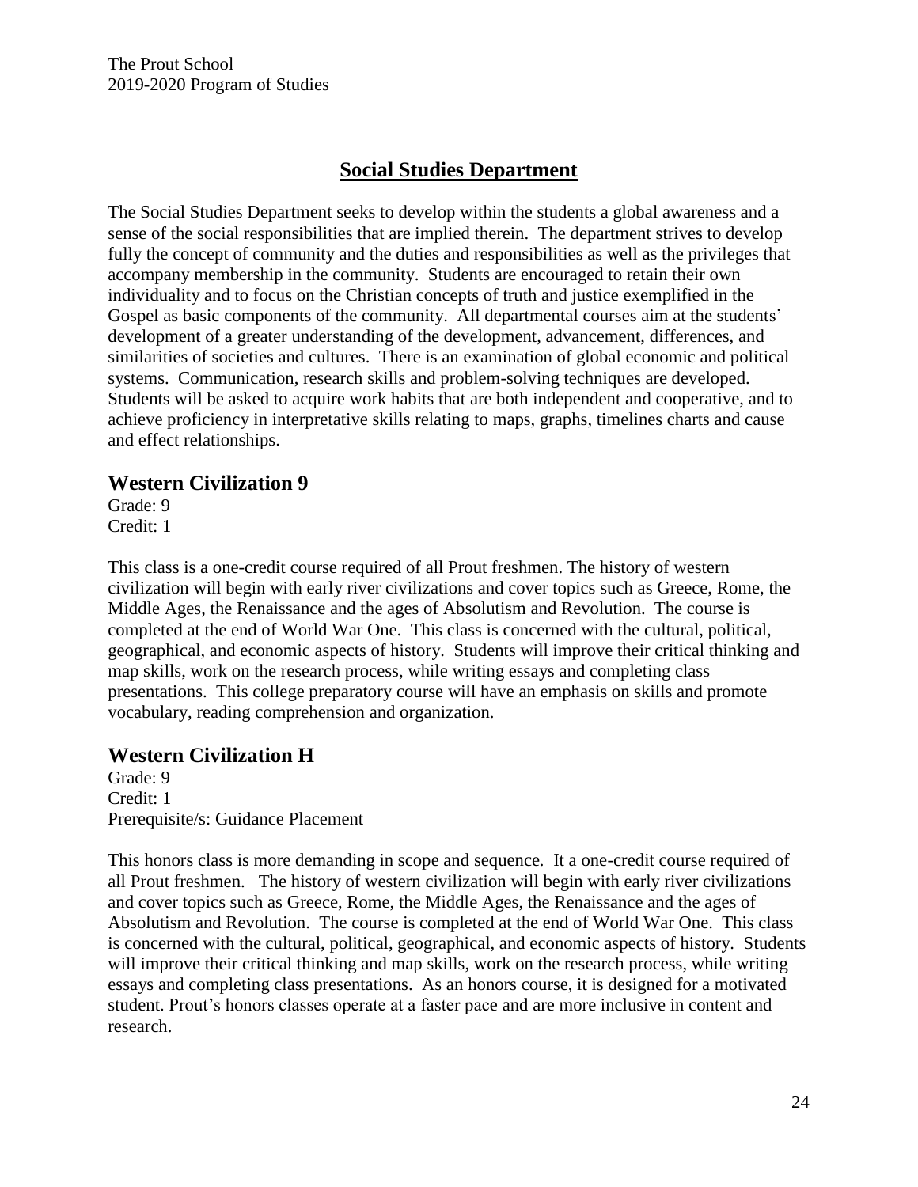## Social Studies Department

The Social Studies Department seeks to develop within the students a global awareness and a sense of the social responsibilities that are implied therein. The department strives to develop fully the concept of community and the duties and responsibilities as well as the privileges that accompany membership in the community. Students are encouraged to retain their own individuality and to focus on the Christian concepts of truth and justice exemplified in the Gospel as basic components of the community. All departmental courses aim at the students' development of a greater understanding of the development, advancement, differences, and similarities of societies and cultures. There is an examination of global economic and political systems. Communication, research skills and problem-solving techniques are developed. Students will be asked to acquire work habits that are both independent and cooperative, and to achieve proficiency in interpretative skills relating to maps, graphs, timelines charts and cause and effect relationships.

### Western Civilization 9

Grade: 9
Credit: 1

This class is a one-credit course required of all Prout freshmen. The history of western civilization will begin with early river civilizations and cover topics such as Greece, Rome, the Middle Ages, the Renaissance and the ages of Absolutism and Revolution. The course is completed at the end of World War One. This class is concerned with the cultural, political, geographical, and economic aspects of history. Students will improve their critical thinking and map skills, work on the research process, while writing essays and completing class presentations. This college preparatory course will have an emphasis on skills and promote vocabulary, reading comprehension and organization.

### Western Civilization H

Grade: 9
Credit: 1
Prerequisite/s: Guidance Placement

This honors class is more demanding in scope and sequence. It a one-credit course required of all Prout freshmen. The history of western civilization will begin with early river civilizations and cover topics such as Greece, Rome, the Middle Ages, the Renaissance and the ages of Absolutism and Revolution. The course is completed at the end of World War One. This class is concerned with the cultural, political, geographical, and economic aspects of history. Students will improve their critical thinking and map skills, work on the research process, while writing essays and completing class presentations. As an honors course, it is designed for a motivated student. Prout's honors classes operate at a faster pace and are more inclusive in content and research.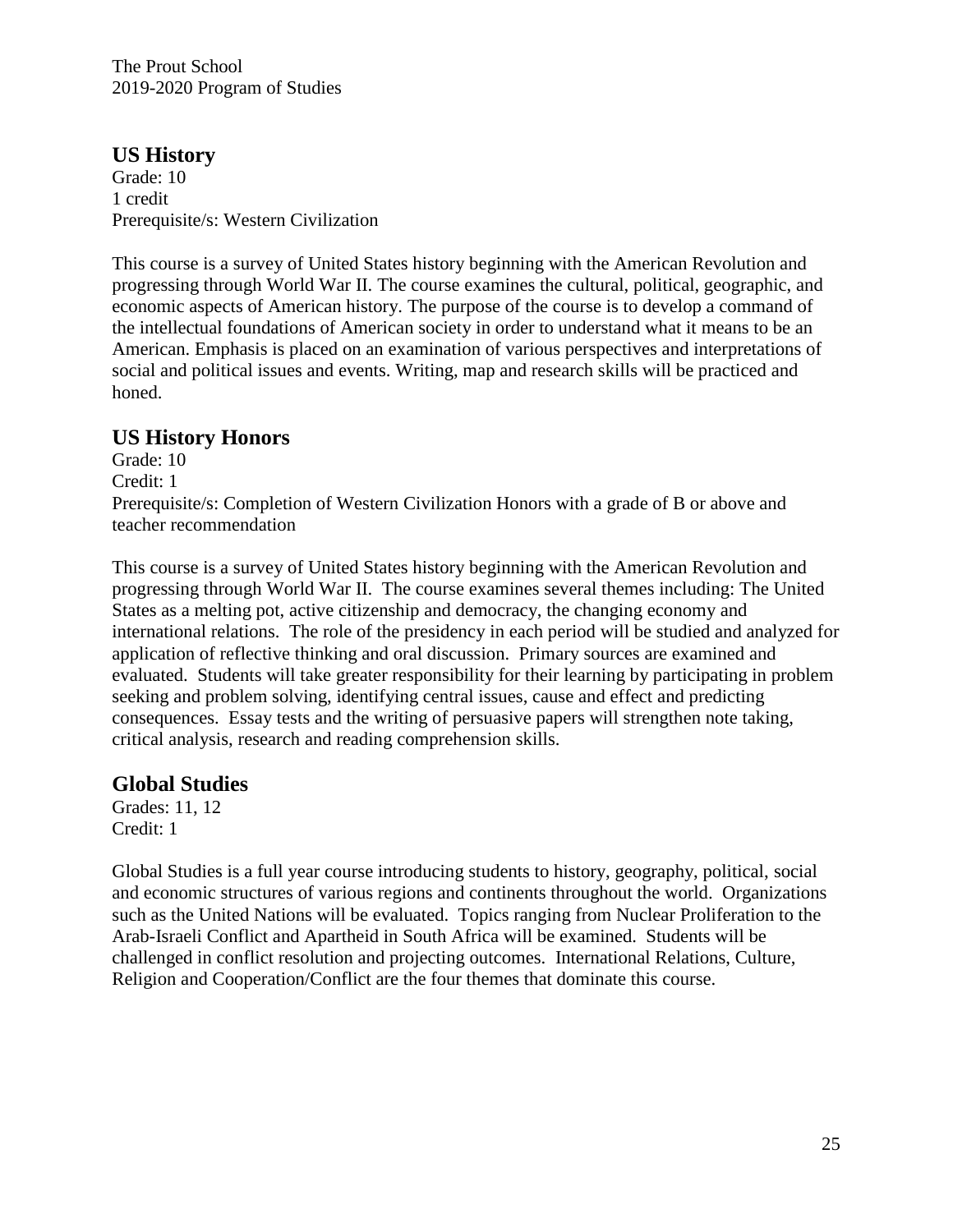## US History

Grade: 10
1 credit
Prerequisite/s: Western Civilization

This course is a survey of United States history beginning with the American Revolution and progressing through World War II. The course examines the cultural, political, geographic, and economic aspects of American history. The purpose of the course is to develop a command of the intellectual foundations of American society in order to understand what it means to be an American. Emphasis is placed on an examination of various perspectives and interpretations of social and political issues and events. Writing, map and research skills will be practiced and honed.

## US History Honors

Grade: 10
Credit: 1
Prerequisite/s: Completion of Western Civilization Honors with a grade of B or above and teacher recommendation

This course is a survey of United States history beginning with the American Revolution and progressing through World War II. The course examines several themes including: The United States as a melting pot, active citizenship and democracy, the changing economy and international relations. The role of the presidency in each period will be studied and analyzed for application of reflective thinking and oral discussion. Primary sources are examined and evaluated. Students will take greater responsibility for their learning by participating in problem seeking and problem solving, identifying central issues, cause and effect and predicting consequences. Essay tests and the writing of persuasive papers will strengthen note taking, critical analysis, research and reading comprehension skills.

## Global Studies

Grades: 11, 12
Credit: 1

Global Studies is a full year course introducing students to history, geography, political, social and economic structures of various regions and continents throughout the world. Organizations such as the United Nations will be evaluated. Topics ranging from Nuclear Proliferation to the Arab-Israeli Conflict and Apartheid in South Africa will be examined. Students will be challenged in conflict resolution and projecting outcomes. International Relations, Culture, Religion and Cooperation/Conflict are the four themes that dominate this course.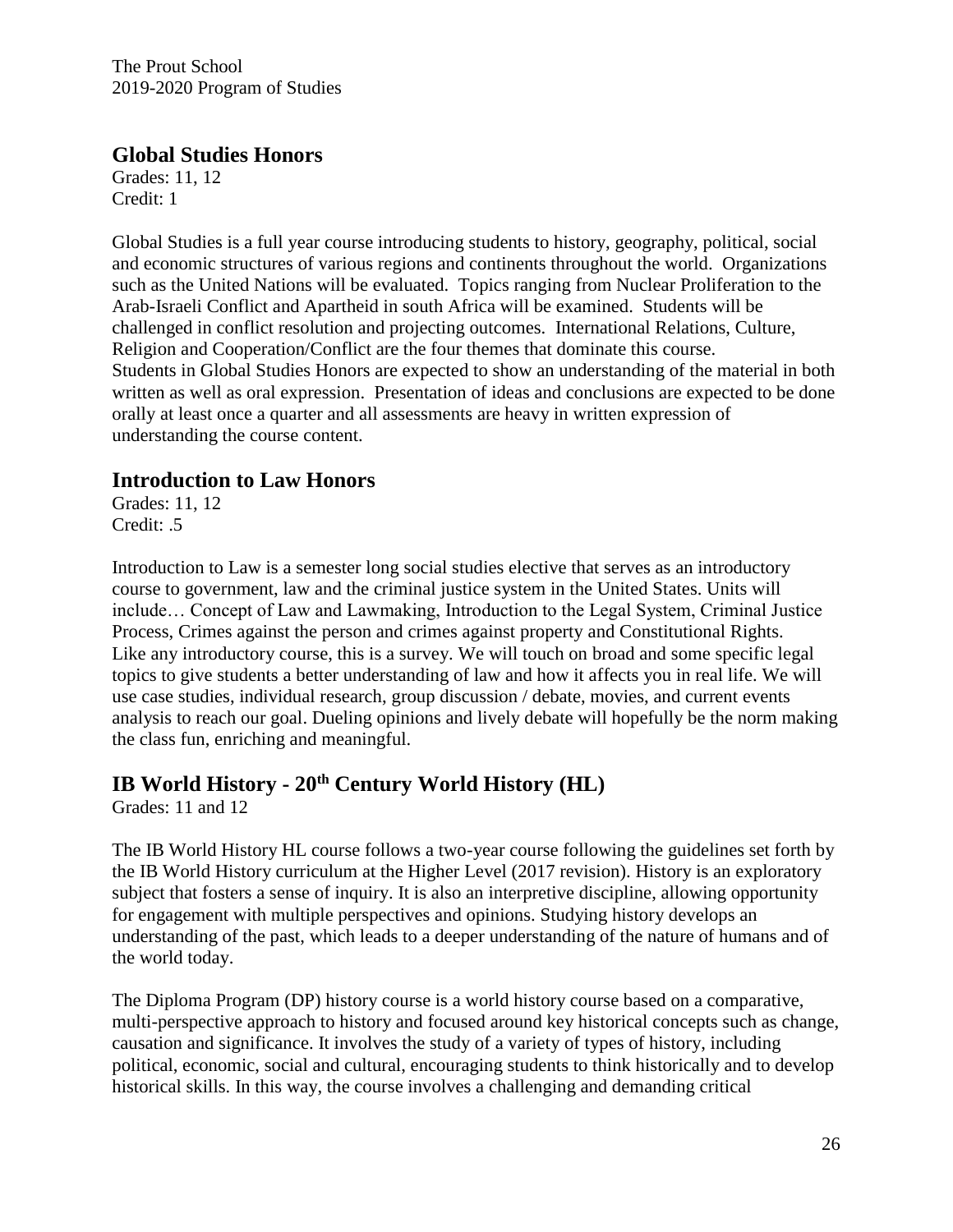## Global Studies Honors

Grades: 11, 12
Credit: 1

Global Studies is a full year course introducing students to history, geography, political, social and economic structures of various regions and continents throughout the world. Organizations such as the United Nations will be evaluated. Topics ranging from Nuclear Proliferation to the Arab-Israeli Conflict and Apartheid in south Africa will be examined. Students will be challenged in conflict resolution and projecting outcomes. International Relations, Culture, Religion and Cooperation/Conflict are the four themes that dominate this course.
Students in Global Studies Honors are expected to show an understanding of the material in both written as well as oral expression. Presentation of ideas and conclusions are expected to be done orally at least once a quarter and all assessments are heavy in written expression of understanding the course content.

## Introduction to Law Honors

Grades: 11, 12
Credit: .5

Introduction to Law is a semester long social studies elective that serves as an introductory course to government, law and the criminal justice system in the United States. Units will include… Concept of Law and Lawmaking, Introduction to the Legal System, Criminal Justice Process, Crimes against the person and crimes against property and Constitutional Rights.
Like any introductory course, this is a survey. We will touch on broad and some specific legal topics to give students a better understanding of law and how it affects you in real life. We will use case studies, individual research, group discussion / debate, movies, and current events analysis to reach our goal. Dueling opinions and lively debate will hopefully be the norm making the class fun, enriching and meaningful.

## IB World History - 20th Century World History (HL)

Grades: 11 and 12

The IB World History HL course follows a two-year course following the guidelines set forth by the IB World History curriculum at the Higher Level (2017 revision). History is an exploratory subject that fosters a sense of inquiry. It is also an interpretive discipline, allowing opportunity for engagement with multiple perspectives and opinions. Studying history develops an understanding of the past, which leads to a deeper understanding of the nature of humans and of the world today.

The Diploma Program (DP) history course is a world history course based on a comparative, multi-perspective approach to history and focused around key historical concepts such as change, causation and significance. It involves the study of a variety of types of history, including political, economic, social and cultural, encouraging students to think historically and to develop historical skills. In this way, the course involves a challenging and demanding critical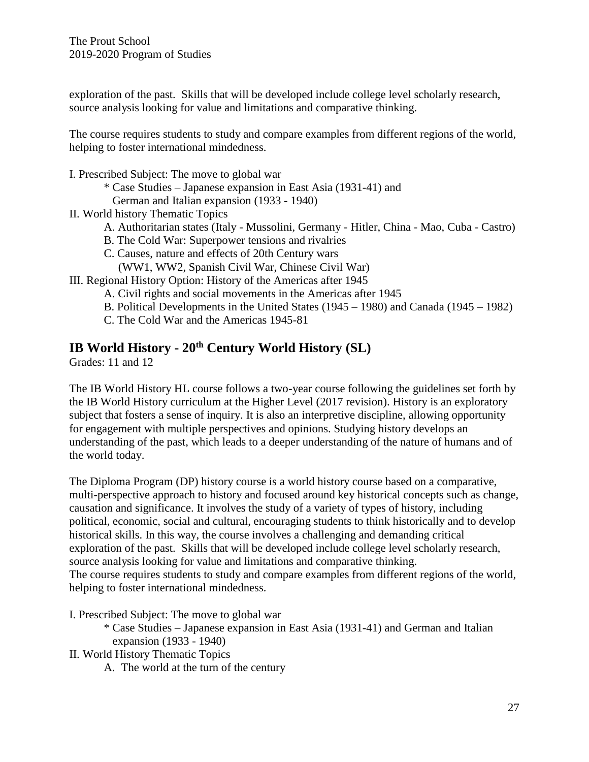exploration of the past. Skills that will be developed include college level scholarly research, source analysis looking for value and limitations and comparative thinking.

The course requires students to study and compare examples from different regions of the world, helping to foster international mindedness.

I. Prescribed Subject: The move to global war
  * Case Studies – Japanese expansion in East Asia (1931-41) and German and Italian expansion (1933 - 1940)

II. World history Thematic Topics
  A. Authoritarian states (Italy - Mussolini, Germany - Hitler, China - Mao, Cuba - Castro)
  B. The Cold War: Superpower tensions and rivalries
  C. Causes, nature and effects of 20th Century wars (WW1, WW2, Spanish Civil War, Chinese Civil War)

III. Regional History Option: History of the Americas after 1945
  A. Civil rights and social movements in the Americas after 1945
  B. Political Developments in the United States (1945 – 1980) and Canada (1945 – 1982)
  C. The Cold War and the Americas 1945-81

## IB World History - 20th Century World History (SL)

Grades: 11 and 12

The IB World History HL course follows a two-year course following the guidelines set forth by the IB World History curriculum at the Higher Level (2017 revision). History is an exploratory subject that fosters a sense of inquiry. It is also an interpretive discipline, allowing opportunity for engagement with multiple perspectives and opinions. Studying history develops an understanding of the past, which leads to a deeper understanding of the nature of humans and of the world today.

The Diploma Program (DP) history course is a world history course based on a comparative, multi-perspective approach to history and focused around key historical concepts such as change, causation and significance. It involves the study of a variety of types of history, including political, economic, social and cultural, encouraging students to think historically and to develop historical skills. In this way, the course involves a challenging and demanding critical exploration of the past. Skills that will be developed include college level scholarly research, source analysis looking for value and limitations and comparative thinking.
The course requires students to study and compare examples from different regions of the world, helping to foster international mindedness.

I. Prescribed Subject: The move to global war
  * Case Studies – Japanese expansion in East Asia (1931-41) and German and Italian expansion (1933 - 1940)

II. World History Thematic Topics
  A. The world at the turn of the century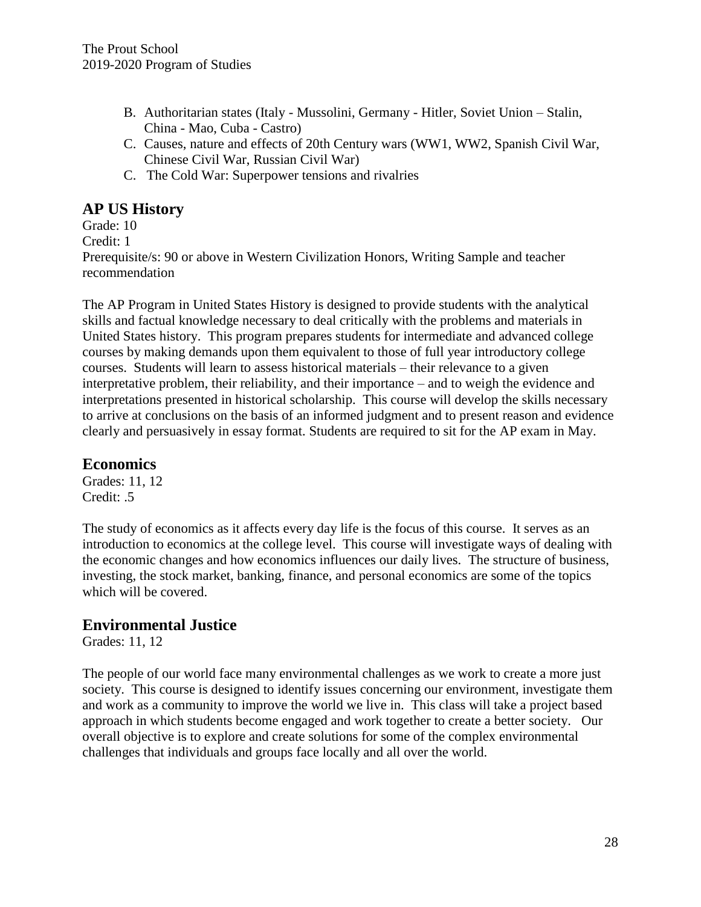B. Authoritarian states (Italy - Mussolini, Germany - Hitler, Soviet Union – Stalin, China - Mao, Cuba - Castro)
C. Causes, nature and effects of 20th Century wars (WW1, WW2, Spanish Civil War, Chinese Civil War, Russian Civil War)
C. The Cold War: Superpower tensions and rivalries

## AP US History

Grade: 10
Credit: 1
Prerequisite/s: 90 or above in Western Civilization Honors, Writing Sample and teacher recommendation

The AP Program in United States History is designed to provide students with the analytical skills and factual knowledge necessary to deal critically with the problems and materials in United States history. This program prepares students for intermediate and advanced college courses by making demands upon them equivalent to those of full year introductory college courses. Students will learn to assess historical materials – their relevance to a given interpretative problem, their reliability, and their importance – and to weigh the evidence and interpretations presented in historical scholarship. This course will develop the skills necessary to arrive at conclusions on the basis of an informed judgment and to present reason and evidence clearly and persuasively in essay format. Students are required to sit for the AP exam in May.

## Economics

Grades: 11, 12
Credit: .5

The study of economics as it affects every day life is the focus of this course. It serves as an introduction to economics at the college level. This course will investigate ways of dealing with the economic changes and how economics influences our daily lives. The structure of business, investing, the stock market, banking, finance, and personal economics are some of the topics which will be covered.

## Environmental Justice

Grades: 11, 12

The people of our world face many environmental challenges as we work to create a more just society. This course is designed to identify issues concerning our environment, investigate them and work as a community to improve the world we live in. This class will take a project based approach in which students become engaged and work together to create a better society. Our overall objective is to explore and create solutions for some of the complex environmental challenges that individuals and groups face locally and all over the world.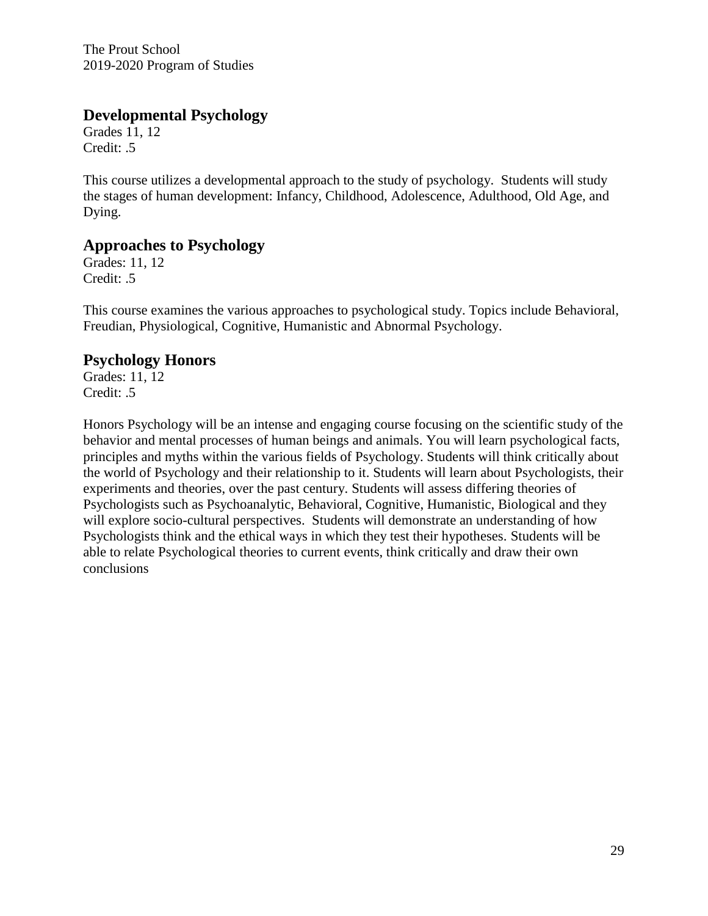## Developmental Psychology

Grades 11, 12
Credit: .5

This course utilizes a developmental approach to the study of psychology. Students will study the stages of human development: Infancy, Childhood, Adolescence, Adulthood, Old Age, and Dying.

## Approaches to Psychology

Grades: 11, 12
Credit: .5

This course examines the various approaches to psychological study. Topics include Behavioral, Freudian, Physiological, Cognitive, Humanistic and Abnormal Psychology.

## Psychology Honors

Grades: 11, 12
Credit: .5

Honors Psychology will be an intense and engaging course focusing on the scientific study of the behavior and mental processes of human beings and animals. You will learn psychological facts, principles and myths within the various fields of Psychology. Students will think critically about the world of Psychology and their relationship to it. Students will learn about Psychologists, their experiments and theories, over the past century. Students will assess differing theories of Psychologists such as Psychoanalytic, Behavioral, Cognitive, Humanistic, Biological and they will explore socio-cultural perspectives. Students will demonstrate an understanding of how Psychologists think and the ethical ways in which they test their hypotheses. Students will be able to relate Psychological theories to current events, think critically and draw their own conclusions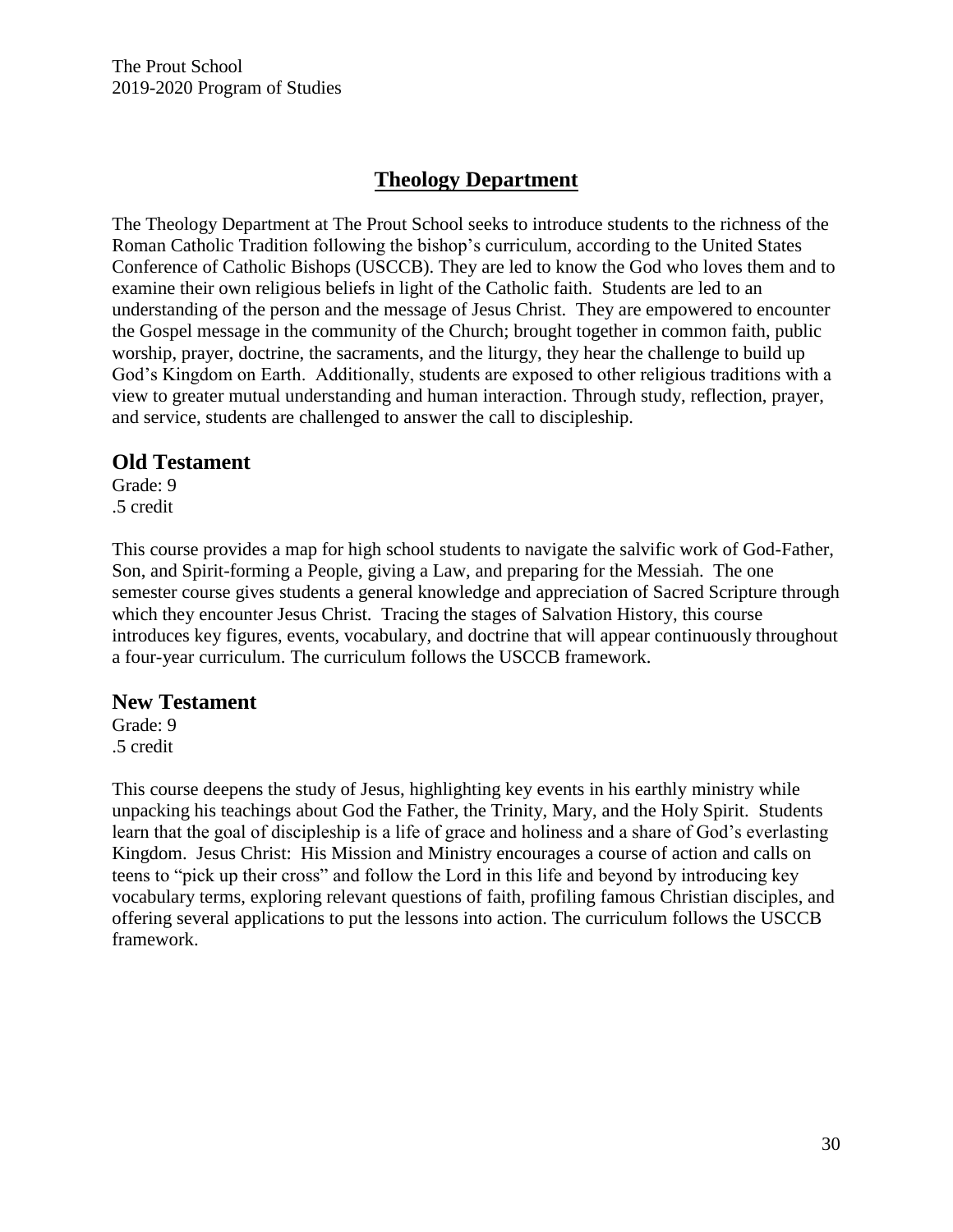# Theology Department

The Theology Department at The Prout School seeks to introduce students to the richness of the Roman Catholic Tradition following the bishop's curriculum, according to the United States Conference of Catholic Bishops (USCCB). They are led to know the God who loves them and to examine their own religious beliefs in light of the Catholic faith. Students are led to an understanding of the person and the message of Jesus Christ. They are empowered to encounter the Gospel message in the community of the Church; brought together in common faith, public worship, prayer, doctrine, the sacraments, and the liturgy, they hear the challenge to build up God's Kingdom on Earth. Additionally, students are exposed to other religious traditions with a view to greater mutual understanding and human interaction. Through study, reflection, prayer, and service, students are challenged to answer the call to discipleship.

## Old Testament

Grade: 9
.5 credit

This course provides a map for high school students to navigate the salvific work of God-Father, Son, and Spirit-forming a People, giving a Law, and preparing for the Messiah. The one semester course gives students a general knowledge and appreciation of Sacred Scripture through which they encounter Jesus Christ. Tracing the stages of Salvation History, this course introduces key figures, events, vocabulary, and doctrine that will appear continuously throughout a four-year curriculum. The curriculum follows the USCCB framework.

## New Testament

Grade: 9
.5 credit

This course deepens the study of Jesus, highlighting key events in his earthly ministry while unpacking his teachings about God the Father, the Trinity, Mary, and the Holy Spirit. Students learn that the goal of discipleship is a life of grace and holiness and a share of God's everlasting Kingdom. Jesus Christ: His Mission and Ministry encourages a course of action and calls on teens to "pick up their cross" and follow the Lord in this life and beyond by introducing key vocabulary terms, exploring relevant questions of faith, profiling famous Christian disciples, and offering several applications to put the lessons into action. The curriculum follows the USCCB framework.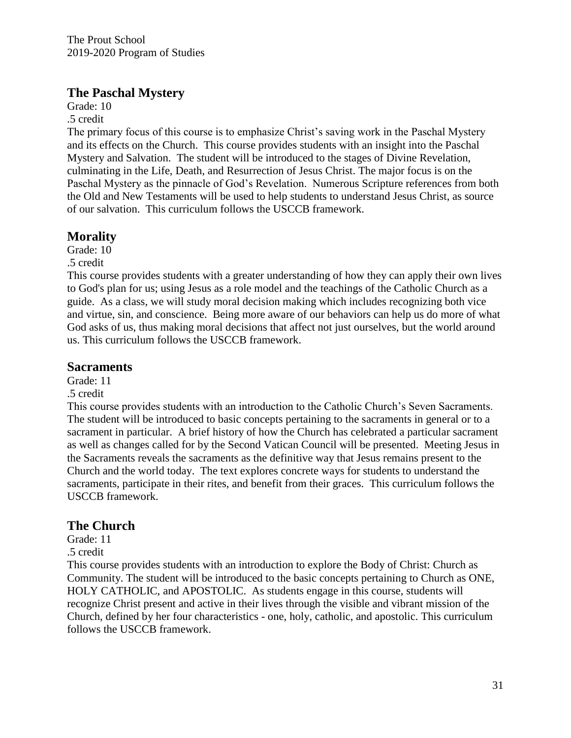## The Paschal Mystery

Grade: 10

.5 credit

The primary focus of this course is to emphasize Christ's saving work in the Paschal Mystery and its effects on the Church. This course provides students with an insight into the Paschal Mystery and Salvation. The student will be introduced to the stages of Divine Revelation, culminating in the Life, Death, and Resurrection of Jesus Christ. The major focus is on the Paschal Mystery as the pinnacle of God's Revelation. Numerous Scripture references from both the Old and New Testaments will be used to help students to understand Jesus Christ, as source of our salvation. This curriculum follows the USCCB framework.

## Morality

Grade: 10

.5 credit

This course provides students with a greater understanding of how they can apply their own lives to God's plan for us; using Jesus as a role model and the teachings of the Catholic Church as a guide. As a class, we will study moral decision making which includes recognizing both vice and virtue, sin, and conscience. Being more aware of our behaviors can help us do more of what God asks of us, thus making moral decisions that affect not just ourselves, but the world around us. This curriculum follows the USCCB framework.

## Sacraments

Grade: 11

.5 credit

This course provides students with an introduction to the Catholic Church's Seven Sacraments. The student will be introduced to basic concepts pertaining to the sacraments in general or to a sacrament in particular. A brief history of how the Church has celebrated a particular sacrament as well as changes called for by the Second Vatican Council will be presented. Meeting Jesus in the Sacraments reveals the sacraments as the definitive way that Jesus remains present to the Church and the world today. The text explores concrete ways for students to understand the sacraments, participate in their rites, and benefit from their graces. This curriculum follows the USCCB framework.

## The Church

Grade: 11

.5 credit

This course provides students with an introduction to explore the Body of Christ: Church as Community. The student will be introduced to the basic concepts pertaining to Church as ONE, HOLY CATHOLIC, and APOSTOLIC. As students engage in this course, students will recognize Christ present and active in their lives through the visible and vibrant mission of the Church, defined by her four characteristics - one, holy, catholic, and apostolic. This curriculum follows the USCCB framework.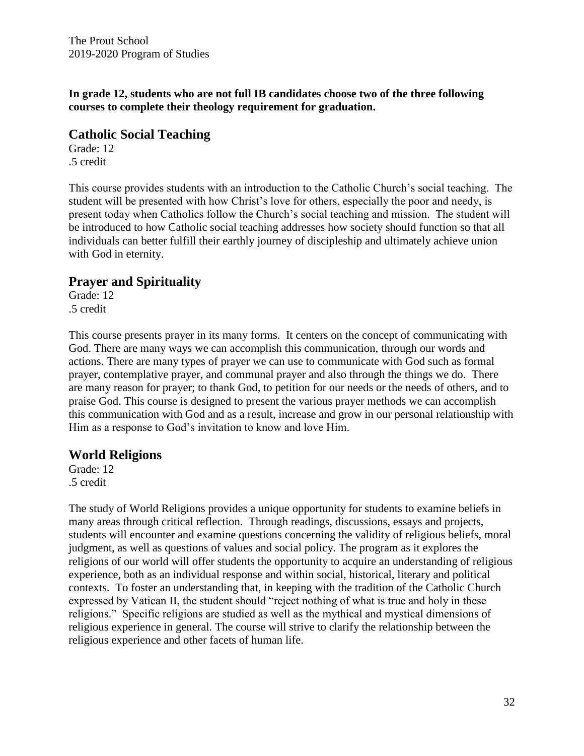**In grade 12, students who are not full IB candidates choose two of the three following courses to complete their theology requirement for graduation.**

## Catholic Social Teaching

Grade: 12
.5 credit

This course provides students with an introduction to the Catholic Church's social teaching. The student will be presented with how Christ's love for others, especially the poor and needy, is present today when Catholics follow the Church's social teaching and mission. The student will be introduced to how Catholic social teaching addresses how society should function so that all individuals can better fulfill their earthly journey of discipleship and ultimately achieve union with God in eternity.

## Prayer and Spirituality

Grade: 12
.5 credit

This course presents prayer in its many forms. It centers on the concept of communicating with God. There are many ways we can accomplish this communication, through our words and actions. There are many types of prayer we can use to communicate with God such as formal prayer, contemplative prayer, and communal prayer and also through the things we do. There are many reason for prayer; to thank God, to petition for our needs or the needs of others, and to praise God. This course is designed to present the various prayer methods we can accomplish this communication with God and as a result, increase and grow in our personal relationship with Him as a response to God's invitation to know and love Him.

## World Religions

Grade: 12
.5 credit

The study of World Religions provides a unique opportunity for students to examine beliefs in many areas through critical reflection. Through readings, discussions, essays and projects, students will encounter and examine questions concerning the validity of religious beliefs, moral judgment, as well as questions of values and social policy. The program as it explores the religions of our world will offer students the opportunity to acquire an understanding of religious experience, both as an individual response and within social, historical, literary and political contexts. To foster an understanding that, in keeping with the tradition of the Catholic Church expressed by Vatican II, the student should "reject nothing of what is true and holy in these religions." Specific religions are studied as well as the mythical and mystical dimensions of religious experience in general. The course will strive to clarify the relationship between the religious experience and other facets of human life.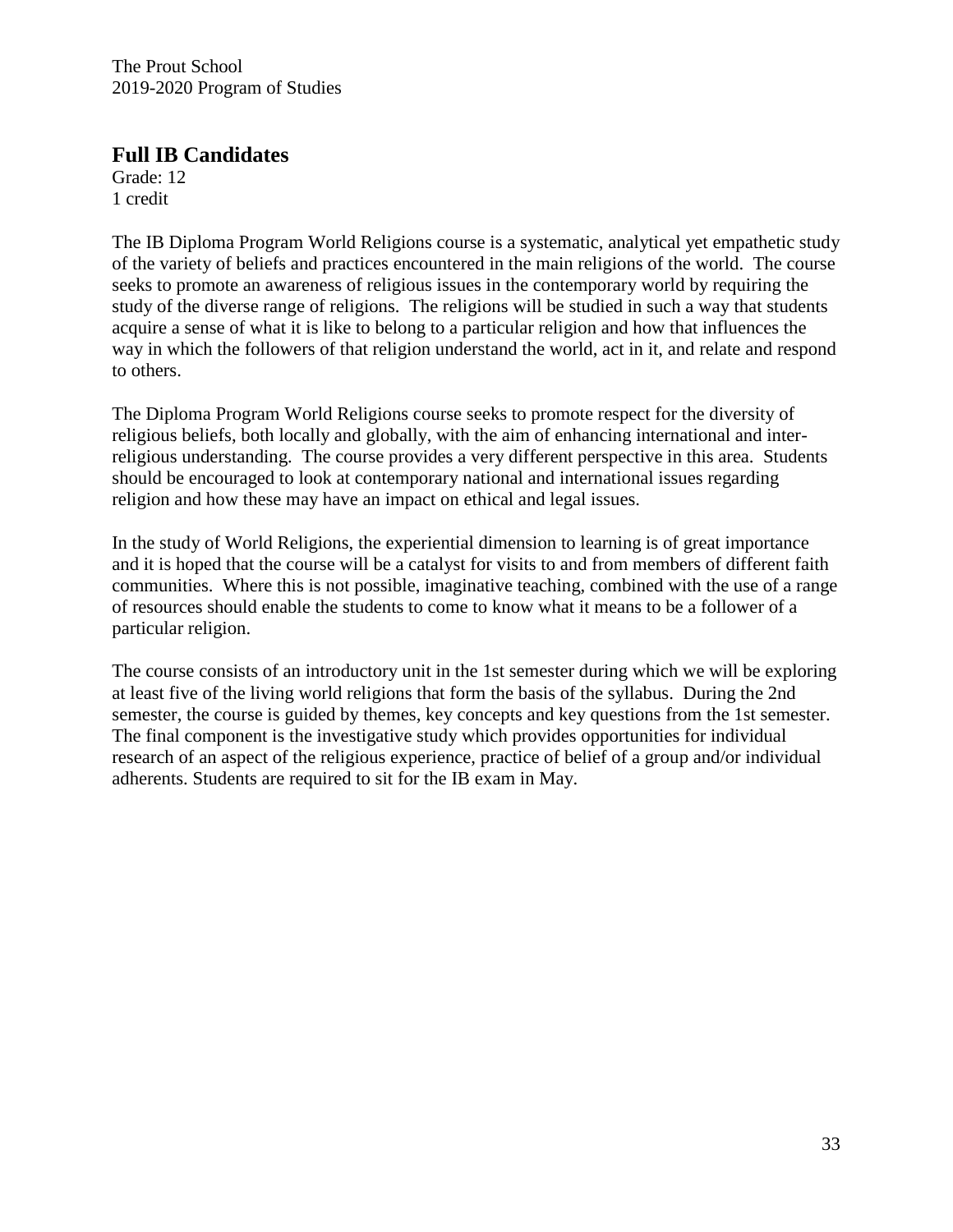## Full IB Candidates

Grade: 12
1 credit

The IB Diploma Program World Religions course is a systematic, analytical yet empathetic study of the variety of beliefs and practices encountered in the main religions of the world. The course seeks to promote an awareness of religious issues in the contemporary world by requiring the study of the diverse range of religions. The religions will be studied in such a way that students acquire a sense of what it is like to belong to a particular religion and how that influences the way in which the followers of that religion understand the world, act in it, and relate and respond to others.

The Diploma Program World Religions course seeks to promote respect for the diversity of religious beliefs, both locally and globally, with the aim of enhancing international and inter-religious understanding. The course provides a very different perspective in this area. Students should be encouraged to look at contemporary national and international issues regarding religion and how these may have an impact on ethical and legal issues.

In the study of World Religions, the experiential dimension to learning is of great importance and it is hoped that the course will be a catalyst for visits to and from members of different faith communities. Where this is not possible, imaginative teaching, combined with the use of a range of resources should enable the students to come to know what it means to be a follower of a particular religion.

The course consists of an introductory unit in the 1st semester during which we will be exploring at least five of the living world religions that form the basis of the syllabus. During the 2nd semester, the course is guided by themes, key concepts and key questions from the 1st semester. The final component is the investigative study which provides opportunities for individual research of an aspect of the religious experience, practice of belief of a group and/or individual adherents. Students are required to sit for the IB exam in May.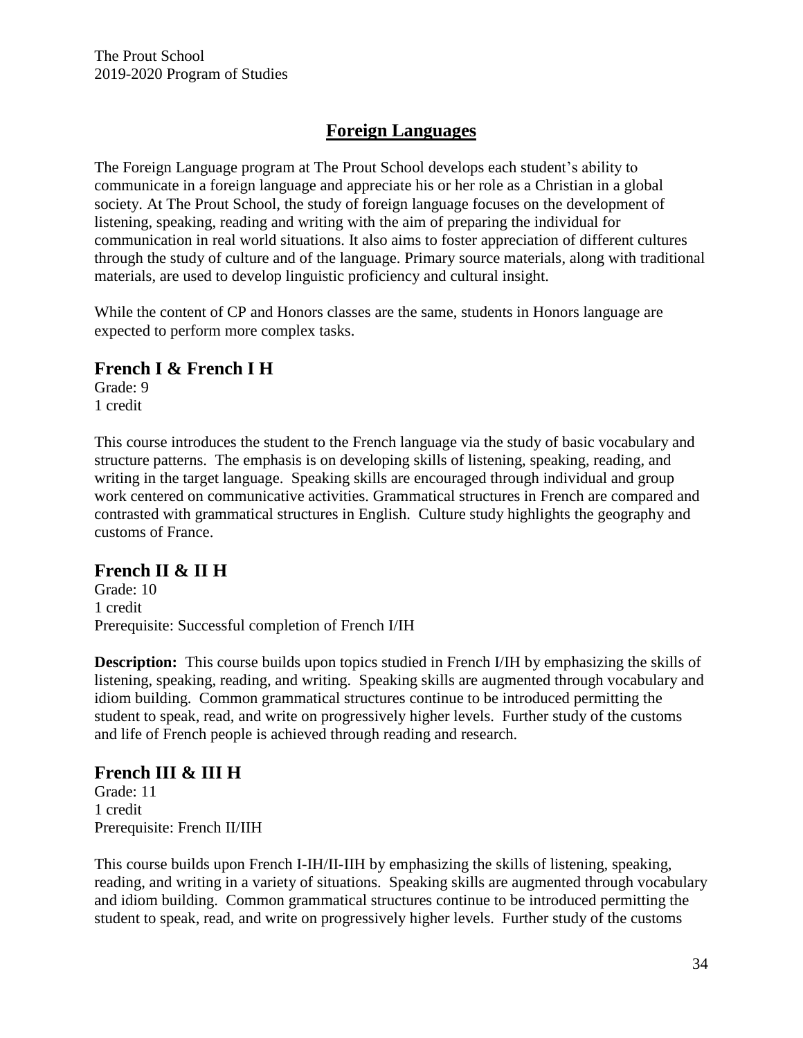## Foreign Languages

The Foreign Language program at The Prout School develops each student's ability to communicate in a foreign language and appreciate his or her role as a Christian in a global society. At The Prout School, the study of foreign language focuses on the development of listening, speaking, reading and writing with the aim of preparing the individual for communication in real world situations. It also aims to foster appreciation of different cultures through the study of culture and of the language. Primary source materials, along with traditional materials, are used to develop linguistic proficiency and cultural insight.

While the content of CP and Honors classes are the same, students in Honors language are expected to perform more complex tasks.

### French I & French I H

Grade: 9
1 credit

This course introduces the student to the French language via the study of basic vocabulary and structure patterns. The emphasis is on developing skills of listening, speaking, reading, and writing in the target language. Speaking skills are encouraged through individual and group work centered on communicative activities. Grammatical structures in French are compared and contrasted with grammatical structures in English. Culture study highlights the geography and customs of France.

### French II & II H

Grade: 10
1 credit
Prerequisite: Successful completion of French I/IH

**Description:** This course builds upon topics studied in French I/IH by emphasizing the skills of listening, speaking, reading, and writing. Speaking skills are augmented through vocabulary and idiom building. Common grammatical structures continue to be introduced permitting the student to speak, read, and write on progressively higher levels. Further study of the customs and life of French people is achieved through reading and research.

### French III & III H

Grade: 11
1 credit
Prerequisite: French II/IIH

This course builds upon French I-IH/II-IIH by emphasizing the skills of listening, speaking, reading, and writing in a variety of situations. Speaking skills are augmented through vocabulary and idiom building. Common grammatical structures continue to be introduced permitting the student to speak, read, and write on progressively higher levels. Further study of the customs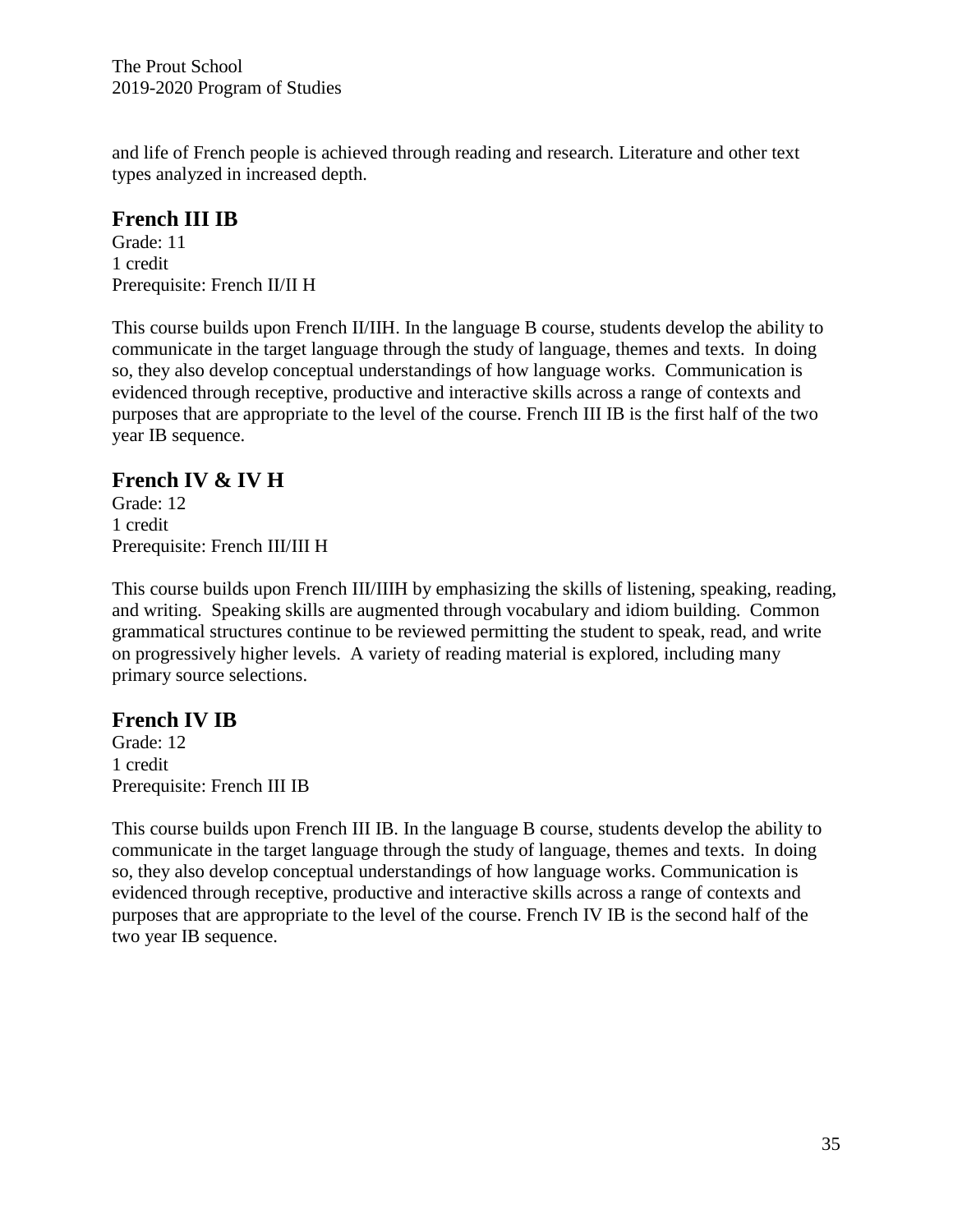and life of French people is achieved through reading and research. Literature and other text types analyzed in increased depth.

## French III IB

Grade: 11
1 credit
Prerequisite: French II/II H

This course builds upon French II/IIH. In the language B course, students develop the ability to communicate in the target language through the study of language, themes and texts. In doing so, they also develop conceptual understandings of how language works. Communication is evidenced through receptive, productive and interactive skills across a range of contexts and purposes that are appropriate to the level of the course. French III IB is the first half of the two year IB sequence.

## French IV & IV H

Grade: 12
1 credit
Prerequisite: French III/III H

This course builds upon French III/IIIH by emphasizing the skills of listening, speaking, reading, and writing. Speaking skills are augmented through vocabulary and idiom building. Common grammatical structures continue to be reviewed permitting the student to speak, read, and write on progressively higher levels. A variety of reading material is explored, including many primary source selections.

## French IV IB

Grade: 12
1 credit
Prerequisite: French III IB

This course builds upon French III IB. In the language B course, students develop the ability to communicate in the target language through the study of language, themes and texts. In doing so, they also develop conceptual understandings of how language works. Communication is evidenced through receptive, productive and interactive skills across a range of contexts and purposes that are appropriate to the level of the course. French IV IB is the second half of the two year IB sequence.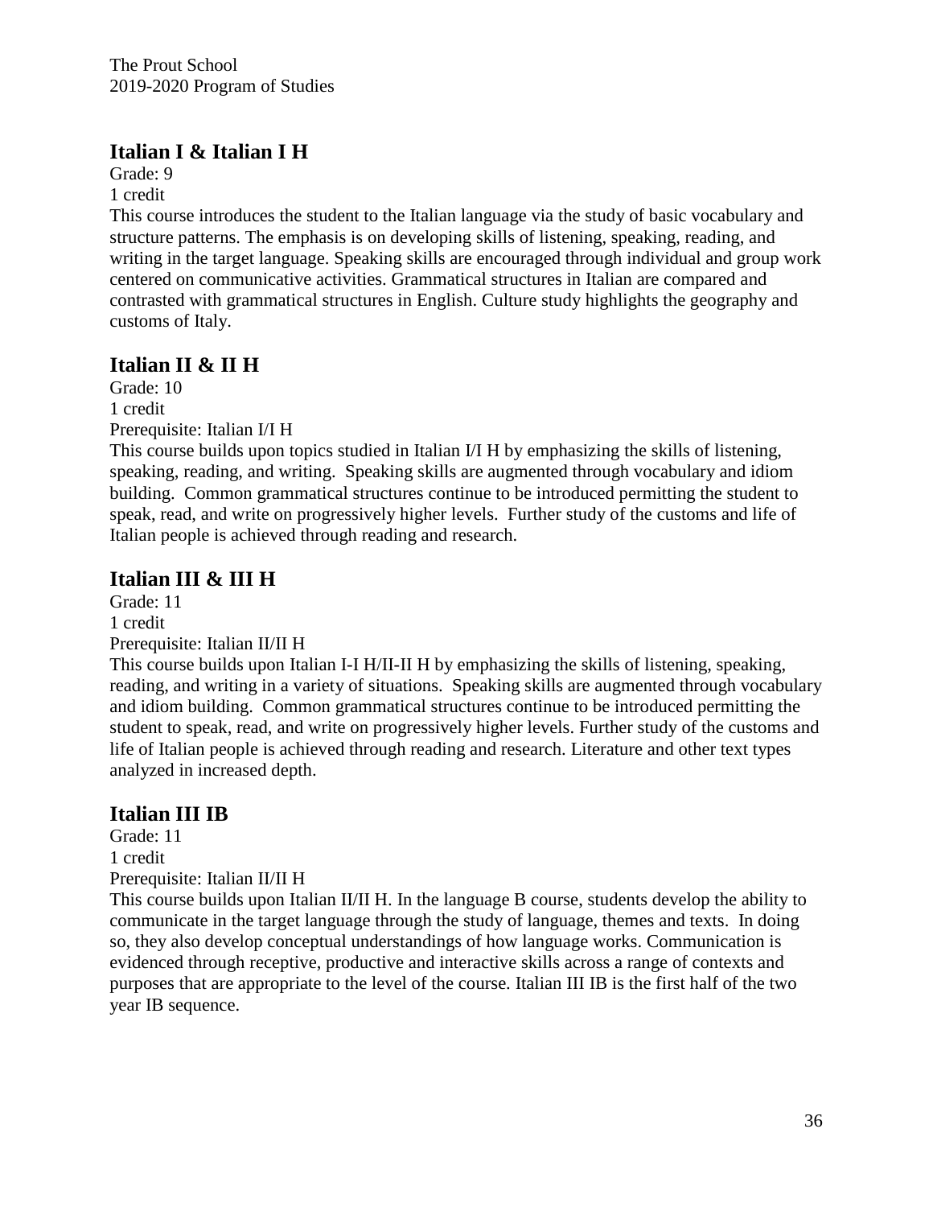## Italian I & Italian I H

Grade: 9

1 credit

This course introduces the student to the Italian language via the study of basic vocabulary and structure patterns. The emphasis is on developing skills of listening, speaking, reading, and writing in the target language. Speaking skills are encouraged through individual and group work centered on communicative activities. Grammatical structures in Italian are compared and contrasted with grammatical structures in English. Culture study highlights the geography and customs of Italy.

## Italian II & II H

Grade: 10

1 credit

Prerequisite: Italian I/I H

This course builds upon topics studied in Italian I/I H by emphasizing the skills of listening, speaking, reading, and writing. Speaking skills are augmented through vocabulary and idiom building. Common grammatical structures continue to be introduced permitting the student to speak, read, and write on progressively higher levels. Further study of the customs and life of Italian people is achieved through reading and research.

## Italian III & III H

Grade: 11

1 credit

Prerequisite: Italian II/II H

This course builds upon Italian I-I H/II-II H by emphasizing the skills of listening, speaking, reading, and writing in a variety of situations. Speaking skills are augmented through vocabulary and idiom building. Common grammatical structures continue to be introduced permitting the student to speak, read, and write on progressively higher levels. Further study of the customs and life of Italian people is achieved through reading and research. Literature and other text types analyzed in increased depth.

## Italian III IB

Grade: 11

1 credit

Prerequisite: Italian II/II H

This course builds upon Italian II/II H. In the language B course, students develop the ability to communicate in the target language through the study of language, themes and texts. In doing so, they also develop conceptual understandings of how language works. Communication is evidenced through receptive, productive and interactive skills across a range of contexts and purposes that are appropriate to the level of the course. Italian III IB is the first half of the two year IB sequence.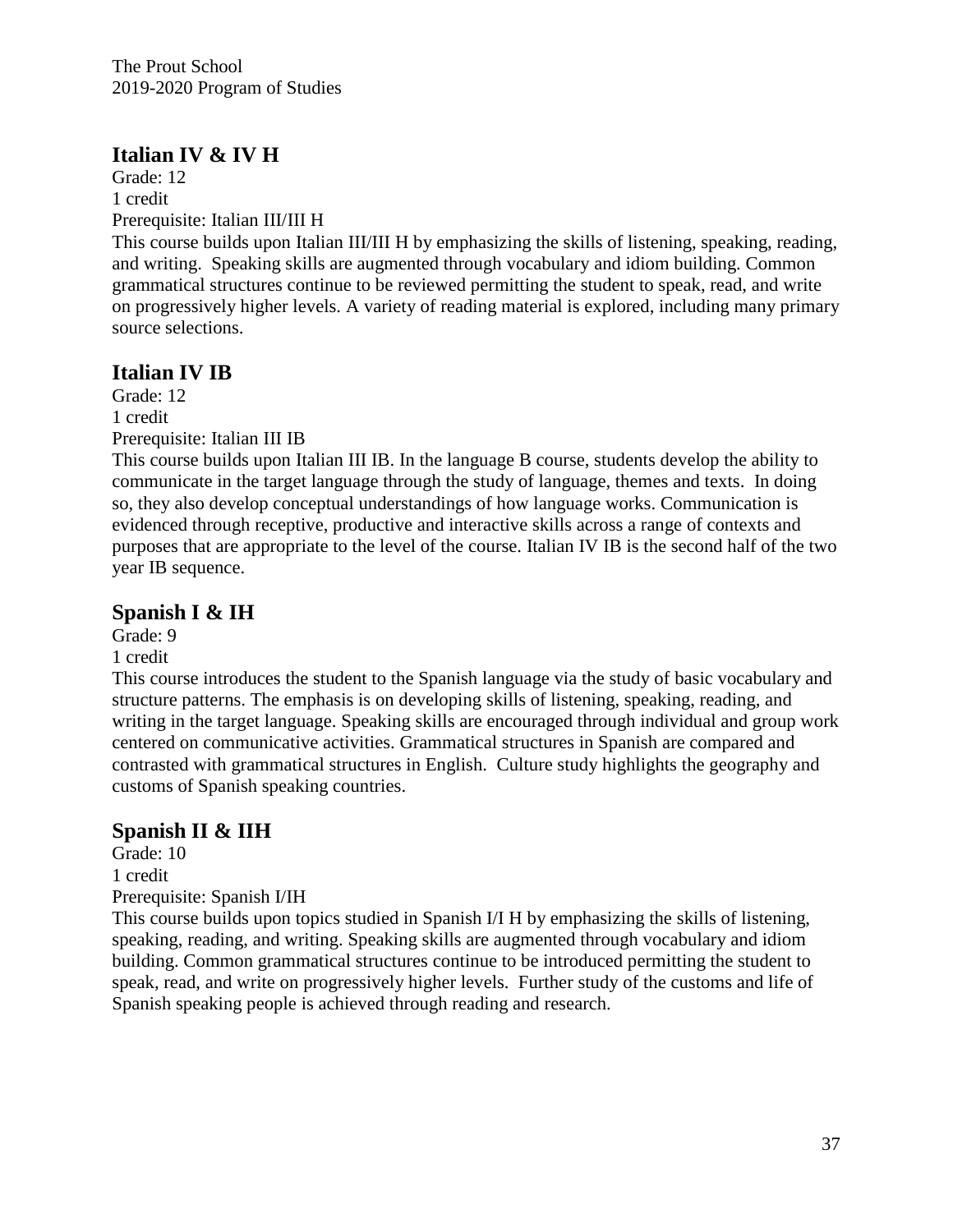## Italian IV & IV H

Grade: 12
1 credit
Prerequisite: Italian III/III H

This course builds upon Italian III/III H by emphasizing the skills of listening, speaking, reading, and writing. Speaking skills are augmented through vocabulary and idiom building. Common grammatical structures continue to be reviewed permitting the student to speak, read, and write on progressively higher levels. A variety of reading material is explored, including many primary source selections.

## Italian IV IB

Grade: 12
1 credit
Prerequisite: Italian III IB

This course builds upon Italian III IB. In the language B course, students develop the ability to communicate in the target language through the study of language, themes and texts. In doing so, they also develop conceptual understandings of how language works. Communication is evidenced through receptive, productive and interactive skills across a range of contexts and purposes that are appropriate to the level of the course. Italian IV IB is the second half of the two year IB sequence.

## Spanish I & IH

Grade: 9
1 credit

This course introduces the student to the Spanish language via the study of basic vocabulary and structure patterns. The emphasis is on developing skills of listening, speaking, reading, and writing in the target language. Speaking skills are encouraged through individual and group work centered on communicative activities. Grammatical structures in Spanish are compared and contrasted with grammatical structures in English. Culture study highlights the geography and customs of Spanish speaking countries.

## Spanish II & IIH

Grade: 10
1 credit
Prerequisite: Spanish I/IH

This course builds upon topics studied in Spanish I/I H by emphasizing the skills of listening, speaking, reading, and writing. Speaking skills are augmented through vocabulary and idiom building. Common grammatical structures continue to be introduced permitting the student to speak, read, and write on progressively higher levels. Further study of the customs and life of Spanish speaking people is achieved through reading and research.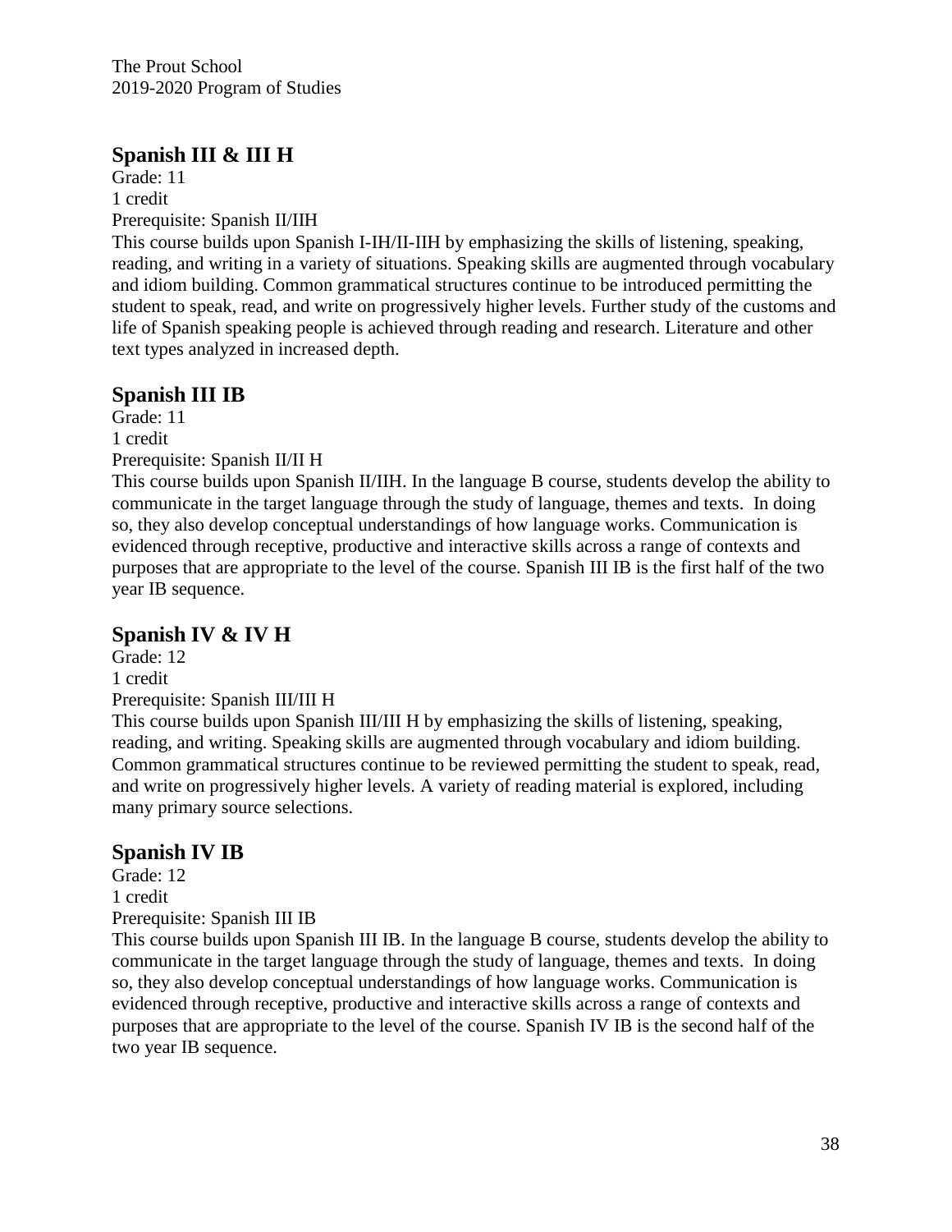## Spanish III & III H

Grade: 11
1 credit
Prerequisite: Spanish II/IIH
This course builds upon Spanish I-IH/II-IIH by emphasizing the skills of listening, speaking, reading, and writing in a variety of situations. Speaking skills are augmented through vocabulary and idiom building. Common grammatical structures continue to be introduced permitting the student to speak, read, and write on progressively higher levels. Further study of the customs and life of Spanish speaking people is achieved through reading and research. Literature and other text types analyzed in increased depth.

## Spanish III IB

Grade: 11
1 credit
Prerequisite: Spanish II/II H
This course builds upon Spanish II/IIH. In the language B course, students develop the ability to communicate in the target language through the study of language, themes and texts. In doing so, they also develop conceptual understandings of how language works. Communication is evidenced through receptive, productive and interactive skills across a range of contexts and purposes that are appropriate to the level of the course. Spanish III IB is the first half of the two year IB sequence.

## Spanish IV & IV H

Grade: 12
1 credit
Prerequisite: Spanish III/III H
This course builds upon Spanish III/III H by emphasizing the skills of listening, speaking, reading, and writing. Speaking skills are augmented through vocabulary and idiom building. Common grammatical structures continue to be reviewed permitting the student to speak, read, and write on progressively higher levels. A variety of reading material is explored, including many primary source selections.

## Spanish IV IB

Grade: 12
1 credit
Prerequisite: Spanish III IB
This course builds upon Spanish III IB. In the language B course, students develop the ability to communicate in the target language through the study of language, themes and texts. In doing so, they also develop conceptual understandings of how language works. Communication is evidenced through receptive, productive and interactive skills across a range of contexts and purposes that are appropriate to the level of the course. Spanish IV IB is the second half of the two year IB sequence.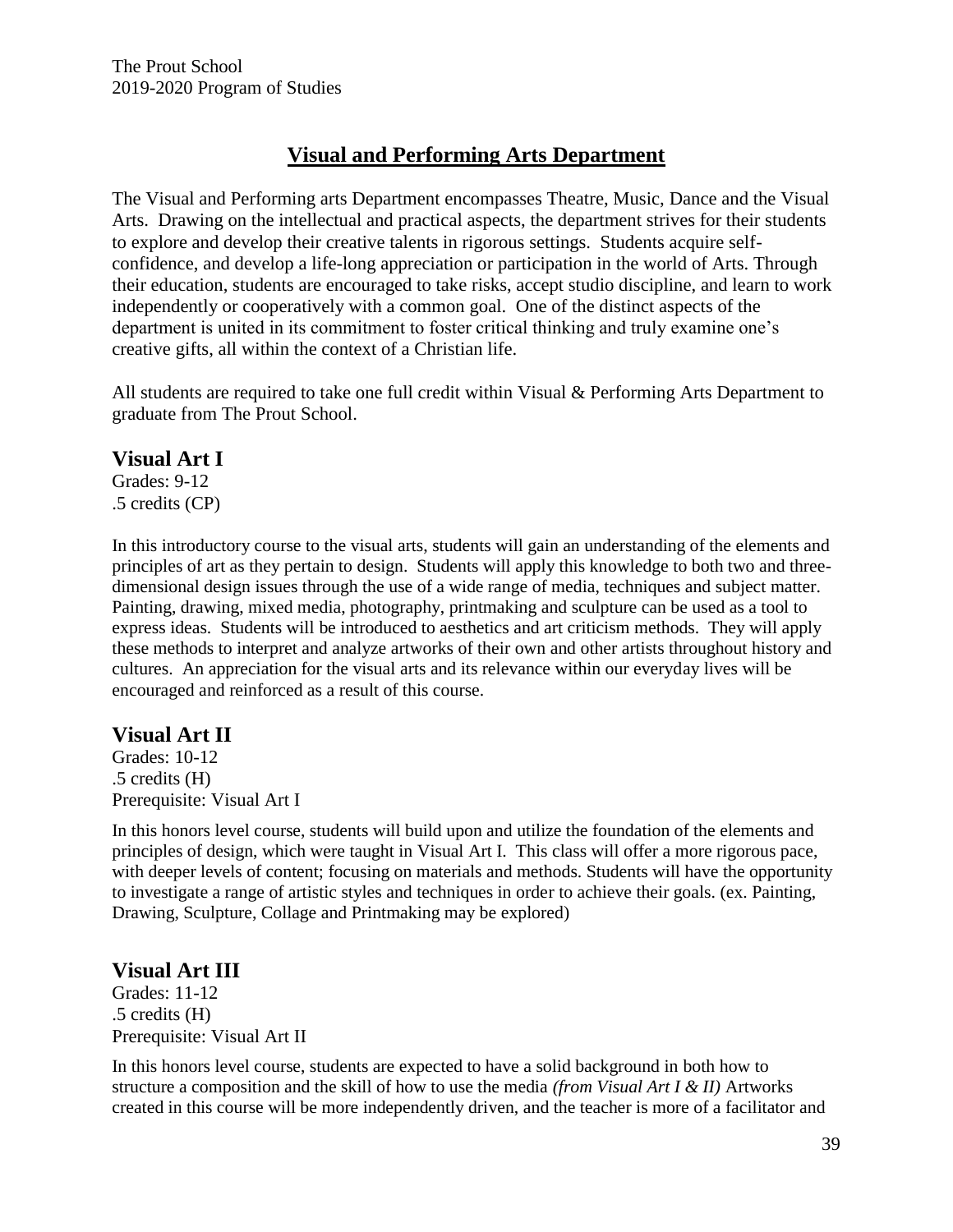## Visual and Performing Arts Department

The Visual and Performing arts Department encompasses Theatre, Music, Dance and the Visual Arts. Drawing on the intellectual and practical aspects, the department strives for their students to explore and develop their creative talents in rigorous settings. Students acquire self-confidence, and develop a life-long appreciation or participation in the world of Arts. Through their education, students are encouraged to take risks, accept studio discipline, and learn to work independently or cooperatively with a common goal. One of the distinct aspects of the department is united in its commitment to foster critical thinking and truly examine one's creative gifts, all within the context of a Christian life.

All students are required to take one full credit within Visual & Performing Arts Department to graduate from The Prout School.

### Visual Art I

Grades: 9-12
.5 credits (CP)

In this introductory course to the visual arts, students will gain an understanding of the elements and principles of art as they pertain to design. Students will apply this knowledge to both two and three-dimensional design issues through the use of a wide range of media, techniques and subject matter. Painting, drawing, mixed media, photography, printmaking and sculpture can be used as a tool to express ideas. Students will be introduced to aesthetics and art criticism methods. They will apply these methods to interpret and analyze artworks of their own and other artists throughout history and cultures. An appreciation for the visual arts and its relevance within our everyday lives will be encouraged and reinforced as a result of this course.

### Visual Art II

Grades: 10-12
.5 credits (H)
Prerequisite: Visual Art I

In this honors level course, students will build upon and utilize the foundation of the elements and principles of design, which were taught in Visual Art I. This class will offer a more rigorous pace, with deeper levels of content; focusing on materials and methods. Students will have the opportunity to investigate a range of artistic styles and techniques in order to achieve their goals. (ex. Painting, Drawing, Sculpture, Collage and Printmaking may be explored)

### Visual Art III

Grades: 11-12
.5 credits (H)
Prerequisite: Visual Art II

In this honors level course, students are expected to have a solid background in both how to structure a composition and the skill of how to use the media *(from Visual Art I & II)* Artworks created in this course will be more independently driven, and the teacher is more of a facilitator and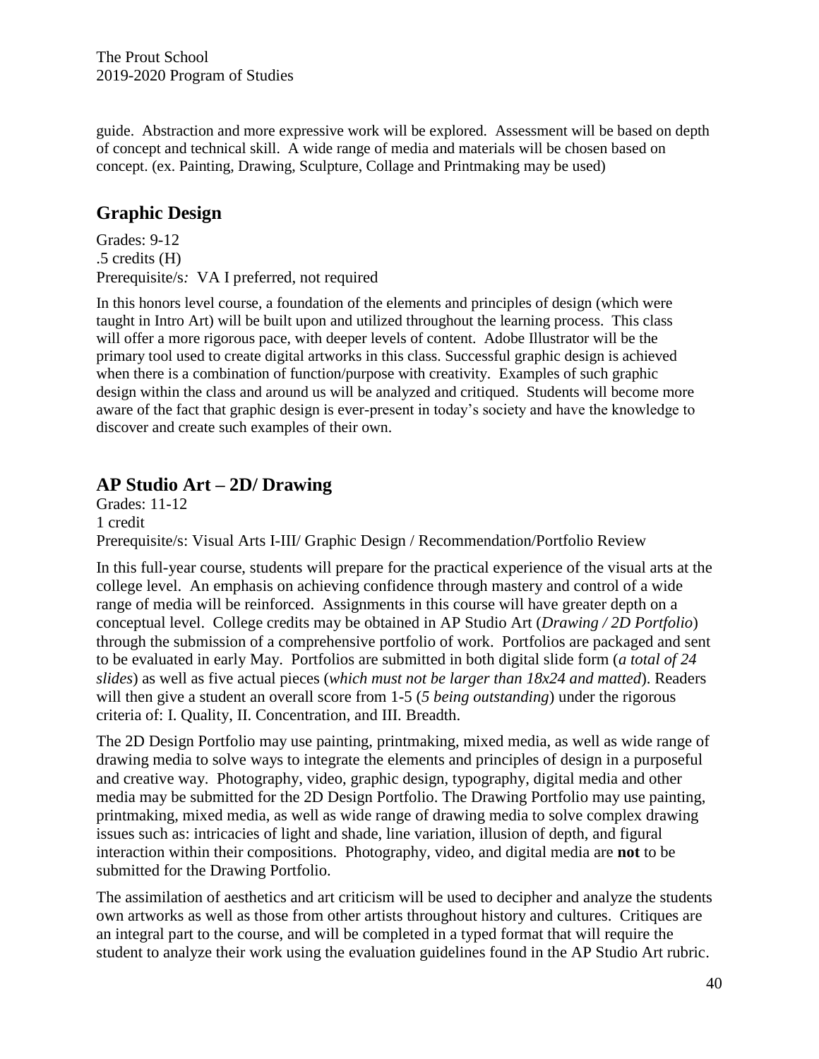guide. Abstraction and more expressive work will be explored. Assessment will be based on depth of concept and technical skill. A wide range of media and materials will be chosen based on concept. (ex. Painting, Drawing, Sculpture, Collage and Printmaking may be used)

## Graphic Design

Grades: 9-12
.5 credits (H)
Prerequisite/s*:* VA I preferred, not required

In this honors level course, a foundation of the elements and principles of design (which were taught in Intro Art) will be built upon and utilized throughout the learning process. This class will offer a more rigorous pace, with deeper levels of content. Adobe Illustrator will be the primary tool used to create digital artworks in this class. Successful graphic design is achieved when there is a combination of function/purpose with creativity. Examples of such graphic design within the class and around us will be analyzed and critiqued. Students will become more aware of the fact that graphic design is ever-present in today's society and have the knowledge to discover and create such examples of their own.

## AP Studio Art – 2D/ Drawing

Grades: 11-12
1 credit
Prerequisite/s: Visual Arts I-III/ Graphic Design / Recommendation/Portfolio Review

In this full-year course, students will prepare for the practical experience of the visual arts at the college level. An emphasis on achieving confidence through mastery and control of a wide range of media will be reinforced. Assignments in this course will have greater depth on a conceptual level. College credits may be obtained in AP Studio Art (*Drawing / 2D Portfolio*) through the submission of a comprehensive portfolio of work. Portfolios are packaged and sent to be evaluated in early May. Portfolios are submitted in both digital slide form (*a total of 24 slides*) as well as five actual pieces (*which must not be larger than 18x24 and matted*). Readers will then give a student an overall score from 1-5 (*5 being outstanding*) under the rigorous criteria of: I. Quality, II. Concentration, and III. Breadth.

The 2D Design Portfolio may use painting, printmaking, mixed media, as well as wide range of drawing media to solve ways to integrate the elements and principles of design in a purposeful and creative way. Photography, video, graphic design, typography, digital media and other media may be submitted for the 2D Design Portfolio. The Drawing Portfolio may use painting, printmaking, mixed media, as well as wide range of drawing media to solve complex drawing issues such as: intricacies of light and shade, line variation, illusion of depth, and figural interaction within their compositions. Photography, video, and digital media are **not** to be submitted for the Drawing Portfolio.

The assimilation of aesthetics and art criticism will be used to decipher and analyze the students own artworks as well as those from other artists throughout history and cultures. Critiques are an integral part to the course, and will be completed in a typed format that will require the student to analyze their work using the evaluation guidelines found in the AP Studio Art rubric.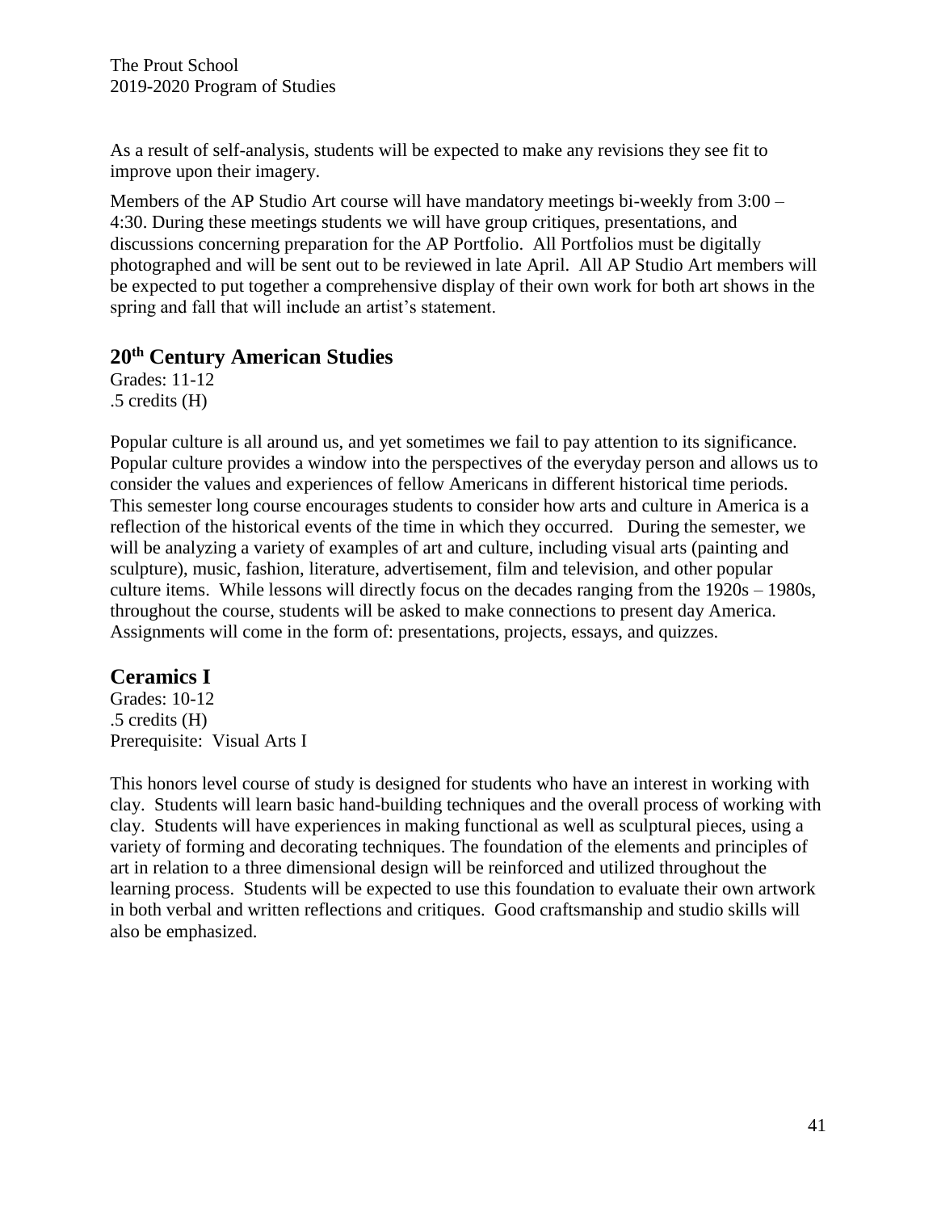As a result of self-analysis, students will be expected to make any revisions they see fit to improve upon their imagery.

Members of the AP Studio Art course will have mandatory meetings bi-weekly from 3:00 – 4:30. During these meetings students we will have group critiques, presentations, and discussions concerning preparation for the AP Portfolio. All Portfolios must be digitally photographed and will be sent out to be reviewed in late April. All AP Studio Art members will be expected to put together a comprehensive display of their own work for both art shows in the spring and fall that will include an artist's statement.

## 20th Century American Studies

Grades: 11-12
.5 credits (H)

Popular culture is all around us, and yet sometimes we fail to pay attention to its significance. Popular culture provides a window into the perspectives of the everyday person and allows us to consider the values and experiences of fellow Americans in different historical time periods. This semester long course encourages students to consider how arts and culture in America is a reflection of the historical events of the time in which they occurred. During the semester, we will be analyzing a variety of examples of art and culture, including visual arts (painting and sculpture), music, fashion, literature, advertisement, film and television, and other popular culture items. While lessons will directly focus on the decades ranging from the 1920s – 1980s, throughout the course, students will be asked to make connections to present day America. Assignments will come in the form of: presentations, projects, essays, and quizzes.

## Ceramics I

Grades: 10-12
.5 credits (H)
Prerequisite: Visual Arts I

This honors level course of study is designed for students who have an interest in working with clay. Students will learn basic hand-building techniques and the overall process of working with clay. Students will have experiences in making functional as well as sculptural pieces, using a variety of forming and decorating techniques. The foundation of the elements and principles of art in relation to a three dimensional design will be reinforced and utilized throughout the learning process. Students will be expected to use this foundation to evaluate their own artwork in both verbal and written reflections and critiques. Good craftsmanship and studio skills will also be emphasized.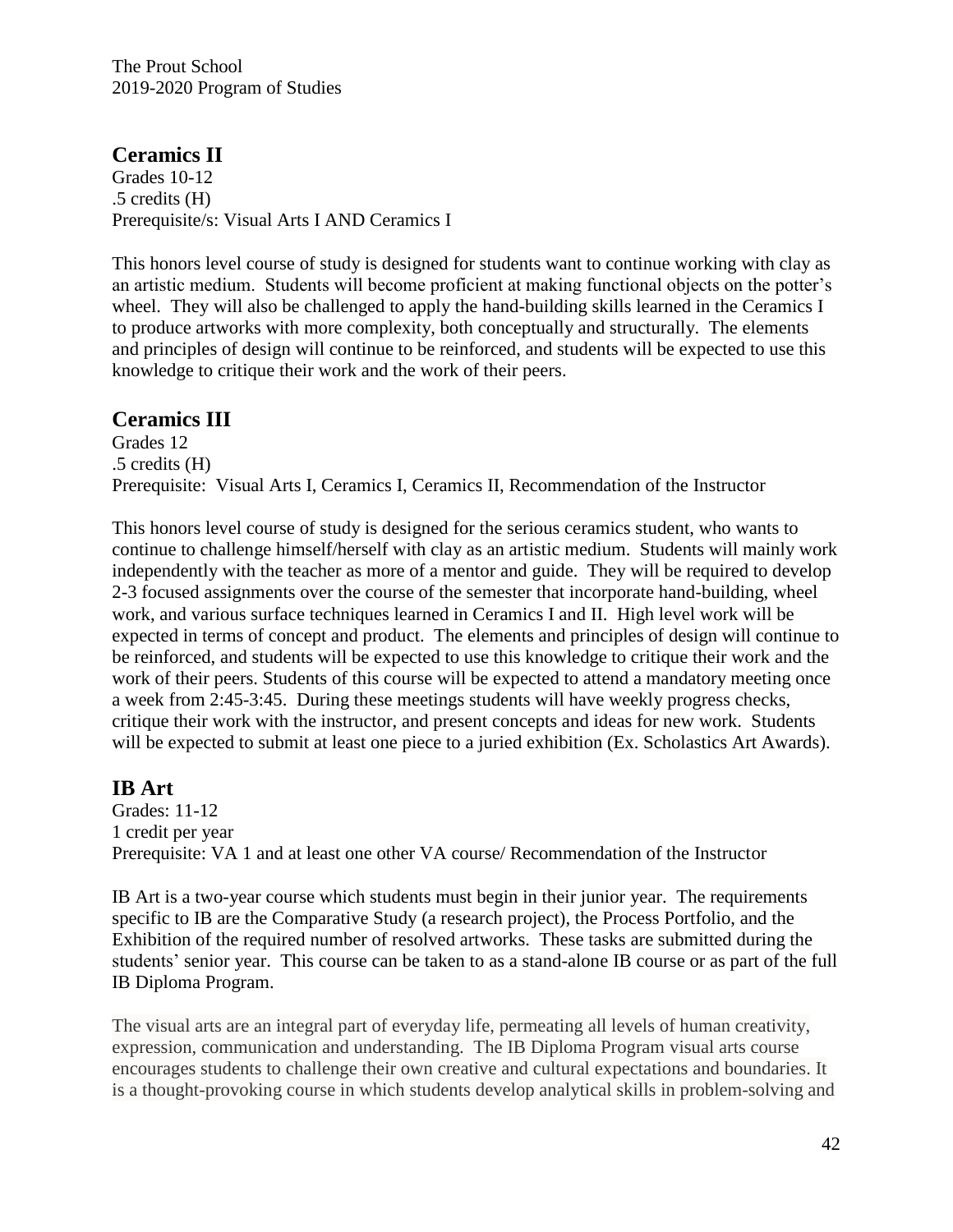## Ceramics II

Grades 10-12
.5 credits (H)
Prerequisite/s: Visual Arts I AND Ceramics I

This honors level course of study is designed for students want to continue working with clay as an artistic medium. Students will become proficient at making functional objects on the potter's wheel. They will also be challenged to apply the hand-building skills learned in the Ceramics I to produce artworks with more complexity, both conceptually and structurally. The elements and principles of design will continue to be reinforced, and students will be expected to use this knowledge to critique their work and the work of their peers.

## Ceramics III

Grades 12
.5 credits (H)
Prerequisite: Visual Arts I, Ceramics I, Ceramics II, Recommendation of the Instructor

This honors level course of study is designed for the serious ceramics student, who wants to continue to challenge himself/herself with clay as an artistic medium. Students will mainly work independently with the teacher as more of a mentor and guide. They will be required to develop 2-3 focused assignments over the course of the semester that incorporate hand-building, wheel work, and various surface techniques learned in Ceramics I and II. High level work will be expected in terms of concept and product. The elements and principles of design will continue to be reinforced, and students will be expected to use this knowledge to critique their work and the work of their peers. Students of this course will be expected to attend a mandatory meeting once a week from 2:45-3:45. During these meetings students will have weekly progress checks, critique their work with the instructor, and present concepts and ideas for new work. Students will be expected to submit at least one piece to a juried exhibition (Ex. Scholastics Art Awards).

## IB Art

Grades: 11-12
1 credit per year
Prerequisite: VA 1 and at least one other VA course/ Recommendation of the Instructor

IB Art is a two-year course which students must begin in their junior year. The requirements specific to IB are the Comparative Study (a research project), the Process Portfolio, and the Exhibition of the required number of resolved artworks. These tasks are submitted during the students' senior year. This course can be taken to as a stand-alone IB course or as part of the full IB Diploma Program.

The visual arts are an integral part of everyday life, permeating all levels of human creativity, expression, communication and understanding. The IB Diploma Program visual arts course encourages students to challenge their own creative and cultural expectations and boundaries. It is a thought-provoking course in which students develop analytical skills in problem-solving and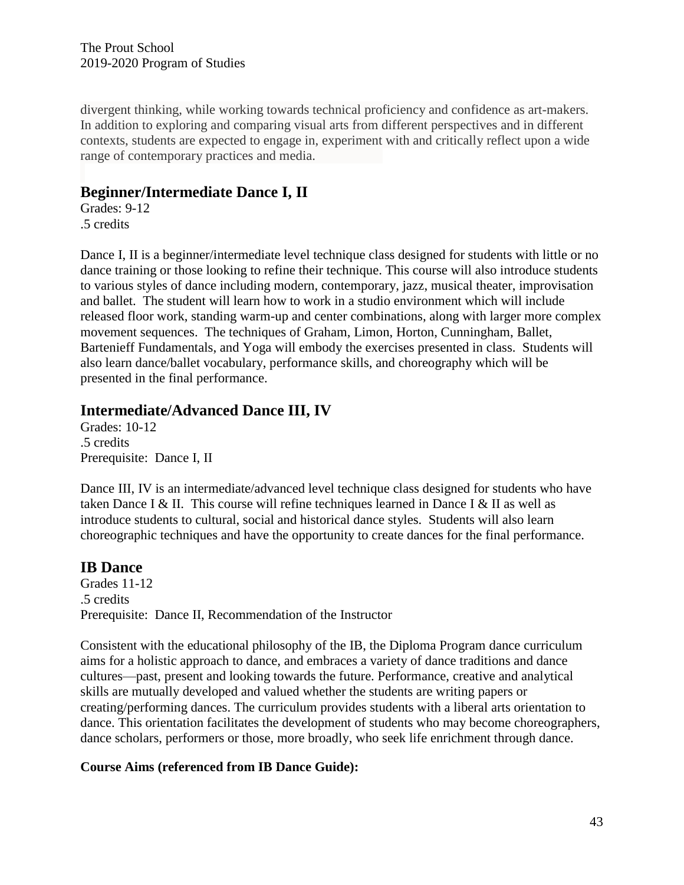divergent thinking, while working towards technical proficiency and confidence as art-makers. In addition to exploring and comparing visual arts from different perspectives and in different contexts, students are expected to engage in, experiment with and critically reflect upon a wide range of contemporary practices and media.

## Beginner/Intermediate Dance I, II

Grades: 9-12
.5 credits

Dance I, II is a beginner/intermediate level technique class designed for students with little or no dance training or those looking to refine their technique. This course will also introduce students to various styles of dance including modern, contemporary, jazz, musical theater, improvisation and ballet. The student will learn how to work in a studio environment which will include released floor work, standing warm-up and center combinations, along with larger more complex movement sequences. The techniques of Graham, Limon, Horton, Cunningham, Ballet, Bartenieff Fundamentals, and Yoga will embody the exercises presented in class. Students will also learn dance/ballet vocabulary, performance skills, and choreography which will be presented in the final performance.

## Intermediate/Advanced Dance III, IV

Grades: 10-12
.5 credits
Prerequisite: Dance I, II

Dance III, IV is an intermediate/advanced level technique class designed for students who have taken Dance I & II. This course will refine techniques learned in Dance I & II as well as introduce students to cultural, social and historical dance styles. Students will also learn choreographic techniques and have the opportunity to create dances for the final performance.

## IB Dance

Grades 11-12
.5 credits
Prerequisite: Dance II, Recommendation of the Instructor

Consistent with the educational philosophy of the IB, the Diploma Program dance curriculum aims for a holistic approach to dance, and embraces a variety of dance traditions and dance cultures—past, present and looking towards the future. Performance, creative and analytical skills are mutually developed and valued whether the students are writing papers or creating/performing dances. The curriculum provides students with a liberal arts orientation to dance. This orientation facilitates the development of students who may become choreographers, dance scholars, performers or those, more broadly, who seek life enrichment through dance.

**Course Aims (referenced from IB Dance Guide):**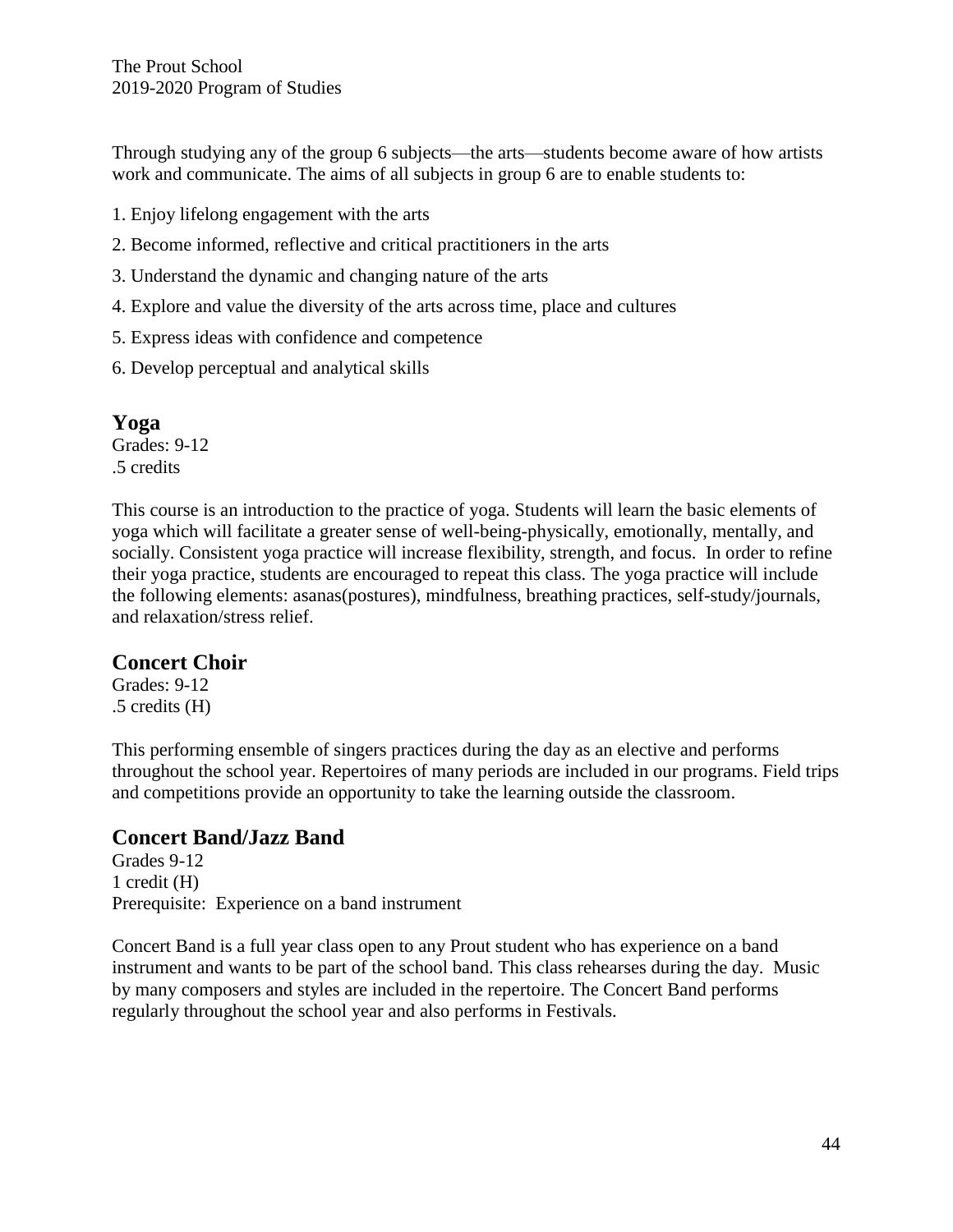Through studying any of the group 6 subjects—the arts—students become aware of how artists work and communicate. The aims of all subjects in group 6 are to enable students to:

1. Enjoy lifelong engagement with the arts
2. Become informed, reflective and critical practitioners in the arts
3. Understand the dynamic and changing nature of the arts
4. Explore and value the diversity of the arts across time, place and cultures
5. Express ideas with confidence and competence
6. Develop perceptual and analytical skills

## Yoga

Grades: 9-12
.5 credits

This course is an introduction to the practice of yoga. Students will learn the basic elements of yoga which will facilitate a greater sense of well-being-physically, emotionally, mentally, and socially. Consistent yoga practice will increase flexibility, strength, and focus. In order to refine their yoga practice, students are encouraged to repeat this class. The yoga practice will include the following elements: asanas(postures), mindfulness, breathing practices, self-study/journals, and relaxation/stress relief.

## Concert Choir

Grades: 9-12
.5 credits (H)

This performing ensemble of singers practices during the day as an elective and performs throughout the school year. Repertoires of many periods are included in our programs. Field trips and competitions provide an opportunity to take the learning outside the classroom.

## Concert Band/Jazz Band

Grades 9-12
1 credit (H)
Prerequisite: Experience on a band instrument

Concert Band is a full year class open to any Prout student who has experience on a band instrument and wants to be part of the school band. This class rehearses during the day. Music by many composers and styles are included in the repertoire. The Concert Band performs regularly throughout the school year and also performs in Festivals.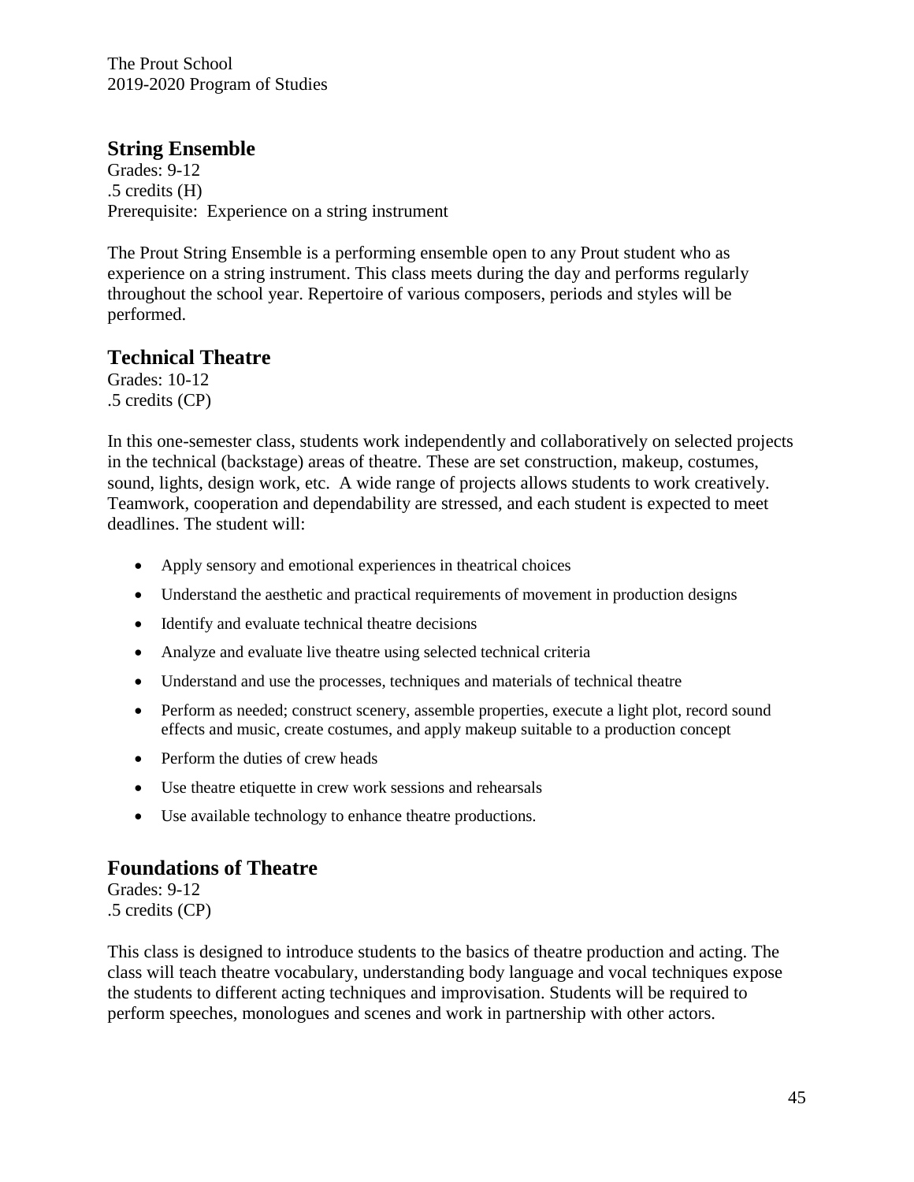## String Ensemble

Grades: 9-12
.5 credits (H)
Prerequisite: Experience on a string instrument

The Prout String Ensemble is a performing ensemble open to any Prout student who as experience on a string instrument. This class meets during the day and performs regularly throughout the school year. Repertoire of various composers, periods and styles will be performed.

## Technical Theatre

Grades: 10-12
.5 credits (CP)

In this one-semester class, students work independently and collaboratively on selected projects in the technical (backstage) areas of theatre. These are set construction, makeup, costumes, sound, lights, design work, etc. A wide range of projects allows students to work creatively. Teamwork, cooperation and dependability are stressed, and each student is expected to meet deadlines. The student will:

- Apply sensory and emotional experiences in theatrical choices
- Understand the aesthetic and practical requirements of movement in production designs
- Identify and evaluate technical theatre decisions
- Analyze and evaluate live theatre using selected technical criteria
- Understand and use the processes, techniques and materials of technical theatre
- Perform as needed; construct scenery, assemble properties, execute a light plot, record sound effects and music, create costumes, and apply makeup suitable to a production concept
- Perform the duties of crew heads
- Use theatre etiquette in crew work sessions and rehearsals
- Use available technology to enhance theatre productions.

## Foundations of Theatre

Grades: 9-12
.5 credits (CP)

This class is designed to introduce students to the basics of theatre production and acting. The class will teach theatre vocabulary, understanding body language and vocal techniques expose the students to different acting techniques and improvisation. Students will be required to perform speeches, monologues and scenes and work in partnership with other actors.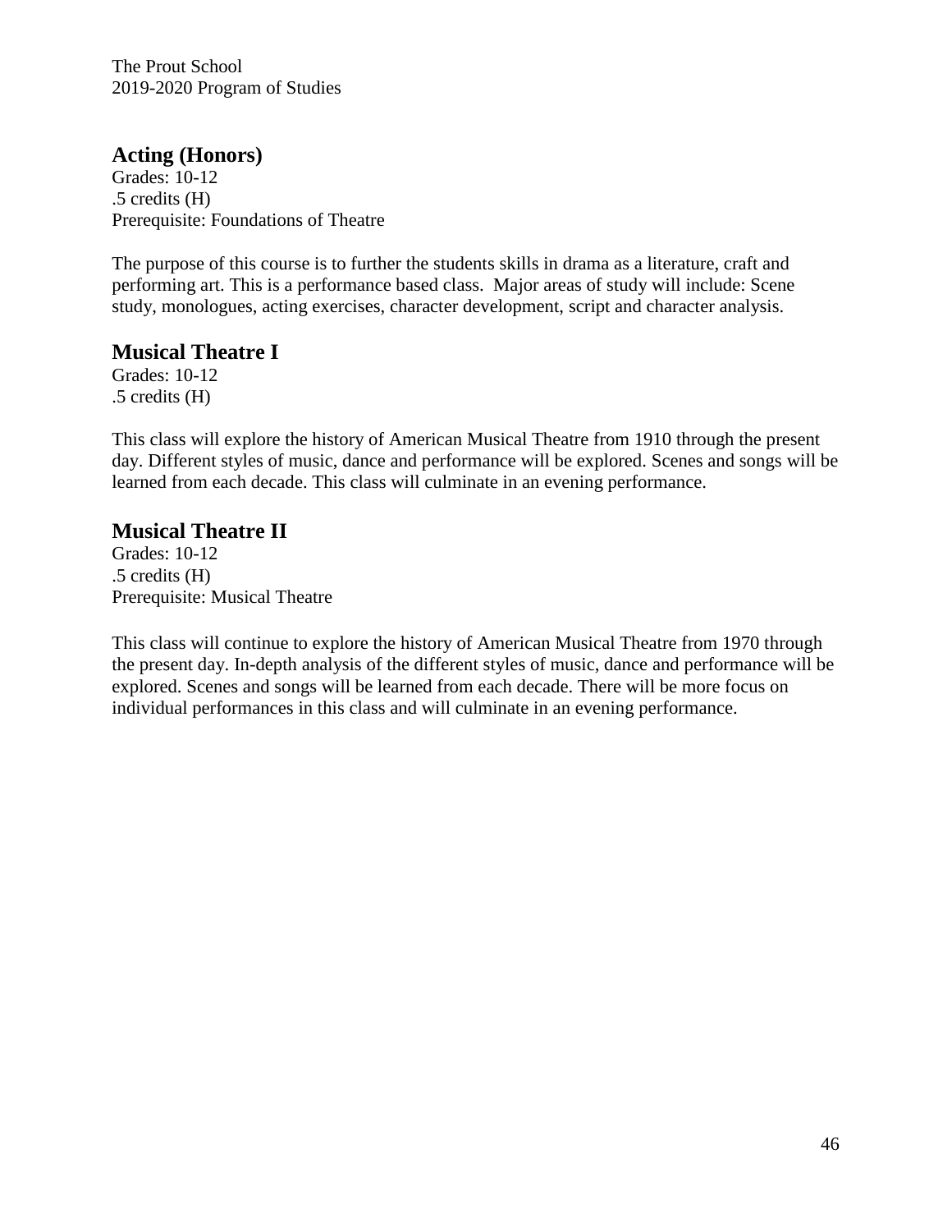## Acting (Honors)

Grades: 10-12
.5 credits (H)
Prerequisite: Foundations of Theatre

The purpose of this course is to further the students skills in drama as a literature, craft and performing art. This is a performance based class. Major areas of study will include: Scene study, monologues, acting exercises, character development, script and character analysis.

## Musical Theatre I

Grades: 10-12
.5 credits (H)

This class will explore the history of American Musical Theatre from 1910 through the present day. Different styles of music, dance and performance will be explored. Scenes and songs will be learned from each decade. This class will culminate in an evening performance.

## Musical Theatre II

Grades: 10-12
.5 credits (H)
Prerequisite: Musical Theatre

This class will continue to explore the history of American Musical Theatre from 1970 through the present day. In-depth analysis of the different styles of music, dance and performance will be explored. Scenes and songs will be learned from each decade. There will be more focus on individual performances in this class and will culminate in an evening performance.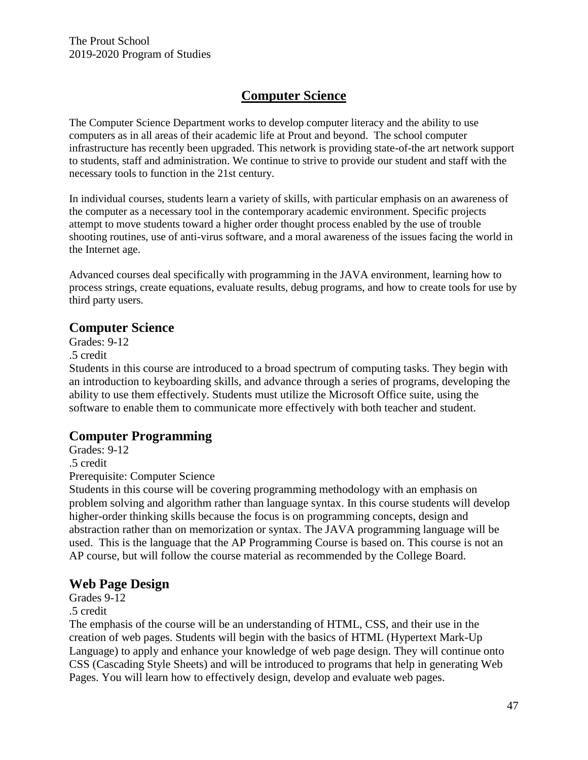# Computer Science

The Computer Science Department works to develop computer literacy and the ability to use computers as in all areas of their academic life at Prout and beyond. The school computer infrastructure has recently been upgraded. This network is providing state-of-the art network support to students, staff and administration. We continue to strive to provide our student and staff with the necessary tools to function in the 21st century.

In individual courses, students learn a variety of skills, with particular emphasis on an awareness of the computer as a necessary tool in the contemporary academic environment. Specific projects attempt to move students toward a higher order thought process enabled by the use of trouble shooting routines, use of anti-virus software, and a moral awareness of the issues facing the world in the Internet age.

Advanced courses deal specifically with programming in the JAVA environment, learning how to process strings, create equations, evaluate results, debug programs, and how to create tools for use by third party users.

## Computer Science

Grades: 9-12
.5 credit
Students in this course are introduced to a broad spectrum of computing tasks. They begin with an introduction to keyboarding skills, and advance through a series of programs, developing the ability to use them effectively. Students must utilize the Microsoft Office suite, using the software to enable them to communicate more effectively with both teacher and student.

## Computer Programming

Grades: 9-12
.5 credit
Prerequisite: Computer Science
Students in this course will be covering programming methodology with an emphasis on problem solving and algorithm rather than language syntax. In this course students will develop higher-order thinking skills because the focus is on programming concepts, design and abstraction rather than on memorization or syntax. The JAVA programming language will be used. This is the language that the AP Programming Course is based on. This course is not an AP course, but will follow the course material as recommended by the College Board.

## Web Page Design

Grades 9-12
.5 credit
The emphasis of the course will be an understanding of HTML, CSS, and their use in the creation of web pages. Students will begin with the basics of HTML (Hypertext Mark-Up Language) to apply and enhance your knowledge of web page design. They will continue onto CSS (Cascading Style Sheets) and will be introduced to programs that help in generating Web Pages. You will learn how to effectively design, develop and evaluate web pages.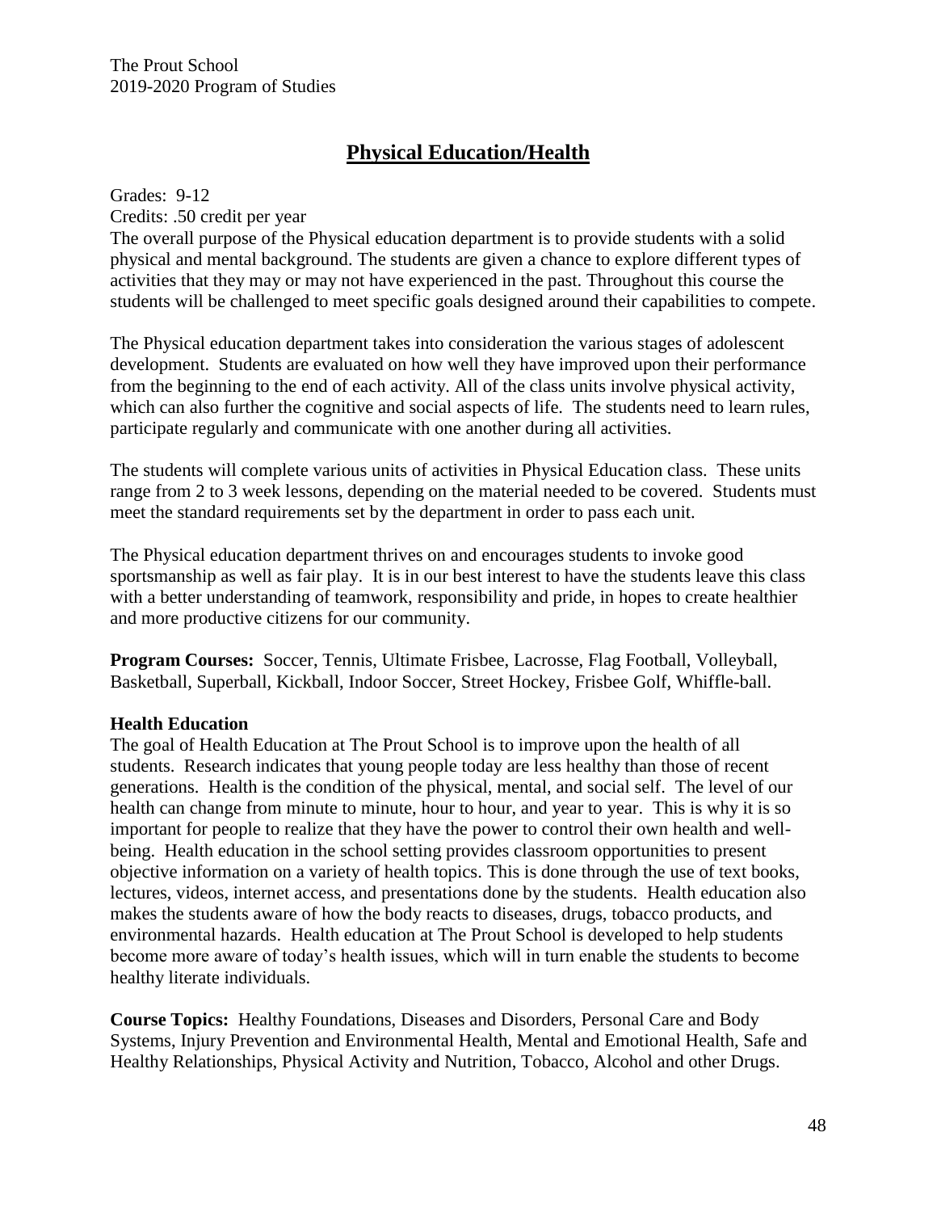## Physical Education/Health

Grades: 9-12
Credits: .50 credit per year
The overall purpose of the Physical education department is to provide students with a solid physical and mental background. The students are given a chance to explore different types of activities that they may or may not have experienced in the past. Throughout this course the students will be challenged to meet specific goals designed around their capabilities to compete.

The Physical education department takes into consideration the various stages of adolescent development. Students are evaluated on how well they have improved upon their performance from the beginning to the end of each activity. All of the class units involve physical activity, which can also further the cognitive and social aspects of life. The students need to learn rules, participate regularly and communicate with one another during all activities.

The students will complete various units of activities in Physical Education class. These units range from 2 to 3 week lessons, depending on the material needed to be covered. Students must meet the standard requirements set by the department in order to pass each unit.

The Physical education department thrives on and encourages students to invoke good sportsmanship as well as fair play. It is in our best interest to have the students leave this class with a better understanding of teamwork, responsibility and pride, in hopes to create healthier and more productive citizens for our community.

**Program Courses:** Soccer, Tennis, Ultimate Frisbee, Lacrosse, Flag Football, Volleyball, Basketball, Superball, Kickball, Indoor Soccer, Street Hockey, Frisbee Golf, Whiffle-ball.

**Health Education**
The goal of Health Education at The Prout School is to improve upon the health of all students. Research indicates that young people today are less healthy than those of recent generations. Health is the condition of the physical, mental, and social self. The level of our health can change from minute to minute, hour to hour, and year to year. This is why it is so important for people to realize that they have the power to control their own health and well-being. Health education in the school setting provides classroom opportunities to present objective information on a variety of health topics. This is done through the use of text books, lectures, videos, internet access, and presentations done by the students. Health education also makes the students aware of how the body reacts to diseases, drugs, tobacco products, and environmental hazards. Health education at The Prout School is developed to help students become more aware of today's health issues, which will in turn enable the students to become healthy literate individuals.

**Course Topics:** Healthy Foundations, Diseases and Disorders, Personal Care and Body Systems, Injury Prevention and Environmental Health, Mental and Emotional Health, Safe and Healthy Relationships, Physical Activity and Nutrition, Tobacco, Alcohol and other Drugs.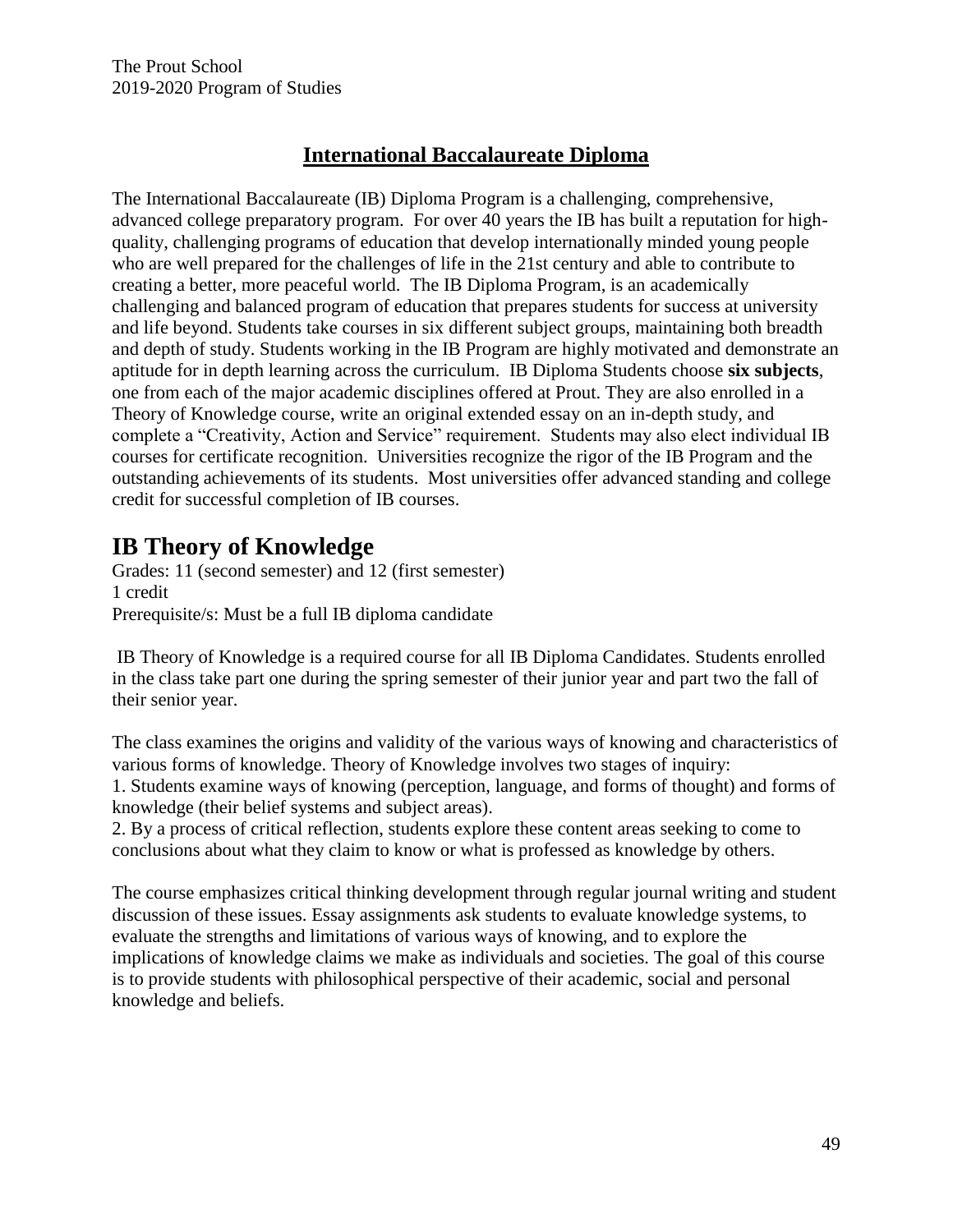## International Baccalaureate Diploma

The International Baccalaureate (IB) Diploma Program is a challenging, comprehensive, advanced college preparatory program. For over 40 years the IB has built a reputation for high-quality, challenging programs of education that develop internationally minded young people who are well prepared for the challenges of life in the 21st century and able to contribute to creating a better, more peaceful world. The IB Diploma Program, is an academically challenging and balanced program of education that prepares students for success at university and life beyond. Students take courses in six different subject groups, maintaining both breadth and depth of study. Students working in the IB Program are highly motivated and demonstrate an aptitude for in depth learning across the curriculum. IB Diploma Students choose **six subjects**, one from each of the major academic disciplines offered at Prout. They are also enrolled in a Theory of Knowledge course, write an original extended essay on an in-depth study, and complete a "Creativity, Action and Service" requirement. Students may also elect individual IB courses for certificate recognition. Universities recognize the rigor of the IB Program and the outstanding achievements of its students. Most universities offer advanced standing and college credit for successful completion of IB courses.

# IB Theory of Knowledge

Grades: 11 (second semester) and 12 (first semester)
1 credit
Prerequisite/s: Must be a full IB diploma candidate

IB Theory of Knowledge is a required course for all IB Diploma Candidates. Students enrolled in the class take part one during the spring semester of their junior year and part two the fall of their senior year.

The class examines the origins and validity of the various ways of knowing and characteristics of various forms of knowledge. Theory of Knowledge involves two stages of inquiry:

1. Students examine ways of knowing (perception, language, and forms of thought) and forms of knowledge (their belief systems and subject areas).
2. By a process of critical reflection, students explore these content areas seeking to come to conclusions about what they claim to know or what is professed as knowledge by others.

The course emphasizes critical thinking development through regular journal writing and student discussion of these issues. Essay assignments ask students to evaluate knowledge systems, to evaluate the strengths and limitations of various ways of knowing, and to explore the implications of knowledge claims we make as individuals and societies. The goal of this course is to provide students with philosophical perspective of their academic, social and personal knowledge and beliefs.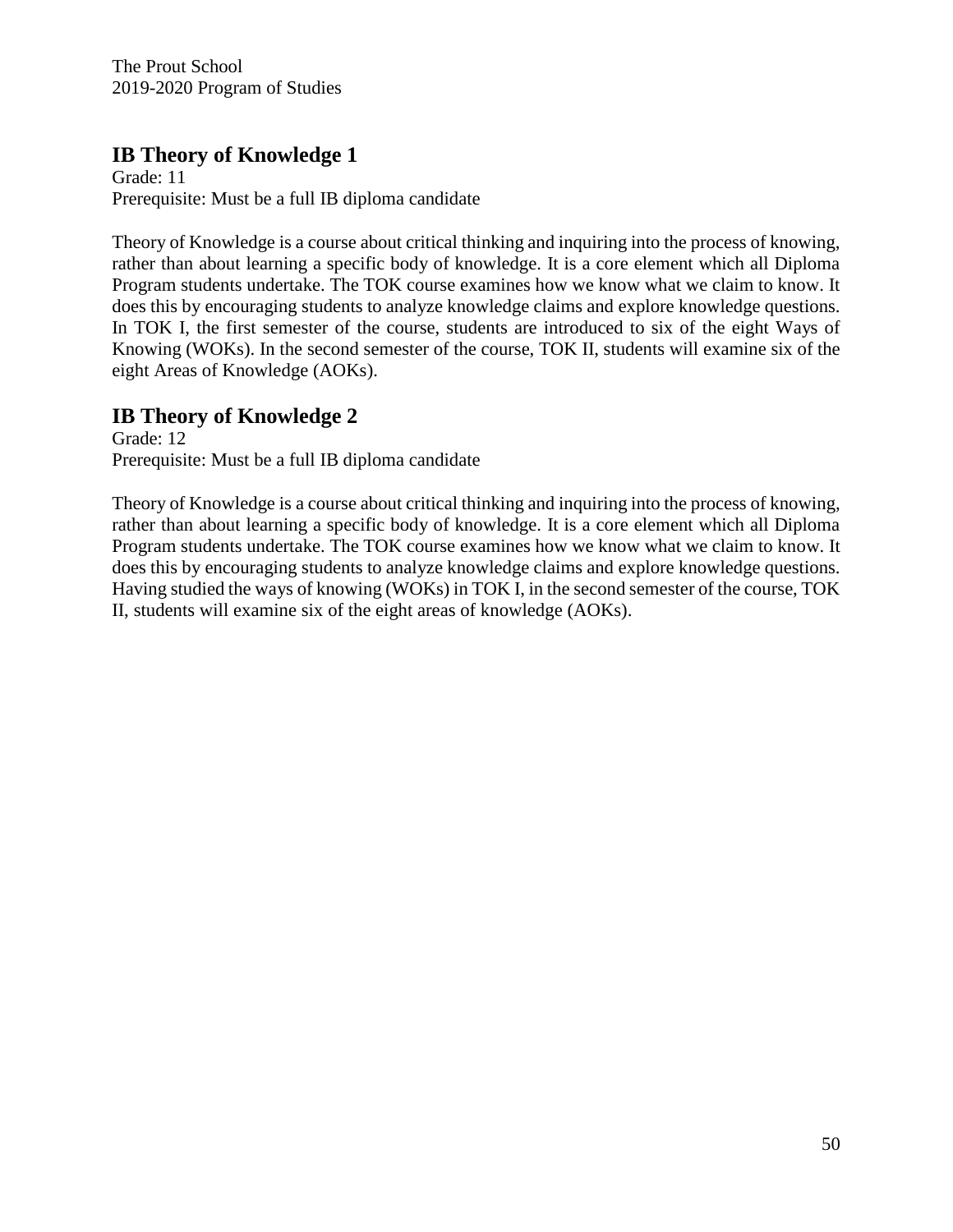## IB Theory of Knowledge 1

Grade: 11
Prerequisite: Must be a full IB diploma candidate

Theory of Knowledge is a course about critical thinking and inquiring into the process of knowing, rather than about learning a specific body of knowledge. It is a core element which all Diploma Program students undertake. The TOK course examines how we know what we claim to know. It does this by encouraging students to analyze knowledge claims and explore knowledge questions. In TOK I, the first semester of the course, students are introduced to six of the eight Ways of Knowing (WOKs). In the second semester of the course, TOK II, students will examine six of the eight Areas of Knowledge (AOKs).

## IB Theory of Knowledge 2

Grade: 12
Prerequisite: Must be a full IB diploma candidate

Theory of Knowledge is a course about critical thinking and inquiring into the process of knowing, rather than about learning a specific body of knowledge. It is a core element which all Diploma Program students undertake. The TOK course examines how we know what we claim to know. It does this by encouraging students to analyze knowledge claims and explore knowledge questions. Having studied the ways of knowing (WOKs) in TOK I, in the second semester of the course, TOK II, students will examine six of the eight areas of knowledge (AOKs).